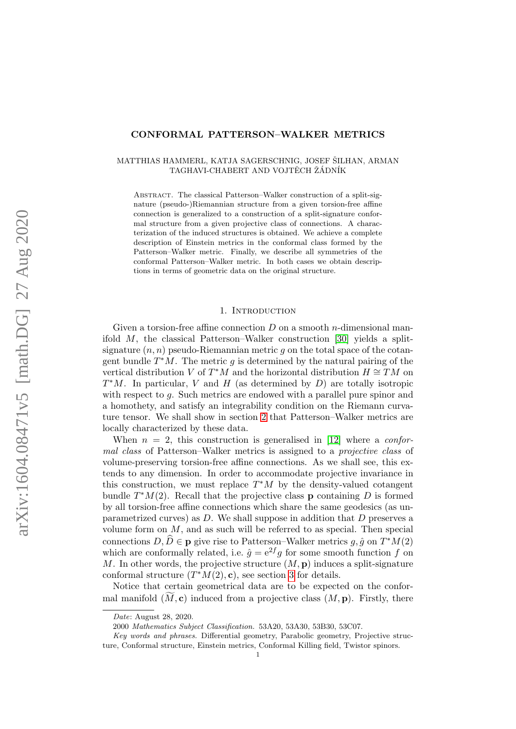# CONFORMAL PATTERSON–WALKER METRICS

MATTHIAS HAMMERL, KATJA SAGERSCHNIG, JOSEF ŠILHAN, ARMAN TAGHAVI-CHABERT AND VOJTĚCH ŽÁDNÍK

Abstract. The classical Patterson–Walker construction of a split-signature (pseudo-)Riemannian structure from a given torsion-free affine connection is generalized to a construction of a split-signature conformal structure from a given projective class of connections. A characterization of the induced structures is obtained. We achieve a complete description of Einstein metrics in the conformal class formed by the Patterson–Walker metric. Finally, we describe all symmetries of the conformal Patterson–Walker metric. In both cases we obtain descriptions in terms of geometric data on the original structure.

## 1. Introduction

Given a torsion-free affine connection $D$ on a smooth $n$-dimensional manifold $M$, the classical Patterson–Walker construction [30] yields a split-signature $(n, n)$ pseudo-Riemannian metric $g$ on the total space of the cotangent bundle $T^*M$. The metric $g$ is determined by the natural pairing of the vertical distribution $V$ of $T^*M$ and the horizontal distribution $H \cong TM$ on $T^*M$. In particular, $V$ and $H$ (as determined by $D$) are totally isotropic with respect to $g$. Such metrics are endowed with a parallel pure spinor and a homothety, and satisfy an integrability condition on the Riemann curvature tensor. We shall show in section 2 that Patterson–Walker metrics are locally characterized by these data.

When $n = 2$, this construction is generalised in [12] where a *conformal class* of Patterson–Walker metrics is assigned to a *projective class* of volume-preserving torsion-free affine connections. As we shall see, this extends to any dimension. In order to accommodate projective invariance in this construction, we must replace $T^*M$ by the density-valued cotangent bundle $T^*M(2)$. Recall that the projective class $\mathbf{p}$ containing $D$ is formed by all torsion-free affine connections which share the same geodesics (as unparametrized curves) as $D$. We shall suppose in addition that $D$ preserves a volume form on $M$, and as such will be referred to as special. Then special connections $D, \widehat{D} \in \mathbf{p}$ give rise to Patterson–Walker metrics $g, \hat{g}$ on $T^*M(2)$ which are conformally related, i.e. $\hat{g} = \mathrm{e}^{2f} g$ for some smooth function $f$ on $M$. In other words, the projective structure $(M, \mathbf{p})$ induces a split-signature conformal structure $(T^*M(2), \mathbf{c})$, see section 3 for details.

Notice that certain geometrical data are to be expected on the conformal manifold $(\widetilde{M}, \mathbf{c})$ induced from a projective class $(M, \mathbf{p})$. Firstly, there

---

*Date*: August 28, 2020.

2000 *Mathematics Subject Classification.* 53A20, 53A30, 53B30, 53C07.

*Key words and phrases.* Differential geometry, Parabolic geometry, Projective structure, Conformal structure, Einstein metrics, Conformal Killing field, Twistor spinors.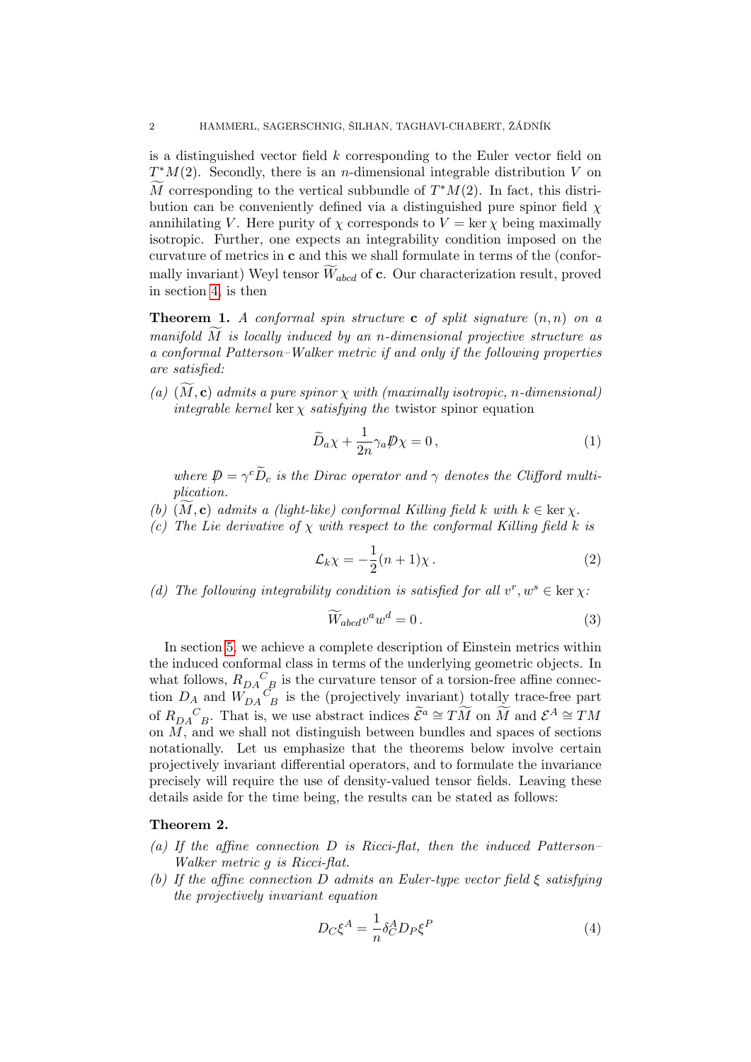is a distinguished vector field $k$ corresponding to the Euler vector field on $T^*M(2)$. Secondly, there is an $n$-dimensional integrable distribution $V$ on $\widetilde{M}$ corresponding to the vertical subbundle of $T^*M(2)$. In fact, this distribution can be conveniently defined via a distinguished pure spinor field $\chi$ annihilating $V$. Here purity of $\chi$ corresponds to $V = \ker \chi$ being maximally isotropic. Further, one expects an integrability condition imposed on the curvature of metrics in $\mathbf{c}$ and this we shall formulate in terms of the (conformally invariant) Weyl tensor $\widetilde{W}_{abcd}$ of $\mathbf{c}$. Our characterization result, proved in section 4, is then

**Theorem 1.** *A conformal spin structure $\mathbf{c}$ of split signature $(n, n)$ on a manifold $\widetilde{M}$ is locally induced by an $n$-dimensional projective structure as a conformal Patterson–Walker metric if and only if the following properties are satisfied:*

*(a) $(\widetilde{M}, \mathbf{c})$ admits a pure spinor $\chi$ with (maximally isotropic, $n$-dimensional) integrable kernel $\ker \chi$ satisfying the* twistor spinor equation

$$\widetilde{D}_a \chi + \frac{1}{2n} \gamma_a \not{D} \chi = 0 \,, \tag{1}$$

*where $\not{D} = \gamma^c \widetilde{D}_c$ is the Dirac operator and $\gamma$ denotes the Clifford multiplication.*

*(b) $(\widetilde{M}, \mathbf{c})$ admits a (light-like) conformal Killing field $k$ with $k \in \ker \chi$.*

*(c) The Lie derivative of $\chi$ with respect to the conformal Killing field $k$ is*

$$\mathcal{L}_k \chi = -\frac{1}{2}(n+1)\chi \,. \tag{2}$$

*(d) The following integrability condition is satisfied for all $v^r, w^s \in \ker \chi$:*

$$\widetilde{W}_{abcd} v^a w^d = 0 \,. \tag{3}$$

In section 5, we achieve a complete description of Einstein metrics within the induced conformal class in terms of the underlying geometric objects. In what follows, $R_{DA}{}^C{}_B$ is the curvature tensor of a torsion-free affine connection $D_A$ and $W_{DA}{}^C{}_B$ is the (projectively invariant) totally trace-free part of $R_{DA}{}^C{}_B$. That is, we use abstract indices $\widetilde{\mathcal{E}}^a \cong T\widetilde{M}$ on $\widetilde{M}$ and $\mathcal{E}^A \cong TM$ on $M$, and we shall not distinguish between bundles and spaces of sections notationally. Let us emphasize that the theorems below involve certain projectively invariant differential operators, and to formulate the invariance precisely will require the use of density-valued tensor fields. Leaving these details aside for the time being, the results can be stated as follows:

**Theorem 2.**

*(a) If the affine connection $D$ is Ricci-flat, then the induced Patterson–Walker metric $g$ is Ricci-flat.*

*(b) If the affine connection $D$ admits an Euler-type vector field $\xi$ satisfying the projectively invariant equation*

$$D_C \xi^A = \frac{1}{n} \delta_C^A D_P \xi^P \tag{4}$$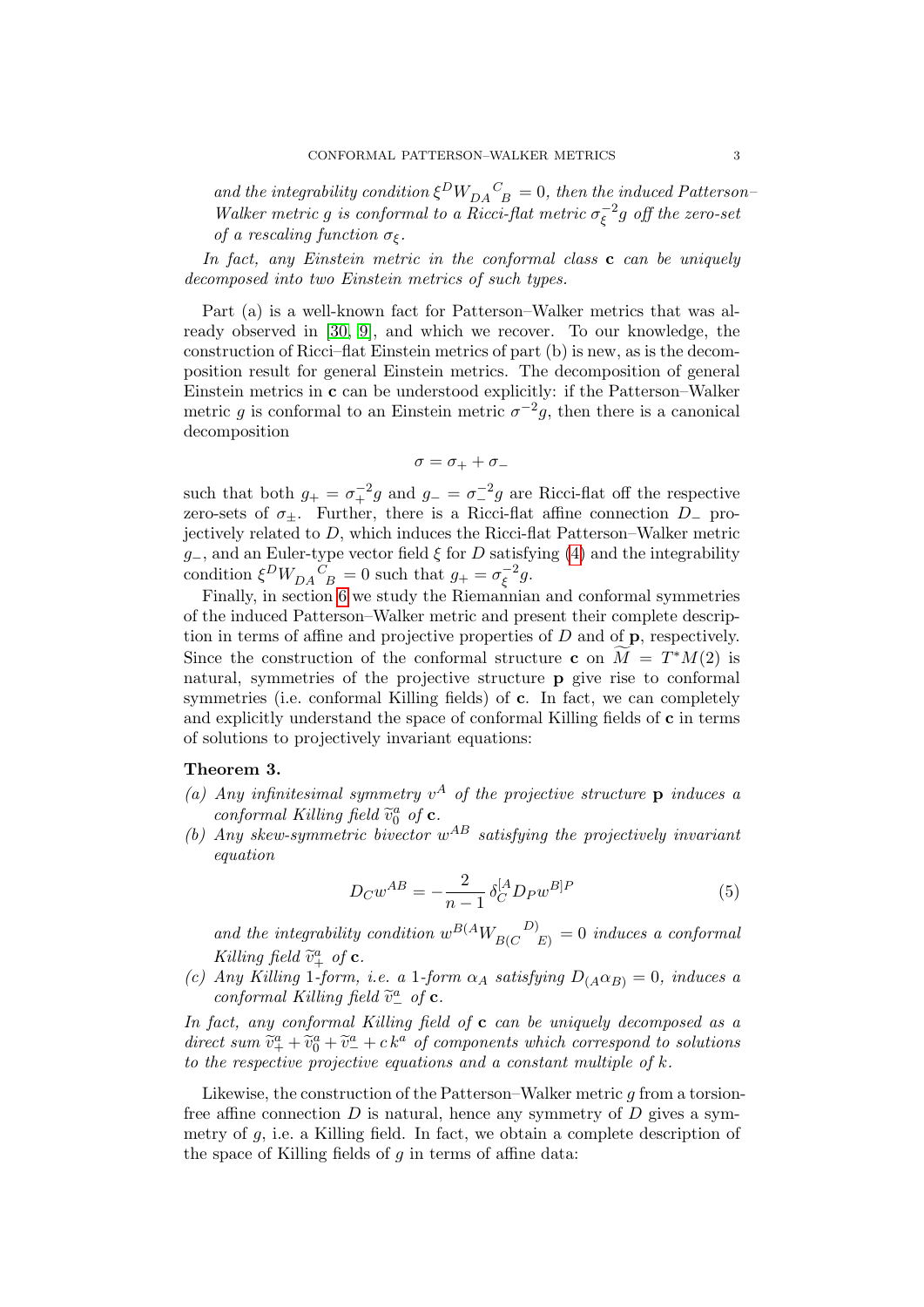*and the integrability condition $\xi^D W_{DA}{}^C{}_B = 0$, then the induced Patterson–Walker metric $g$ is conformal to a Ricci-flat metric $\sigma_\xi^{-2} g$ off the zero-set of a rescaling function $\sigma_\xi$.*

*In fact, any Einstein metric in the conformal class* **c** *can be uniquely decomposed into two Einstein metrics of such types.*

Part (a) is a well-known fact for Patterson–Walker metrics that was already observed in [30, 9], and which we recover. To our knowledge, the construction of Ricci–flat Einstein metrics of part (b) is new, as is the decomposition result for general Einstein metrics. The decomposition of general Einstein metrics in **c** can be understood explicitly: if the Patterson–Walker metric $g$ is conformal to an Einstein metric $\sigma^{-2}g$, then there is a canonical decomposition

$$\sigma = \sigma_+ + \sigma_-$$

such that both $g_+ = \sigma_+^{-2} g$ and $g_- = \sigma_-^{-2} g$ are Ricci-flat off the respective zero-sets of $\sigma_\pm$. Further, there is a Ricci-flat affine connection $D_-$ projectively related to $D$, which induces the Ricci-flat Patterson–Walker metric $g_-$, and an Euler-type vector field $\xi$ for $D$ satisfying (4) and the integrability condition $\xi^D W_{DA}{}^C{}_B = 0$ such that $g_+ = \sigma_\xi^{-2} g$.

Finally, in section 6 we study the Riemannian and conformal symmetries of the induced Patterson–Walker metric and present their complete description in terms of affine and projective properties of $D$ and of **p**, respectively. Since the construction of the conformal structure **c** on $\widetilde{M} = T^*M(2)$ is natural, symmetries of the projective structure **p** give rise to conformal symmetries (i.e. conformal Killing fields) of **c**. In fact, we can completely and explicitly understand the space of conformal Killing fields of **c** in terms of solutions to projectively invariant equations:

**Theorem 3.**

*(a) Any infinitesimal symmetry $v^A$ of the projective structure* **p** *induces a conformal Killing field $\widetilde{v}^a_0$ of* **c**.

*(b) Any skew-symmetric bivector $w^{AB}$ satisfying the projectively invariant equation*

$$D_C w^{AB} = -\frac{2}{n-1}\,\delta_C^{[A} D_P w^{B]P} \tag{5}$$

*and the integrability condition $w^{B(A} W_{B(C}{}^{D)}{}_{E)} = 0$ induces a conformal Killing field $\widetilde{v}^a_+$ of* **c**.

*(c) Any Killing 1-form, i.e. a 1-form $\alpha_A$ satisfying $D_{(A}\alpha_{B)} = 0$, induces a conformal Killing field $\widetilde{v}^a_-$ of* **c**.

*In fact, any conformal Killing field of* **c** *can be uniquely decomposed as a direct sum $\widetilde{v}^a_+ + \widetilde{v}^a_0 + \widetilde{v}^a_- + c\,k^a$ of components which correspond to solutions to the respective projective equations and a constant multiple of $k$.*

Likewise, the construction of the Patterson–Walker metric $g$ from a torsion-free affine connection $D$ is natural, hence any symmetry of $D$ gives a symmetry of $g$, i.e. a Killing field. In fact, we obtain a complete description of the space of Killing fields of $g$ in terms of affine data: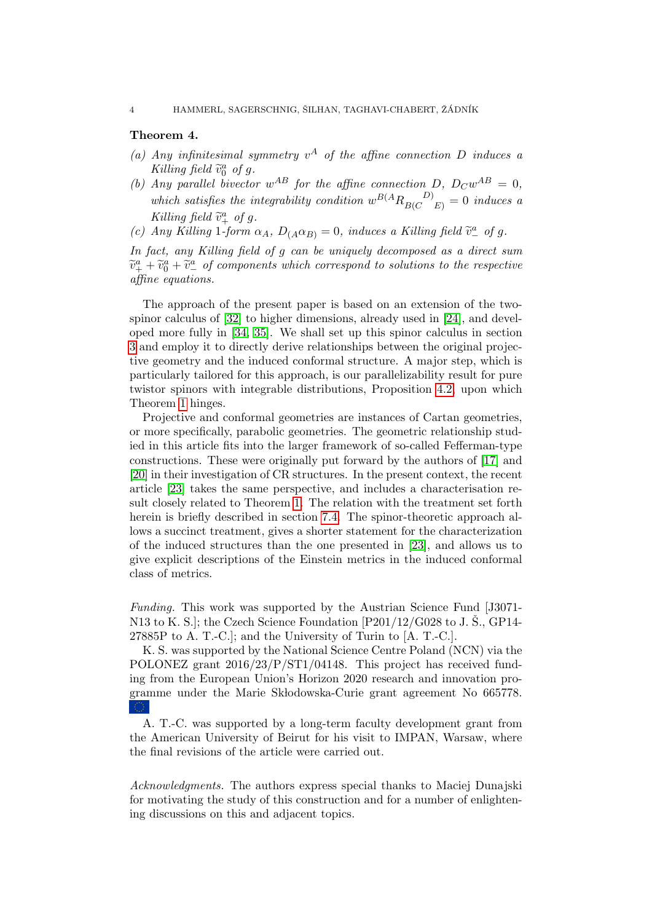**Theorem 4.**

*(a) Any infinitesimal symmetry $v^A$ of the affine connection $D$ induces a Killing field $\widetilde{v}^a_0$ of $g$.*

*(b) Any parallel bivector $w^{AB}$ for the affine connection $D$, $D_C w^{AB} = 0$, which satisfies the integrability condition $w^{B(A} R_{B(C}{}^{D)}{}_{E)} = 0$ induces a Killing field $\widetilde{v}^a_+$ of $g$.*

*(c) Any Killing 1-form $\alpha_A$, $D_{(A}\alpha_{B)} = 0$, induces a Killing field $\widetilde{v}^a_-$ of $g$.*

*In fact, any Killing field of $g$ can be uniquely decomposed as a direct sum $\widetilde{v}^a_+ + \widetilde{v}^a_0 + \widetilde{v}^a_-$ of components which correspond to solutions to the respective affine equations.*

The approach of the present paper is based on an extension of the two-spinor calculus of [32] to higher dimensions, already used in [24], and developed more fully in [34, 35]. We shall set up this spinor calculus in section 3 and employ it to directly derive relationships between the original projective geometry and the induced conformal structure. A major step, which is particularly tailored for this approach, is our parallelizability result for pure twistor spinors with integrable distributions, Proposition 4.2, upon which Theorem 1 hinges.

Projective and conformal geometries are instances of Cartan geometries, or more specifically, parabolic geometries. The geometric relationship studied in this article fits into the larger framework of so-called Fefferman-type constructions. These were originally put forward by the authors of [17] and [20] in their investigation of CR structures. In the present context, the recent article [23] takes the same perspective, and includes a characterisation result closely related to Theorem 1. The relation with the treatment set forth herein is briefly described in section 7.4. The spinor-theoretic approach allows a succinct treatment, gives a shorter statement for the characterization of the induced structures than the one presented in [23], and allows us to give explicit descriptions of the Einstein metrics in the induced conformal class of metrics.

*Funding.* This work was supported by the Austrian Science Fund [J3071-N13 to K. S.]; the Czech Science Foundation [P201/12/G028 to J. Š., GP14-27885P to A. T.-C.]; and the University of Turin to [A. T.-C.].

K. S. was supported by the National Science Centre Poland (NCN) via the POLONEZ grant 2016/23/P/ST1/04148. This project has received funding from the European Union's Horizon 2020 research and innovation programme under the Marie Skłodowska-Curie grant agreement No 665778.

A. T.-C. was supported by a long-term faculty development grant from the American University of Beirut for his visit to IMPAN, Warsaw, where the final revisions of the article were carried out.

*Acknowledgments.* The authors express special thanks to Maciej Dunajski for motivating the study of this construction and for a number of enlightening discussions on this and adjacent topics.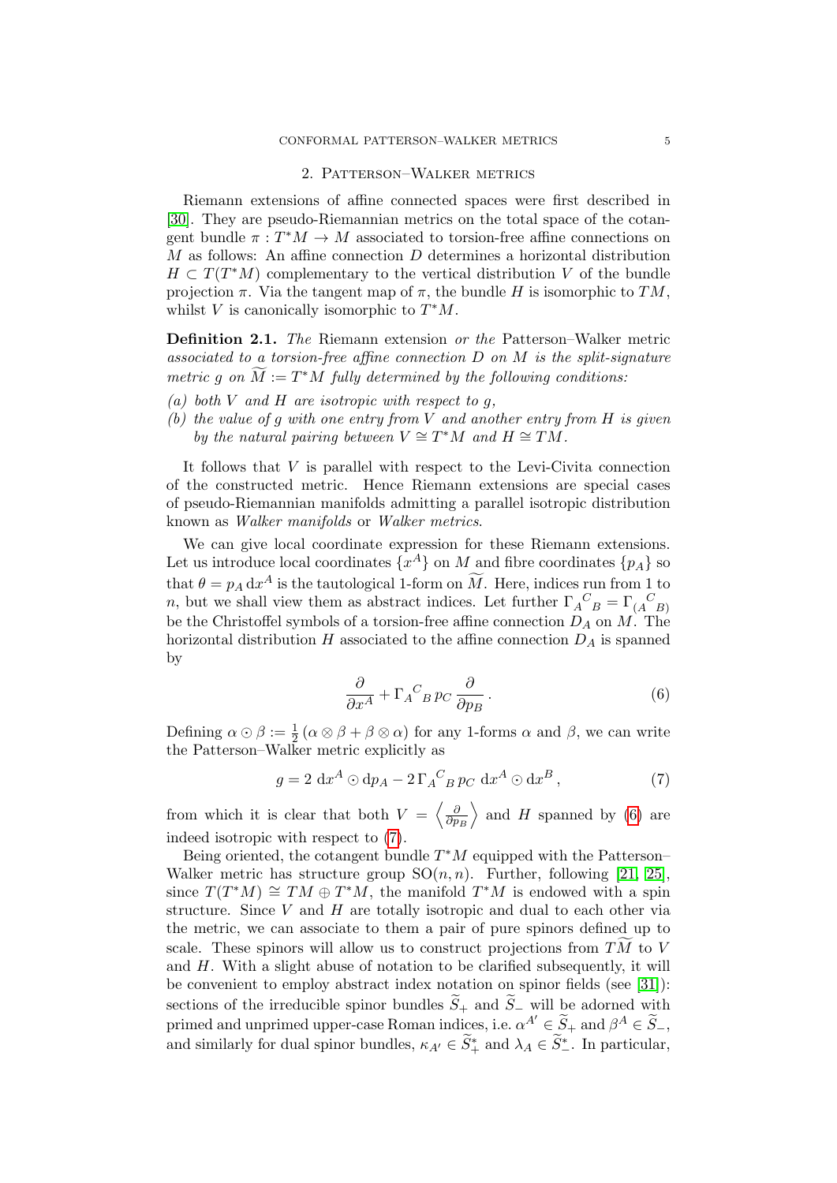## 2. Patterson–Walker metrics

Riemann extensions of affine connected spaces were first described in [30]. They are pseudo-Riemannian metrics on the total space of the cotangent bundle $\pi : T^*M \to M$ associated to torsion-free affine connections on $M$ as follows: An affine connection $D$ determines a horizontal distribution $H \subset T(T^*M)$ complementary to the vertical distribution $V$ of the bundle projection $\pi$. Via the tangent map of $\pi$, the bundle $H$ is isomorphic to $TM$, whilst $V$ is canonically isomorphic to $T^*M$.

**Definition 2.1.** *The* Riemann extension *or the* Patterson–Walker metric *associated to a torsion-free affine connection $D$ on $M$ is the split-signature metric $g$ on $\widetilde{M} := T^*M$ fully determined by the following conditions:*

*(a) both $V$ and $H$ are isotropic with respect to $g$,*

*(b) the value of $g$ with one entry from $V$ and another entry from $H$ is given by the natural pairing between $V \cong T^*M$ and $H \cong TM$.*

It follows that $V$ is parallel with respect to the Levi-Civita connection of the constructed metric. Hence Riemann extensions are special cases of pseudo-Riemannian manifolds admitting a parallel isotropic distribution known as *Walker manifolds* or *Walker metrics*.

We can give local coordinate expression for these Riemann extensions. Let us introduce local coordinates $\{x^A\}$ on $M$ and fibre coordinates $\{p_A\}$ so that $\theta = p_A \, \mathrm{d}x^A$ is the tautological 1-form on $\widetilde{M}$. Here, indices run from 1 to $n$, but we shall view them as abstract indices. Let further $\Gamma_A{}^C{}_B = \Gamma_{(A}{}^C{}_{B)}$ be the Christoffel symbols of a torsion-free affine connection $D_A$ on $M$. The horizontal distribution $H$ associated to the affine connection $D_A$ is spanned by

$$\frac{\partial}{\partial x^A} + \Gamma_A{}^C{}_B \, p_C \, \frac{\partial}{\partial p_B} \, . \tag{6}$$

Defining $\alpha \odot \beta := \frac{1}{2}(\alpha \otimes \beta + \beta \otimes \alpha)$ for any 1-forms $\alpha$ and $\beta$, we can write the Patterson–Walker metric explicitly as

$$g = 2 \, \mathrm{d}x^A \odot \mathrm{d}p_A - 2 \, \Gamma_A{}^C{}_B \, p_C \, \mathrm{d}x^A \odot \mathrm{d}x^B \, , \tag{7}$$

from which it is clear that both $V = \left\langle \frac{\partial}{\partial p_B} \right\rangle$ and $H$ spanned by (6) are indeed isotropic with respect to (7).

Being oriented, the cotangent bundle $T^*M$ equipped with the Patterson–Walker metric has structure group $\mathrm{SO}(n,n)$. Further, following [21, 25], since $T(T^*M) \cong TM \oplus T^*M$, the manifold $T^*M$ is endowed with a spin structure. Since $V$ and $H$ are totally isotropic and dual to each other via the metric, we can associate to them a pair of pure spinors defined up to scale. These spinors will allow us to construct projections from $T\widetilde{M}$ to $V$ and $H$. With a slight abuse of notation to be clarified subsequently, it will be convenient to employ abstract index notation on spinor fields (see [31]): sections of the irreducible spinor bundles $\widetilde{S}_+$ and $\widetilde{S}_-$ will be adorned with primed and unprimed upper-case Roman indices, i.e. $\alpha^{A'} \in \widetilde{S}_+$ and $\beta^A \in \widetilde{S}_-$, and similarly for dual spinor bundles, $\kappa_{A'} \in \widetilde{S}_+^*$ and $\lambda_A \in \widetilde{S}_-^*$. In particular,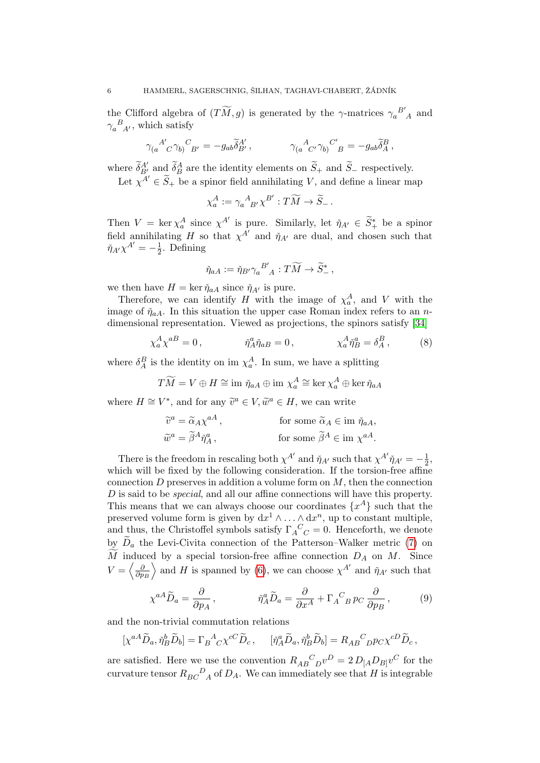the Clifford algebra of $(T\widetilde{M}, g)$ is generated by the $\gamma$-matrices $\gamma_a{}^{B'}{}_A$ and $\gamma_a{}^B{}_{A'}$, which satisfy

$$\gamma_{(a}{}^{A'}{}_C \gamma_{b)}{}^C{}_{B'} = -g_{ab}\widetilde{\delta}^{A'}_{B'}\,, \qquad \gamma_{(a}{}^A{}_{C'} \gamma_{b)}{}^{C'}{}_B = -g_{ab}\widetilde{\delta}^{B}_{A}\,,$$

where $\widetilde{\delta}^{A'}_{B'}$ and $\widetilde{\delta}^{A}_{B}$ are the identity elements on $\widetilde{S}_+$ and $\widetilde{S}_-$ respectively.

Let $\chi^{A'} \in \widetilde{S}_+$ be a spinor field annihilating $V$, and define a linear map

$$\chi^A_a := \gamma_a{}^A{}_{B'}\chi^{B'} : T\widetilde{M} \to \widetilde{S}_-\,.$$

Then $V = \ker \chi^A_a$ since $\chi^{A'}$ is pure. Similarly, let $\check{\eta}_{A'} \in \widetilde{S}^*_+$ be a spinor field annihilating $H$ so that $\chi^{A'}$ and $\check{\eta}_{A'}$ are dual, and chosen such that $\check{\eta}_{A'}\chi^{A'} = -\frac{1}{2}$. Defining

$$\check{\eta}_{aA} := \check{\eta}_{B'}\gamma_a{}^{B'}{}_A : T\widetilde{M} \to \widetilde{S}^*_-\,,$$

we then have $H = \ker \check{\eta}_{aA}$ since $\check{\eta}_{A'}$ is pure.

Therefore, we can identify $H$ with the image of $\chi^A_a$, and $V$ with the image of $\check{\eta}_{aA}$. In this situation the upper case Roman index refers to an $n$-dimensional representation. Viewed as projections, the spinors satisfy [34]

$$\chi^A_a \chi^{aB} = 0\,, \qquad \check{\eta}^a_A \check{\eta}_{aB} = 0\,, \qquad \chi^A_a \check{\eta}^a_B = \delta^B_A\,, \tag{8}$$

where $\delta^B_A$ is the identity on $\mathrm{im}\, \chi^A_a$. In sum, we have a splitting

$$T\widetilde{M} = V \oplus H \cong \mathrm{im}\, \check{\eta}_{aA} \oplus \mathrm{im}\, \chi^A_a \cong \ker \chi^A_a \oplus \ker \check{\eta}_{aA}$$

where $H \cong V^*$, and for any $\widetilde{v}^a \in V, \widetilde{w}^a \in H$, we can write

$$\widetilde{v}^a = \widetilde{\alpha}_A \chi^{aA}\,, \qquad \text{for some } \widetilde{\alpha}_A \in \mathrm{im}\, \check{\eta}_{aA},$$
$$\widetilde{w}^a = \widetilde{\beta}^A \check{\eta}^a_A\,, \qquad \text{for some } \widetilde{\beta}^A \in \mathrm{im}\, \chi^{aA}.$$

There is the freedom in rescaling both $\chi^{A'}$ and $\check{\eta}_{A'}$ such that $\chi^{A'}\check{\eta}_{A'} = -\frac{1}{2}$, which will be fixed by the following consideration. If the torsion-free affine connection $D$ preserves in addition a volume form on $M$, then the connection $D$ is said to be *special*, and all our affine connections will have this property. This means that we can always choose our coordinates $\{x^A\}$ such that the preserved volume form is given by $\mathrm{d}x^1 \wedge \ldots \wedge \mathrm{d}x^n$, up to constant multiple, and thus, the Christoffel symbols satisfy $\Gamma_A{}^C{}_C = 0$. Henceforth, we denote by $\widetilde{D}_a$ the Levi-Civita connection of the Patterson–Walker metric (7) on $\widetilde{M}$ induced by a special torsion-free affine connection $D_A$ on $M$. Since $V = \left\langle \frac{\partial}{\partial p_B} \right\rangle$ and $H$ is spanned by (6), we can choose $\chi^{A'}$ and $\check{\eta}_{A'}$ such that

$$\chi^{aA}\widetilde{D}_a = \frac{\partial}{\partial p_A}\,, \qquad \check{\eta}^a_A \widetilde{D}_a = \frac{\partial}{\partial x^A} + \Gamma_A{}^C{}_B\, p_C \frac{\partial}{\partial p_B}\,, \tag{9}$$

and the non-trivial commutation relations

$$[\chi^{aA}\widetilde{D}_a, \check{\eta}^b_B \widetilde{D}_b] = \Gamma_B{}^A{}_C \chi^{cC}\widetilde{D}_c\,, \qquad [\check{\eta}^a_A \widetilde{D}_a, \check{\eta}^b_B \widetilde{D}_b] = R_{AB}{}^C{}_D p_C \chi^{cD}\widetilde{D}_c\,,$$

are satisfied. Here we use the convention $R_{AB}{}^C{}_D v^D = 2\, D_{[A}D_{B]}v^C$ for the curvature tensor $R_{BC}{}^D{}_A$ of $D_A$. We can immediately see that $H$ is integrable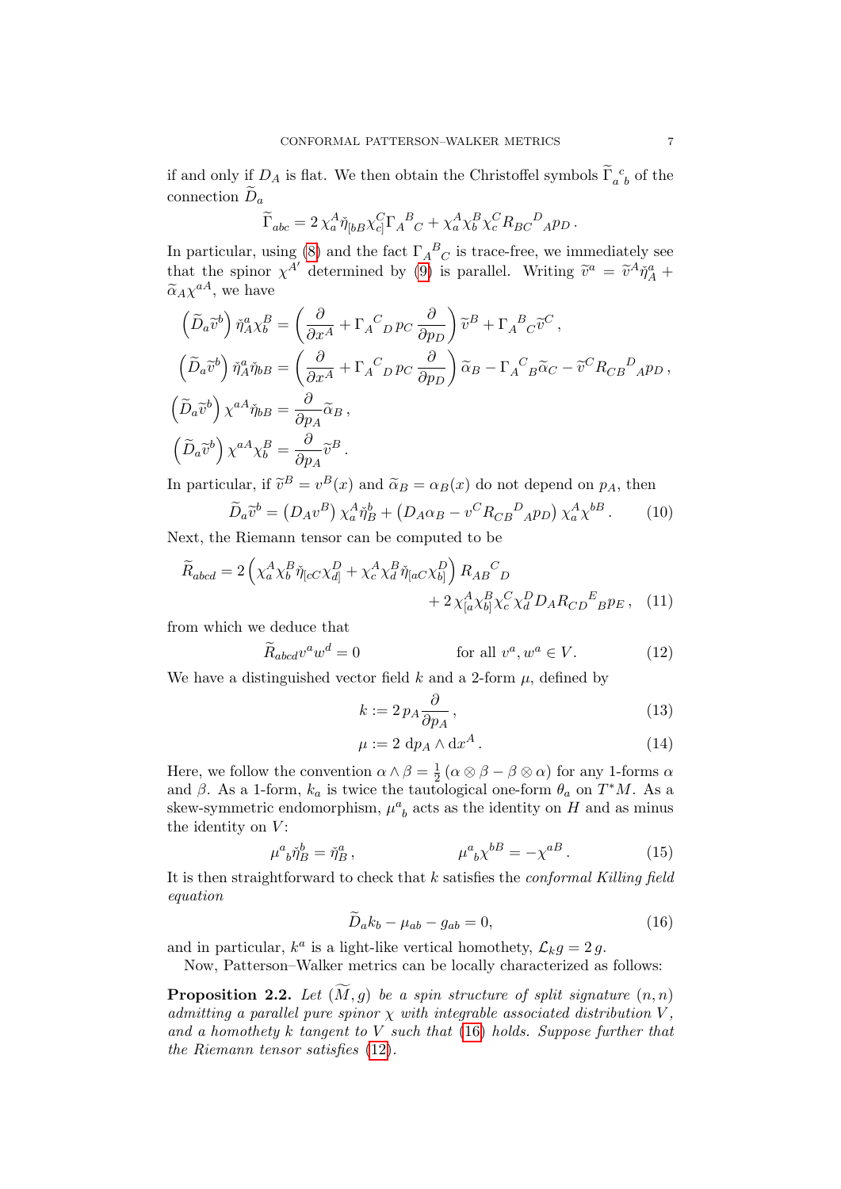if and only if $D_A$ is flat. We then obtain the Christoffel symbols $\widetilde{\Gamma}_a{}^c{}_b$ of the connection $\widetilde{D}_a$

$$\widetilde{\Gamma}_{abc} = 2\,\chi_a^A \breve{\eta}_{[bB}\chi_{c]}^C \Gamma_A{}^B{}_C + \chi_a^A \chi_b^B \chi_c^C R_{BC}{}^D{}_A p_D\,.$$

In particular, using (8) and the fact $\Gamma_A{}^B{}_C$ is trace-free, we immediately see that the spinor $\chi^{A'}$ determined by (9) is parallel. Writing $\widetilde{v}^a = \widetilde{v}^A \breve{\eta}_A^a + \widetilde{\alpha}_A \chi^{aA}$, we have

$$\begin{aligned}
\left(\widetilde{D}_a \widetilde{v}^b\right) \breve{\eta}_A^a \chi_b^B &= \left( \frac{\partial}{\partial x^A} + \Gamma_A{}^C{}_D\, p_C \frac{\partial}{\partial p_D} \right) \widetilde{v}^B + \Gamma_A{}^B{}_C \widetilde{v}^C\,, \\
\left(\widetilde{D}_a \widetilde{v}^b\right) \breve{\eta}_A^a \breve{\eta}_{bB} &= \left( \frac{\partial}{\partial x^A} + \Gamma_A{}^C{}_D\, p_C \frac{\partial}{\partial p_D} \right) \widetilde{\alpha}_B - \Gamma_A{}^C{}_B \widetilde{\alpha}_C - \widetilde{v}^C R_{CB}{}^D{}_A p_D\,, \\
\left(\widetilde{D}_a \widetilde{v}^b\right) \chi^{aA} \breve{\eta}_{bB} &= \frac{\partial}{\partial p_A} \widetilde{\alpha}_B\,, \\
\left(\widetilde{D}_a \widetilde{v}^b\right) \chi^{aA} \chi_b^B &= \frac{\partial}{\partial p_A} \widetilde{v}^B\,.
\end{aligned}$$

In particular, if $\widetilde{v}^B = v^B(x)$ and $\widetilde{\alpha}_B = \alpha_B(x)$ do not depend on $p_A$, then

$$\widetilde{D}_a \widetilde{v}^b = \left(D_A v^B\right) \chi_a^A \breve{\eta}_B^b + \left(D_A \alpha_B - v^C R_{CB}{}^D{}_A p_D\right) \chi_a^A \chi^{bB}\,. \tag{10}$$

Next, the Riemann tensor can be computed to be

$$\widetilde{R}_{abcd} = 2\left( \chi_a^A \chi_b^B \breve{\eta}_{[cC} \chi_{d]}^D + \chi_c^A \chi_d^B \breve{\eta}_{[aC} \chi_{b]}^D \right) R_{AB}{}^C{}_D + 2\,\chi_{[a}^A \chi_{b]}^B \chi_c^C \chi_d^D D_A R_{CD}{}^E{}_B p_E\,, \tag{11}$$

from which we deduce that

$$\widetilde{R}_{abcd} v^a w^d = 0 \qquad\qquad \text{for all } v^a, w^a \in V. \tag{12}$$

We have a distinguished vector field $k$ and a 2-form $\mu$, defined by

$$k := 2\, p_A \frac{\partial}{\partial p_A}\,, \tag{13}$$

$$\mu := 2\ \mathrm{d}p_A \wedge \mathrm{d}x^A\,. \tag{14}$$

Here, we follow the convention $\alpha \wedge \beta = \frac{1}{2}(\alpha \otimes \beta - \beta \otimes \alpha)$ for any 1-forms $\alpha$ and $\beta$. As a 1-form, $k_a$ is twice the tautological one-form $\theta_a$ on $T^*M$. As a skew-symmetric endomorphism, $\mu^a{}_b$ acts as the identity on $H$ and as minus the identity on $V$:

$$\mu^a{}_b \breve{\eta}_B^b = \breve{\eta}_B^a\,, \qquad\qquad \mu^a{}_b \chi^{bB} = -\chi^{aB}\,. \tag{15}$$

It is then straightforward to check that $k$ satisfies the *conformal Killing field equation*

$$\widetilde{D}_a k_b - \mu_{ab} - g_{ab} = 0, \tag{16}$$

and in particular, $k^a$ is a light-like vertical homothety, $\mathcal{L}_k g = 2\,g$.

Now, Patterson–Walker metrics can be locally characterized as follows:

**Proposition 2.2.** *Let $(\widetilde{M}, g)$ be a spin structure of split signature $(n,n)$ admitting a parallel pure spinor $\chi$ with integrable associated distribution $V$, and a homothety $k$ tangent to $V$ such that (16) holds. Suppose further that the Riemann tensor satisfies (12).*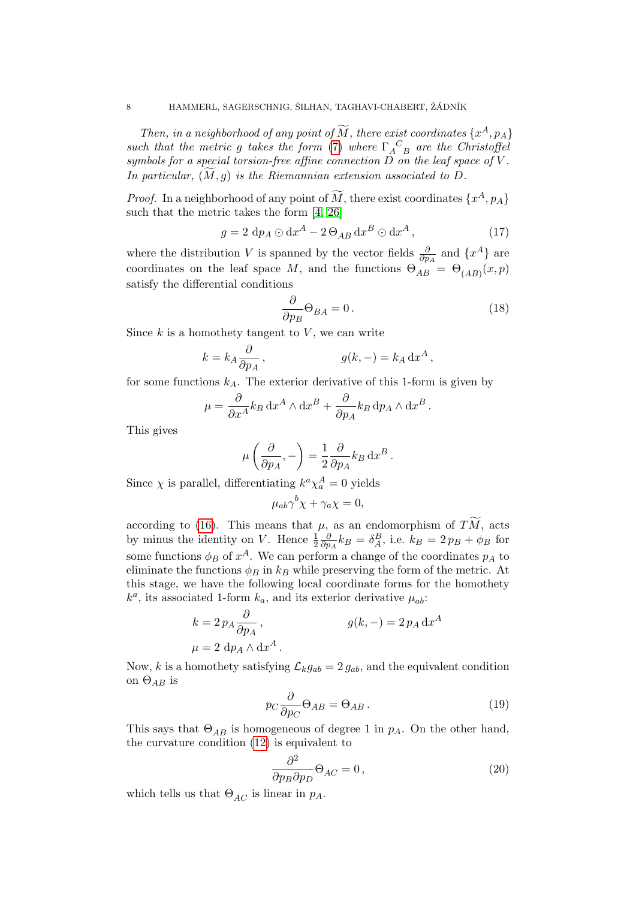*Then, in a neighborhood of any point of $\widetilde{M}$, there exist coordinates $\{x^A, p_A\}$ such that the metric $g$ takes the form (7) where $\Gamma_A{}^C{}_B$ are the Christoffel symbols for a special torsion-free affine connection $D$ on the leaf space of $V$. In particular, $(\widetilde{M}, g)$ is the Riemannian extension associated to $D$.*

*Proof.* In a neighborhood of any point of $\widetilde{M}$, there exist coordinates $\{x^A, p_A\}$ such that the metric takes the form [4, 26]

$$g = 2\,\mathrm{d}p_A \odot \mathrm{d}x^A - 2\,\Theta_{AB}\,\mathrm{d}x^B \odot \mathrm{d}x^A\,, \tag{17}$$

where the distribution $V$ is spanned by the vector fields $\frac{\partial}{\partial p_A}$ and $\{x^A\}$ are coordinates on the leaf space $M$, and the functions $\Theta_{AB} = \Theta_{(AB)}(x,p)$ satisfy the differential conditions

$$\frac{\partial}{\partial p_B}\Theta_{BA} = 0\,. \tag{18}$$

Since $k$ is a homothety tangent to $V$, we can write

$$k = k_A \frac{\partial}{\partial p_A}\,, \qquad\qquad g(k,-) = k_A\,\mathrm{d}x^A\,,$$

for some functions $k_A$. The exterior derivative of this 1-form is given by

$$\mu = \frac{\partial}{\partial x^A}k_B\,\mathrm{d}x^A \wedge \mathrm{d}x^B + \frac{\partial}{\partial p_A}k_B\,\mathrm{d}p_A \wedge \mathrm{d}x^B\,.$$

This gives

$$\mu\left(\frac{\partial}{\partial p_A}, -\right) = \frac{1}{2}\frac{\partial}{\partial p_A}k_B\,\mathrm{d}x^B\,.$$

Since $\chi$ is parallel, differentiating $k^a\chi_a^A = 0$ yields

$$\mu_{ab}\gamma^b\chi + \gamma_a\chi = 0,$$

according to (16). This means that $\mu$, as an endomorphism of $T\widetilde{M}$, acts by minus the identity on $V$. Hence $\frac{1}{2}\frac{\partial}{\partial p_A}k_B = \delta_A^B$, i.e. $k_B = 2\,p_B + \phi_B$ for some functions $\phi_B$ of $x^A$. We can perform a change of the coordinates $p_A$ to eliminate the functions $\phi_B$ in $k_B$ while preserving the form of the metric. At this stage, we have the following local coordinate forms for the homothety $k^a$, its associated 1-form $k_a$, and its exterior derivative $\mu_{ab}$:

$$k = 2\,p_A\frac{\partial}{\partial p_A}\,, \qquad\qquad g(k,-) = 2\,p_A\,\mathrm{d}x^A$$

$$\mu = 2\,\mathrm{d}p_A \wedge \mathrm{d}x^A\,.$$

Now, $k$ is a homothety satisfying $\mathcal{L}_k g_{ab} = 2\,g_{ab}$, and the equivalent condition on $\Theta_{AB}$ is

$$p_C\frac{\partial}{\partial p_C}\Theta_{AB} = \Theta_{AB}\,. \tag{19}$$

This says that $\Theta_{AB}$ is homogeneous of degree 1 in $p_A$. On the other hand, the curvature condition (12) is equivalent to

$$\frac{\partial^2}{\partial p_B \partial p_D}\Theta_{AC} = 0\,, \tag{20}$$

which tells us that $\Theta_{AC}$ is linear in $p_A$.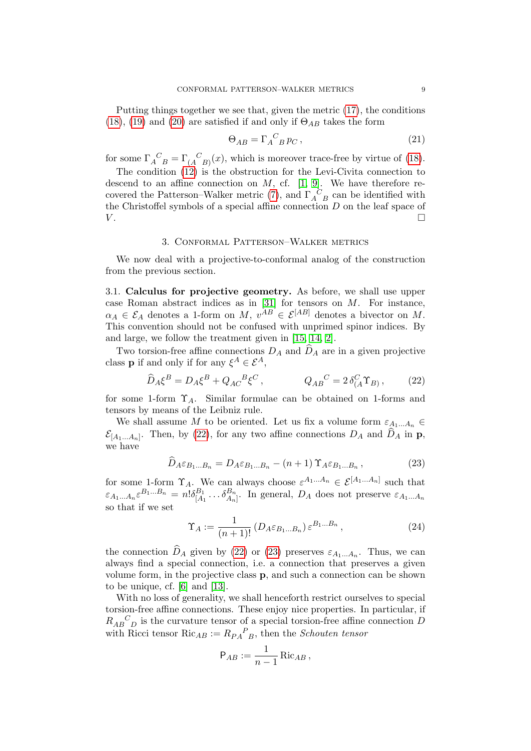Putting things together we see that, given the metric (17), the conditions (18), (19) and (20) are satisfied if and only if $\Theta_{AB}$ takes the form

$$\Theta_{AB} = \Gamma_A{}^C{}_B \, p_C \,, \tag{21}$$

for some $\Gamma_A{}^C{}_B = \Gamma_{(A}{}^C{}_{B)}(x)$, which is moreover trace-free by virtue of (18).

The condition (12) is the obstruction for the Levi-Civita connection to descend to an affine connection on $M$, cf. [1, 9]. We have therefore recovered the Patterson–Walker metric (7), and $\Gamma_A{}^C{}_B$ can be identified with the Christoffel symbols of a special affine connection $D$ on the leaf space of $V$. □

## 3. Conformal Patterson–Walker metrics

We now deal with a projective-to-conformal analog of the construction from the previous section.

### 3.1. Calculus for projective geometry.

**3.1. Calculus for projective geometry.** As before, we shall use upper case Roman abstract indices as in [31] for tensors on $M$. For instance, $\alpha_A \in \mathcal{E}_A$ denotes a 1-form on $M$, $v^{AB} \in \mathcal{E}^{[AB]}$ denotes a bivector on $M$. This convention should not be confused with unprimed spinor indices. By and large, we follow the treatment given in [15, 14, 2].

Two torsion-free affine connections $D_A$ and $\widehat{D}_A$ are in a given projective class $\mathbf{p}$ if and only if for any $\xi^A \in \mathcal{E}^A$,

$$\widehat{D}_A \xi^B = D_A \xi^B + Q_{AC}{}^B \xi^C \,, \qquad\qquad Q_{AB}{}^C = 2\, \delta^C_{(A} \Upsilon_{B)} \,, \tag{22}$$

for some 1-form $\Upsilon_A$. Similar formulae can be obtained on 1-forms and tensors by means of the Leibniz rule.

We shall assume $M$ to be oriented. Let us fix a volume form $\varepsilon_{A_1 \ldots A_n} \in \mathcal{E}_{[A_1 \ldots A_n]}$. Then, by (22), for any two affine connections $D_A$ and $\widehat{D}_A$ in $\mathbf{p}$, we have

$$\widehat{D}_A \varepsilon_{B_1 \ldots B_n} = D_A \varepsilon_{B_1 \ldots B_n} - (n+1)\, \Upsilon_A \varepsilon_{B_1 \ldots B_n} \,, \tag{23}$$

for some 1-form $\Upsilon_A$. We can always choose $\varepsilon^{A_1 \ldots A_n} \in \mathcal{E}^{[A_1 \ldots A_n]}$ such that $\varepsilon_{A_1 \ldots A_n} \varepsilon^{B_1 \ldots B_n} = n! \delta^{B_1}_{[A_1} \ldots \delta^{B_n}_{A_n]}$. In general, $D_A$ does not preserve $\varepsilon_{A_1 \ldots A_n}$ so that if we set

$$\Upsilon_A := \frac{1}{(n+1)!} \left( D_A \varepsilon_{B_1 \ldots B_n} \right) \varepsilon^{B_1 \ldots B_n} \,, \tag{24}$$

the connection $\widehat{D}_A$ given by (22) or (23) preserves $\varepsilon_{A_1 \ldots A_n}$. Thus, we can always find a special connection, i.e. a connection that preserves a given volume form, in the projective class $\mathbf{p}$, and such a connection can be shown to be unique, cf. [6] and [13].

With no loss of generality, we shall henceforth restrict ourselves to special torsion-free affine connections. These enjoy nice properties. In particular, if $R_{AB}{}^C{}_D$ is the curvature tensor of a special torsion-free affine connection $D$ with Ricci tensor $\mathrm{Ric}_{AB} := R_{PA}{}^P{}_B$, then the *Schouten tensor*

$$\mathsf{P}_{AB} := \frac{1}{n-1} \, \mathrm{Ric}_{AB} \,,$$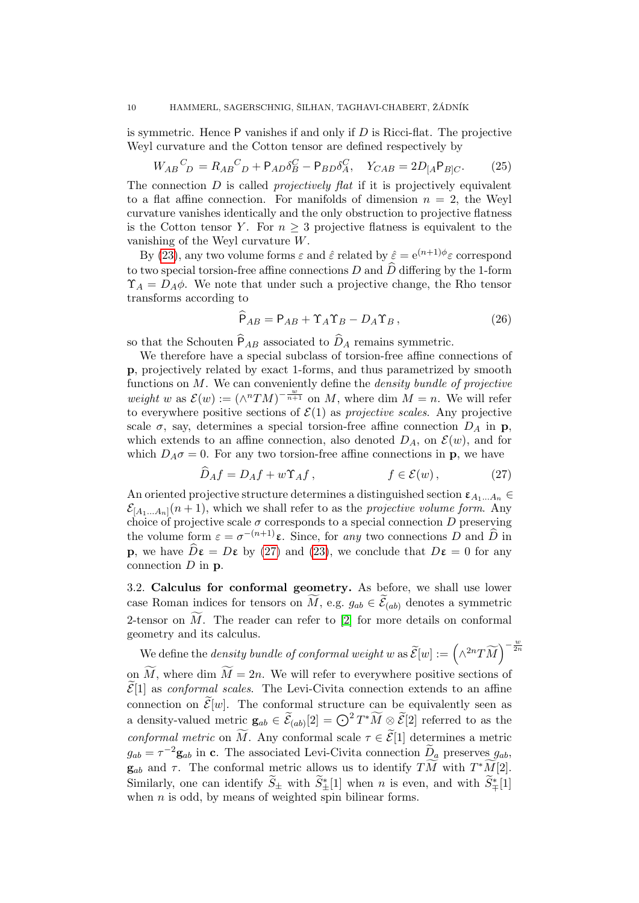is symmetric. Hence $\mathsf{P}$ vanishes if and only if $D$ is Ricci-flat. The projective Weyl curvature and the Cotton tensor are defined respectively by

$$W_{AB}{}^{C}{}_{D} = R_{AB}{}^{C}{}_{D} + \mathsf{P}_{AD}\delta_B^C - \mathsf{P}_{BD}\delta_A^C, \quad Y_{CAB} = 2D_{[A}\mathsf{P}_{B]C}. \tag{25}$$

The connection $D$ is called *projectively flat* if it is projectively equivalent to a flat affine connection. For manifolds of dimension $n = 2$, the Weyl curvature vanishes identically and the only obstruction to projective flatness is the Cotton tensor $Y$. For $n \geq 3$ projective flatness is equivalent to the vanishing of the Weyl curvature $W$.

By (23), any two volume forms $\varepsilon$ and $\hat{\varepsilon}$ related by $\hat{\varepsilon} = \mathrm{e}^{(n+1)\phi}\varepsilon$ correspond to two special torsion-free affine connections $D$ and $\widehat{D}$ differing by the 1-form $\Upsilon_A = D_A\phi$. We note that under such a projective change, the Rho tensor transforms according to

$$\widehat{\mathsf{P}}_{AB} = \mathsf{P}_{AB} + \Upsilon_A\Upsilon_B - D_A\Upsilon_B\,, \tag{26}$$

so that the Schouten $\widehat{\mathsf{P}}_{AB}$ associated to $\widehat{D}_A$ remains symmetric.

We therefore have a special subclass of torsion-free affine connections of $\mathbf{p}$, projectively related by exact 1-forms, and thus parametrized by smooth functions on $M$. We can conveniently define the *density bundle of projective weight* $w$ as $\mathcal{E}(w) := (\wedge^n TM)^{-\frac{w}{n+1}}$ on $M$, where $\dim M = n$. We will refer to everywhere positive sections of $\mathcal{E}(1)$ as *projective scales*. Any projective scale $\sigma$, say, determines a special torsion-free affine connection $D_A$ in $\mathbf{p}$, which extends to an affine connection, also denoted $D_A$, on $\mathcal{E}(w)$, and for which $D_A\sigma = 0$. For any two torsion-free affine connections in $\mathbf{p}$, we have

$$\widehat{D}_A f = D_A f + w\Upsilon_A f\,, \qquad\qquad f \in \mathcal{E}(w)\,, \tag{27}$$

An oriented projective structure determines a distinguished section $\boldsymbol{\varepsilon}_{A_1\ldots A_n} \in \mathcal{E}_{[A_1\ldots A_n]}(n+1)$, which we shall refer to as the *projective volume form*. Any choice of projective scale $\sigma$ corresponds to a special connection $D$ preserving the volume form $\varepsilon = \sigma^{-(n+1)}\boldsymbol{\varepsilon}$. Since, for *any* two connections $D$ and $\widehat{D}$ in $\mathbf{p}$, we have $\widehat{D}\boldsymbol{\varepsilon} = D\boldsymbol{\varepsilon}$ by (27) and (23), we conclude that $D\boldsymbol{\varepsilon} = 0$ for any connection $D$ in $\mathbf{p}$.

## 3.2. Calculus for conformal geometry.

As before, we shall use lower case Roman indices for tensors on $\widetilde{M}$, e.g. $g_{ab} \in \widetilde{\mathcal{E}}_{(ab)}$ denotes a symmetric 2-tensor on $\widetilde{M}$. The reader can refer to [2] for more details on conformal geometry and its calculus.

We define the *density bundle of conformal weight* $w$ as $\widetilde{\mathcal{E}}[w] := \left(\wedge^{2n}T\widetilde{M}\right)^{-\frac{w}{2n}}$ on $\widetilde{M}$, where $\dim \widetilde{M} = 2n$. We will refer to everywhere positive sections of $\widetilde{\mathcal{E}}[1]$ as *conformal scales*. The Levi-Civita connection extends to an affine connection on $\widetilde{\mathcal{E}}[w]$. The conformal structure can be equivalently seen as a density-valued metric $\mathbf{g}_{ab} \in \widetilde{\mathcal{E}}_{(ab)}[2] = \bigodot^2 T^*\widetilde{M} \otimes \widetilde{\mathcal{E}}[2]$ referred to as the *conformal metric* on $\widetilde{M}$. Any conformal scale $\tau \in \widetilde{\mathcal{E}}[1]$ determines a metric $g_{ab} = \tau^{-2}\mathbf{g}_{ab}$ in $\mathbf{c}$. The associated Levi-Civita connection $\widetilde{D}_a$ preserves $g_{ab}$, $\mathbf{g}_{ab}$ and $\tau$. The conformal metric allows us to identify $T\widetilde{M}$ with $T^*\widetilde{M}[2]$. Similarly, one can identify $\widetilde{S}_\pm$ with $\widetilde{S}^*_\pm[1]$ when $n$ is even, and with $\widetilde{S}^*_\mp[1]$ when $n$ is odd, by means of weighted spin bilinear forms.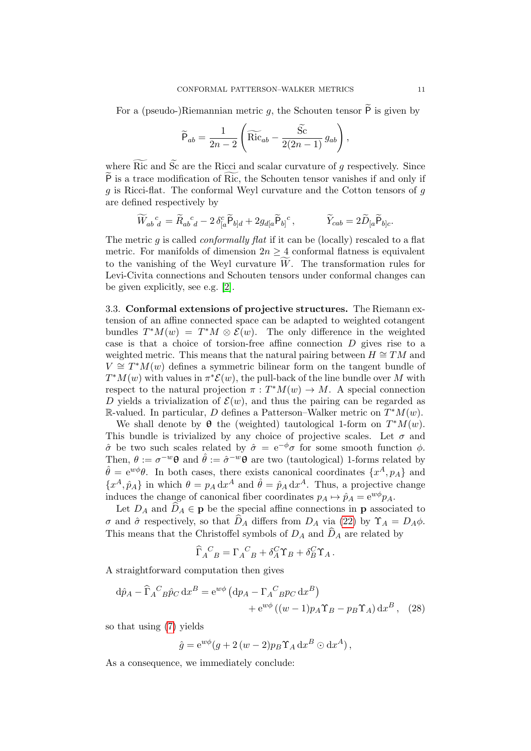For a (pseudo-)Riemannian metric $g$, the Schouten tensor $\widetilde{\mathsf{P}}$ is given by

$$\widetilde{\mathsf{P}}_{ab} = \frac{1}{2n-2}\left(\widetilde{\mathrm{Ric}}_{ab} - \frac{\widetilde{\mathrm{Sc}}}{2(2n-1)}\, g_{ab}\right),$$

where $\widetilde{\mathrm{Ric}}$ and $\widetilde{\mathrm{Sc}}$ are the Ricci and scalar curvature of $g$ respectively. Since $\widetilde{\mathsf{P}}$ is a trace modification of $\widetilde{\mathrm{Ric}}$, the Schouten tensor vanishes if and only if $g$ is Ricci-flat. The conformal Weyl curvature and the Cotton tensors of $g$ are defined respectively by

$$\widetilde{W}_{ab}{}^{c}{}_{d} = \widetilde{R}_{ab}{}^{c}{}_{d} - 2\,\delta^{c}_{[a}\widetilde{\mathsf{P}}_{b]d} + 2g_{d[a}\widetilde{\mathsf{P}}_{b]}{}^{c}, \qquad \widetilde{Y}_{cab} = 2\widetilde{D}_{[a}\widetilde{\mathsf{P}}_{b]c}.$$

The metric $g$ is called *conformally flat* if it can be (locally) rescaled to a flat metric. For manifolds of dimension $2n \geq 4$ conformal flatness is equivalent to the vanishing of the Weyl curvature $\widetilde{W}$. The transformation rules for Levi-Civita connections and Schouten tensors under conformal changes can be given explicitly, see e.g. [2].

3.3. **Conformal extensions of projective structures.** The Riemann extension of an affine connected space can be adapted to weighted cotangent bundles $T^*M(w) = T^*M \otimes \mathcal{E}(w)$. The only difference in the weighted case is that a choice of torsion-free affine connection $D$ gives rise to a weighted metric. This means that the natural pairing between $H \cong TM$ and $V \cong T^*M(w)$ defines a symmetric bilinear form on the tangent bundle of $T^*M(w)$ with values in $\pi^*\mathcal{E}(w)$, the pull-back of the line bundle over $M$ with respect to the natural projection $\pi : T^*M(w) \to M$. A special connection $D$ yields a trivialization of $\mathcal{E}(w)$, and thus the pairing can be regarded as $\mathbb{R}$-valued. In particular, $D$ defines a Patterson–Walker metric on $T^*M(w)$.

We shall denote by $\boldsymbol{\theta}$ the (weighted) tautological 1-form on $T^*M(w)$. This bundle is trivialized by any choice of projective scales. Let $\sigma$ and $\hat{\sigma}$ be two such scales related by $\hat{\sigma} = \mathrm{e}^{-\phi}\sigma$ for some smooth function $\phi$. Then, $\theta := \sigma^{-w}\boldsymbol{\theta}$ and $\hat{\theta} := \hat{\sigma}^{-w}\boldsymbol{\theta}$ are two (tautological) 1-forms related by $\hat{\theta} = \mathrm{e}^{w\phi}\theta$. In both cases, there exists canonical coordinates $\{x^A, p_A\}$ and $\{x^A, \hat{p}_A\}$ in which $\theta = p_A\,\mathrm{d}x^A$ and $\hat{\theta} = \hat{p}_A\,\mathrm{d}x^A$. Thus, a projective change induces the change of canonical fiber coordinates $p_A \mapsto \hat{p}_A = \mathrm{e}^{w\phi}p_A$.

Let $D_A$ and $\widehat{D}_A \in \mathbf{p}$ be the special affine connections in $\mathbf{p}$ associated to $\sigma$ and $\hat{\sigma}$ respectively, so that $\widehat{D}_A$ differs from $D_A$ via (22) by $\Upsilon_A = D_A\phi$. This means that the Christoffel symbols of $D_A$ and $\widehat{D}_A$ are related by

$$\widehat{\Gamma}_{A}{}^{C}{}_{B} = \Gamma_{A}{}^{C}{}_{B} + \delta^{C}_{A}\Upsilon_B + \delta^{C}_{B}\Upsilon_A\,.$$

A straightforward computation then gives

$$\begin{aligned}\mathrm{d}\hat{p}_A - \widehat{\Gamma}_{A}{}^{C}{}_{B}\hat{p}_C\,\mathrm{d}x^B = \mathrm{e}^{w\phi}&\left(\mathrm{d}p_A - \Gamma_{A}{}^{C}{}_{B}p_C\,\mathrm{d}x^B\right)\\ &+ \mathrm{e}^{w\phi}\left((w-1)p_A\Upsilon_B - p_B\Upsilon_A\right)\mathrm{d}x^B, \quad (28)\end{aligned}$$

so that using (7) yields

$$\hat{g} = \mathrm{e}^{w\phi}(g + 2\,(w-2)p_B\Upsilon_A\,\mathrm{d}x^B \odot \mathrm{d}x^A)\,,$$

As a consequence, we immediately conclude: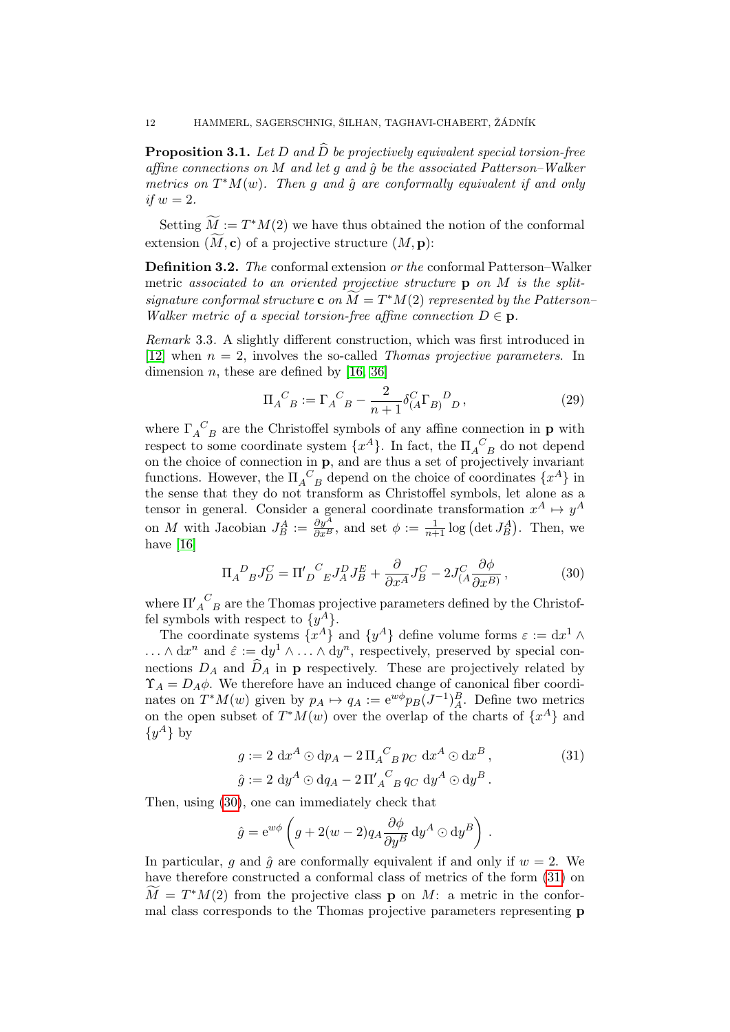**Proposition 3.1.** *Let $D$ and $\widehat{D}$ be projectively equivalent special torsion-free affine connections on $M$ and let $g$ and $\hat{g}$ be the associated Patterson–Walker metrics on $T^*M(w)$. Then $g$ and $\hat{g}$ are conformally equivalent if and only if $w = 2$.*

Setting $\widetilde{M} := T^*M(2)$ we have thus obtained the notion of the conformal extension $(\widetilde{M}, \mathbf{c})$ of a projective structure $(M, \mathbf{p})$:

**Definition 3.2.** *The* conformal extension *or the* conformal Patterson–Walker metric *associated to an oriented projective structure* $\mathbf{p}$ *on* $M$ *is the split-signature conformal structure* $\mathbf{c}$ *on* $\widetilde{M} = T^*M(2)$ *represented by the Patterson–Walker metric of a special torsion-free affine connection* $D \in \mathbf{p}$.

*Remark* 3.3. A slightly different construction, which was first introduced in [12] when $n = 2$, involves the so-called *Thomas projective parameters*. In dimension $n$, these are defined by [16, 36]

$$\Pi_A{}^C{}_B := \Gamma_A{}^C{}_B - \frac{2}{n+1}\delta^C_{(A}\Gamma_{B)}{}^D{}_D\,, \tag{29}$$

where $\Gamma_A{}^C{}_B$ are the Christoffel symbols of any affine connection in $\mathbf{p}$ with respect to some coordinate system $\{x^A\}$. In fact, the $\Pi_A{}^C{}_B$ do not depend on the choice of connection in $\mathbf{p}$, and are thus a set of projectively invariant functions. However, the $\Pi_A{}^C{}_B$ depend on the choice of coordinates $\{x^A\}$ in the sense that they do not transform as Christoffel symbols, let alone as a tensor in general. Consider a general coordinate transformation $x^A \mapsto y^A$ on $M$ with Jacobian $J^A_B := \frac{\partial y^A}{\partial x^B}$, and set $\phi := \frac{1}{n+1}\log\left(\det J^A_B\right)$. Then, we have [16]

$$\Pi_A{}^D{}_B J^C_D = \Pi'_D{}^C{}_E J^D_A J^E_B + \frac{\partial}{\partial x^A} J^C_B - 2 J^C_{(A}\frac{\partial \phi}{\partial x^{B)}}\,, \tag{30}$$

where $\Pi'_A{}^C{}_B$ are the Thomas projective parameters defined by the Christoffel symbols with respect to $\{y^A\}$.

The coordinate systems $\{x^A\}$ and $\{y^A\}$ define volume forms $\varepsilon := \mathrm{d}x^1 \wedge \ldots \wedge \mathrm{d}x^n$ and $\hat{\varepsilon} := \mathrm{d}y^1 \wedge \ldots \wedge \mathrm{d}y^n$, respectively, preserved by special connections $D_A$ and $\widehat{D}_A$ in $\mathbf{p}$ respectively. These are projectively related by $\Upsilon_A = D_A\phi$. We therefore have an induced change of canonical fiber coordinates on $T^*M(w)$ given by $p_A \mapsto q_A := \mathrm{e}^{w\phi} p_B (J^{-1})^B_A$. Define two metrics on the open subset of $T^*M(w)$ over the overlap of the charts of $\{x^A\}$ and $\{y^A\}$ by

$$\begin{aligned} g &:= 2\,\mathrm{d}x^A \odot \mathrm{d}p_A - 2\,\Pi_A{}^C{}_B\, p_C\; \mathrm{d}x^A \odot \mathrm{d}x^B\,, \\ \hat{g} &:= 2\,\mathrm{d}y^A \odot \mathrm{d}q_A - 2\,\Pi'_A{}^C{}_B\, q_C\; \mathrm{d}y^A \odot \mathrm{d}y^B\,. \end{aligned} \tag{31}$$

Then, using (30), one can immediately check that

$$\hat{g} = \mathrm{e}^{w\phi}\left(g + 2(w-2) q_A \frac{\partial \phi}{\partial y^B}\, \mathrm{d}y^A \odot \mathrm{d}y^B\right)\,.$$

In particular, $g$ and $\hat{g}$ are conformally equivalent if and only if $w = 2$. We have therefore constructed a conformal class of metrics of the form (31) on $\widetilde{M} = T^*M(2)$ from the projective class $\mathbf{p}$ on $M$: a metric in the conformal class corresponds to the Thomas projective parameters representing $\mathbf{p}$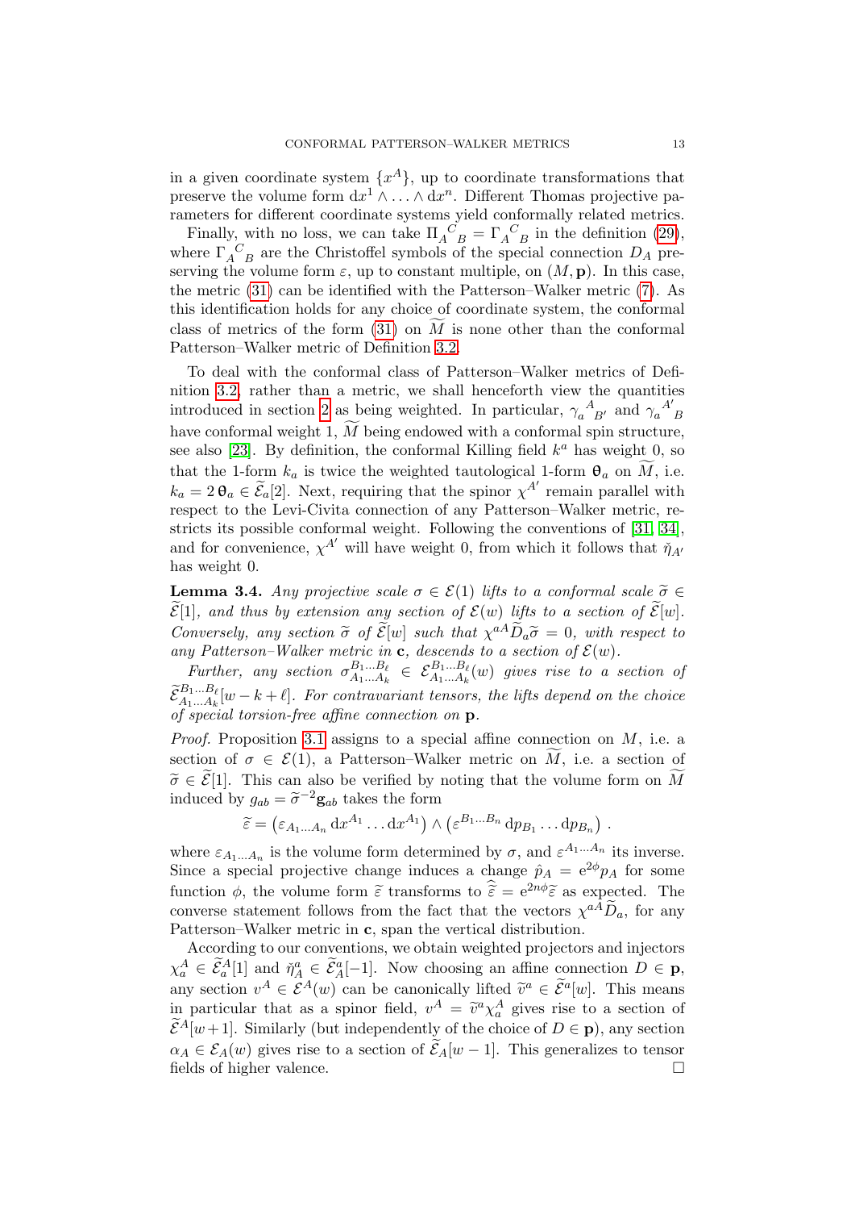in a given coordinate system $\{x^A\}$, up to coordinate transformations that preserve the volume form $\mathrm{d}x^1 \wedge \ldots \wedge \mathrm{d}x^n$. Different Thomas projective parameters for different coordinate systems yield conformally related metrics.

Finally, with no loss, we can take $\Pi_A{}^C{}_B = \Gamma_A{}^C{}_B$ in the definition (29), where $\Gamma_A{}^C{}_B$ are the Christoffel symbols of the special connection $D_A$ preserving the volume form $\varepsilon$, up to constant multiple, on $(M, \mathbf{p})$. In this case, the metric (31) can be identified with the Patterson–Walker metric (7). As this identification holds for any choice of coordinate system, the conformal class of metrics of the form (31) on $\widetilde{M}$ is none other than the conformal Patterson–Walker metric of Definition 3.2.

To deal with the conformal class of Patterson–Walker metrics of Definition 3.2, rather than a metric, we shall henceforth view the quantities introduced in section 2 as being weighted. In particular, $\gamma_a{}^A{}_{B'}$ and $\gamma_a{}^{A'}{}_B$ have conformal weight 1, $\widetilde{M}$ being endowed with a conformal spin structure, see also [23]. By definition, the conformal Killing field $k^a$ has weight 0, so that the 1-form $k_a$ is twice the weighted tautological 1-form $\boldsymbol{\theta}_a$ on $\widetilde{M}$, i.e. $k_a = 2\,\boldsymbol{\theta}_a \in \widetilde{\mathcal{E}}_a[2]$. Next, requiring that the spinor $\chi^{A'}$ remain parallel with respect to the Levi-Civita connection of any Patterson–Walker metric, restricts its possible conformal weight. Following the conventions of [31, 34], and for convenience, $\chi^{A'}$ will have weight 0, from which it follows that $\check{\eta}_{A'}$ has weight 0.

**Lemma 3.4.** *Any projective scale $\sigma \in \mathcal{E}(1)$ lifts to a conformal scale $\widetilde{\sigma} \in \widetilde{\mathcal{E}}[1]$, and thus by extension any section of $\mathcal{E}(w)$ lifts to a section of $\widetilde{\mathcal{E}}[w]$. Conversely, any section $\widetilde{\sigma}$ of $\widetilde{\mathcal{E}}[w]$ such that $\chi^{aA}\widetilde{D}_a\widetilde{\sigma} = 0$, with respect to any Patterson–Walker metric in $\mathbf{c}$, descends to a section of $\mathcal{E}(w)$.*

*Further, any section $\sigma_{A_1\ldots A_k}^{B_1\ldots B_\ell} \in \mathcal{E}_{A_1\ldots A_k}^{B_1\ldots B_\ell}(w)$ gives rise to a section of $\widetilde{\mathcal{E}}_{A_1\ldots A_k}^{B_1\ldots B_\ell}[w-k+\ell]$. For contravariant tensors, the lifts depend on the choice of special torsion-free affine connection on $\mathbf{p}$.*

*Proof.* Proposition 3.1 assigns to a special affine connection on $M$, i.e. a section of $\sigma \in \mathcal{E}(1)$, a Patterson–Walker metric on $\widetilde{M}$, i.e. a section of $\widetilde{\sigma} \in \widetilde{\mathcal{E}}[1]$. This can also be verified by noting that the volume form on $\widetilde{M}$ induced by $g_{ab} = \widetilde{\sigma}^{-2}\mathbf{g}_{ab}$ takes the form

$$\widetilde{\varepsilon} = \left(\varepsilon_{A_1\ldots A_n}\, \mathrm{d}x^{A_1}\ldots \mathrm{d}x^{A_1}\right) \wedge \left(\varepsilon^{B_1\ldots B_n}\, \mathrm{d}p_{B_1}\ldots \mathrm{d}p_{B_n}\right) .$$

where $\varepsilon_{A_1\ldots A_n}$ is the volume form determined by $\sigma$, and $\varepsilon^{A_1\ldots A_n}$ its inverse. Since a special projective change induces a change $\hat{p}_A = \mathrm{e}^{2\phi}p_A$ for some function $\phi$, the volume form $\widetilde{\varepsilon}$ transforms to $\widehat{\widetilde{\varepsilon}} = \mathrm{e}^{2n\phi}\widetilde{\varepsilon}$ as expected. The converse statement follows from the fact that the vectors $\chi^{aA}\widetilde{D}_a$, for any Patterson–Walker metric in $\mathbf{c}$, span the vertical distribution.

According to our conventions, we obtain weighted projectors and injectors $\chi_a^A \in \widetilde{\mathcal{E}}_a^A[1]$ and $\check{\eta}_A^a \in \widetilde{\mathcal{E}}_A^a[-1]$. Now choosing an affine connection $D \in \mathbf{p}$, any section $v^A \in \mathcal{E}^A(w)$ can be canonically lifted $\widetilde{v}^a \in \widetilde{\mathcal{E}}^a[w]$. This means in particular that as a spinor field, $v^A = \widetilde{v}^a\chi_a^A$ gives rise to a section of $\widetilde{\mathcal{E}}^A[w+1]$. Similarly (but independently of the choice of $D \in \mathbf{p}$), any section $\alpha_A \in \mathcal{E}_A(w)$ gives rise to a section of $\widetilde{\mathcal{E}}_A[w-1]$. This generalizes to tensor fields of higher valence. $\square$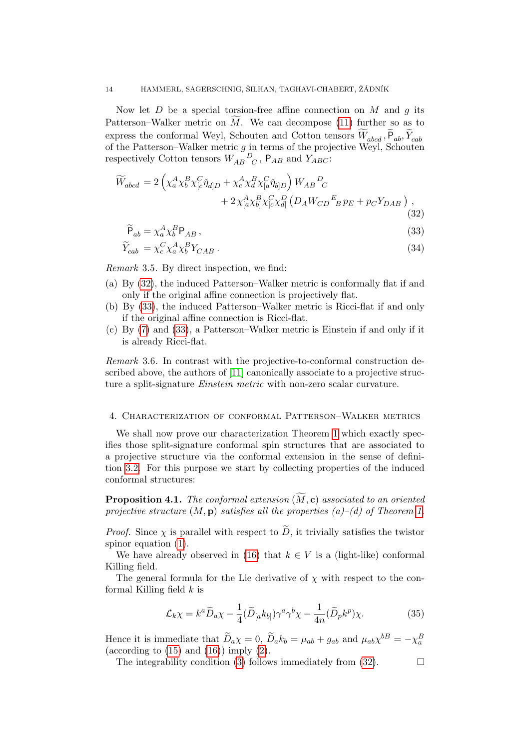Now let $D$ be a special torsion-free affine connection on $M$ and $g$ its Patterson–Walker metric on $\widetilde{M}$. We can decompose (11) further so as to express the conformal Weyl, Schouten and Cotton tensors $\widetilde{W}_{abcd}\,, \widetilde{\mathsf{P}}_{ab}, \widetilde{Y}_{cab}$ of the Patterson–Walker metric $g$ in terms of the projective Weyl, Schouten respectively Cotton tensors $W_{AB}{}^{D}{}_{C}\,, \mathsf{P}_{AB}$ and $Y_{ABC}$:

$$\begin{aligned}
\widetilde{W}_{abcd} = 2\left(\chi_a^A \chi_b^B \chi_{[c}^C \check{\eta}_{d]D} + \chi_c^A \chi_d^B \chi_{[a}^C \check{\eta}_{b]D}\right) W_{AB}{}^{D}{}_{C} \\
+ 2\,\chi_{[a}^A \chi_{b]}^B \chi_{[c}^C \chi_{d]}^D \left(D_A W_{CD}{}^{E}{}_{B}\, p_E + p_C Y_{DAB}\right),
\end{aligned} \tag{32}$$

$$\widetilde{\mathsf{P}}_{ab} = \chi_a^A \chi_b^B \mathsf{P}_{AB}\,, \tag{33}$$

$$\widetilde{Y}_{cab} = \chi_c^C \chi_a^A \chi_b^B Y_{CAB}\,. \tag{34}$$

*Remark* 3.5. By direct inspection, we find:

(a) By (32), the induced Patterson–Walker metric is conformally flat if and only if the original affine connection is projectively flat.
(b) By (33), the induced Patterson–Walker metric is Ricci-flat if and only if the original affine connection is Ricci-flat.
(c) By (7) and (33), a Patterson–Walker metric is Einstein if and only if it is already Ricci-flat.

*Remark* 3.6. In contrast with the projective-to-conformal construction described above, the authors of [11] canonically associate to a projective structure a split-signature *Einstein metric* with non-zero scalar curvature.

## 4. Characterization of conformal Patterson–Walker metrics

We shall now prove our characterization Theorem 1 which exactly specifies those split-signature conformal spin structures that are associated to a projective structure via the conformal extension in the sense of definition 3.2. For this purpose we start by collecting properties of the induced conformal structures:

**Proposition 4.1.** *The conformal extension $(\widetilde{M}, \mathbf{c})$ associated to an oriented projective structure $(M, \mathbf{p})$ satisfies all the properties (a)–(d) of Theorem 1.*

*Proof.* Since $\chi$ is parallel with respect to $\widetilde{D}$, it trivially satisfies the twistor spinor equation (1).

We have already observed in (16) that $k \in V$ is a (light-like) conformal Killing field.

The general formula for the Lie derivative of $\chi$ with respect to the conformal Killing field $k$ is

$$\mathcal{L}_k \chi = k^a \widetilde{D}_a \chi - \frac{1}{4}(\widetilde{D}_{[a} k_{b]})\gamma^a \gamma^b \chi - \frac{1}{4n}(\widetilde{D}_p k^p)\chi. \tag{35}$$

Hence it is immediate that $\widetilde{D}_a \chi = 0$, $\widetilde{D}_a k_b = \mu_{ab} + g_{ab}$ and $\mu_{ab}\chi^{bB} = -\chi_a^B$ (according to (15) and (16)) imply (2).

The integrability condition (3) follows immediately from (32). $\square$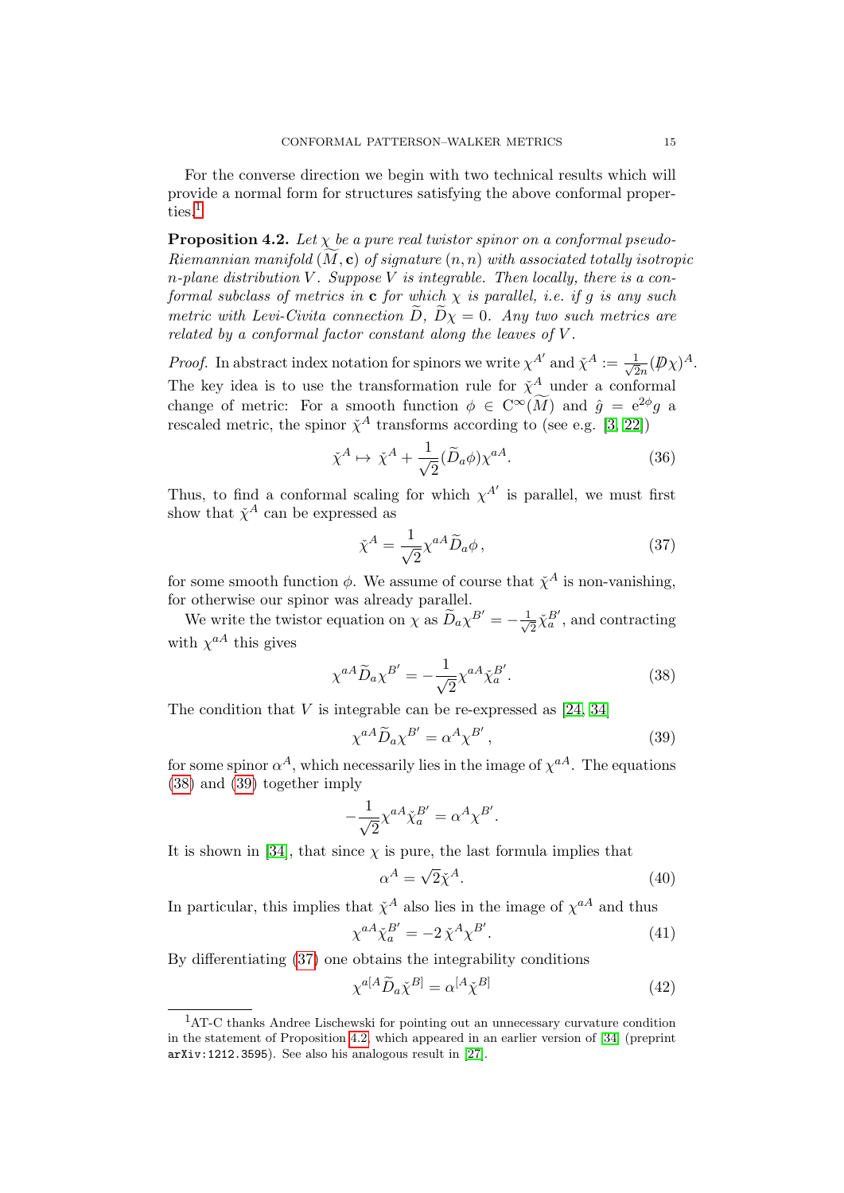For the converse direction we begin with two technical results which will provide a normal form for structures satisfying the above conformal properties.[1]

**Proposition 4.2.** *Let $\chi$ be a pure real twistor spinor on a conformal pseudo-Riemannian manifold $(\widetilde{M}, \mathbf{c})$ of signature $(n,n)$ with associated totally isotropic $n$-plane distribution $V$. Suppose $V$ is integrable. Then locally, there is a conformal subclass of metrics in $\mathbf{c}$ for which $\chi$ is parallel, i.e. if $g$ is any such metric with Levi-Civita connection $\widetilde{D}$, $\widetilde{D}\chi = 0$. Any two such metrics are related by a conformal factor constant along the leaves of $V$.*

*Proof.* In abstract index notation for spinors we write $\chi^{A'}$ and $\check{\chi}^A := \frac{1}{\sqrt{2}n}(\not{D}\chi)^A$. The key idea is to use the transformation rule for $\check{\chi}^A$ under a conformal change of metric: For a smooth function $\phi \in \mathrm{C}^\infty(\widetilde{M})$ and $\hat{g} = \mathrm{e}^{2\phi}g$ a rescaled metric, the spinor $\check{\chi}^A$ transforms according to (see e.g. [3, 22])

$$\check{\chi}^A \mapsto \check{\chi}^A + \frac{1}{\sqrt{2}}(\widetilde{D}_a\phi)\chi^{aA}. \tag{36}$$

Thus, to find a conformal scaling for which $\chi^{A'}$ is parallel, we must first show that $\check{\chi}^A$ can be expressed as

$$\check{\chi}^A = \frac{1}{\sqrt{2}}\chi^{aA}\widetilde{D}_a\phi\,, \tag{37}$$

for some smooth function $\phi$. We assume of course that $\check{\chi}^A$ is non-vanishing, for otherwise our spinor was already parallel.

We write the twistor equation on $\chi$ as $\widetilde{D}_a\chi^{B'} = -\frac{1}{\sqrt{2}}\check{\chi}_a^{B'}$, and contracting with $\chi^{aA}$ this gives

$$\chi^{aA}\widetilde{D}_a\chi^{B'} = -\frac{1}{\sqrt{2}}\chi^{aA}\check{\chi}_a^{B'}. \tag{38}$$

The condition that $V$ is integrable can be re-expressed as [24, 34]

$$\chi^{aA}\widetilde{D}_a\chi^{B'} = \alpha^A\chi^{B'}\,, \tag{39}$$

for some spinor $\alpha^A$, which necessarily lies in the image of $\chi^{aA}$. The equations (38) and (39) together imply

$$-\frac{1}{\sqrt{2}}\chi^{aA}\check{\chi}_a^{B'} = \alpha^A\chi^{B'}.$$

It is shown in [34], that since $\chi$ is pure, the last formula implies that

$$\alpha^A = \sqrt{2}\check{\chi}^A. \tag{40}$$

In particular, this implies that $\check{\chi}^A$ also lies in the image of $\chi^{aA}$ and thus

$$\chi^{aA}\check{\chi}_a^{B'} = -2\,\check{\chi}^A\chi^{B'}. \tag{41}$$

By differentiating (37) one obtains the integrability conditions

$$\chi^{a[A}\widetilde{D}_a\check{\chi}^{B]} = \alpha^{[A}\check{\chi}^{B]} \tag{42}$$

[1] AT-C thanks Andree Lischewski for pointing out an unnecessary curvature condition in the statement of Proposition 4.2, which appeared in an earlier version of [34] (preprint `arXiv:1212.3595`). See also his analogous result in [27].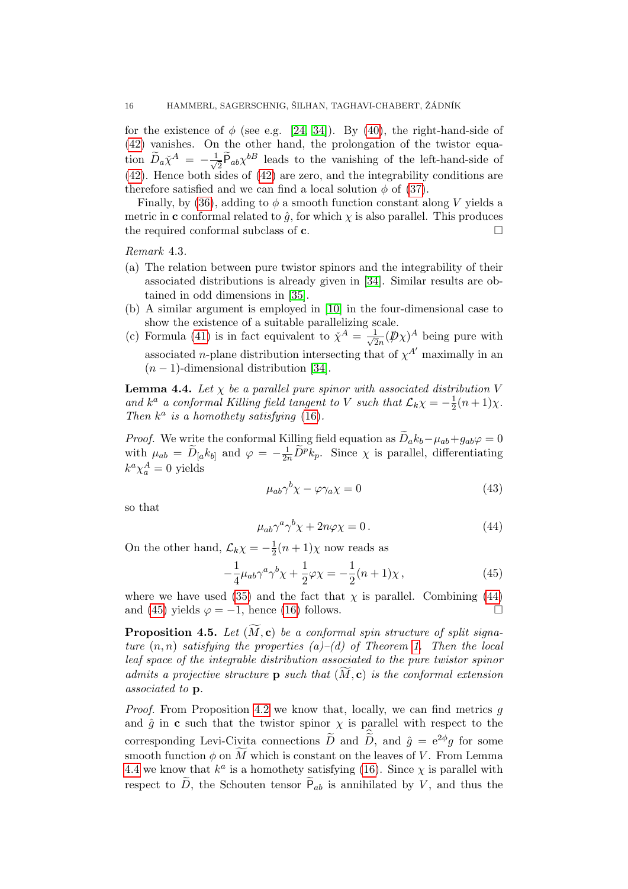for the existence of $\phi$ (see e.g. [24, 34]). By (40), the right-hand-side of (42) vanishes. On the other hand, the prolongation of the twistor equation $\widetilde{D}_a \check{\chi}^A = -\frac{1}{\sqrt{2}} \widetilde{\mathsf{P}}_{ab} \chi^{bB}$ leads to the vanishing of the left-hand-side of (42). Hence both sides of (42) are zero, and the integrability conditions are therefore satisfied and we can find a local solution $\phi$ of (37).

Finally, by (36), adding to $\phi$ a smooth function constant along $V$ yields a metric in $\mathbf{c}$ conformal related to $\hat{g}$, for which $\chi$ is also parallel. This produces the required conformal subclass of $\mathbf{c}$. $\square$

*Remark* 4.3.

(a) The relation between pure twistor spinors and the integrability of their associated distributions is already given in [34]. Similar results are obtained in odd dimensions in [35].

(b) A similar argument is employed in [10] in the four-dimensional case to show the existence of a suitable parallelizing scale.

(c) Formula (41) is in fact equivalent to $\check{\chi}^A = \frac{1}{\sqrt{2}n}(\not{D}\chi)^A$ being pure with associated $n$-plane distribution intersecting that of $\chi^{A'}$ maximally in an $(n-1)$-dimensional distribution [34].

**Lemma 4.4.** *Let $\chi$ be a parallel pure spinor with associated distribution $V$ and $k^a$ a conformal Killing field tangent to $V$ such that $\mathcal{L}_k \chi = -\frac{1}{2}(n+1)\chi$. Then $k^a$ is a homothety satisfying (16).*

*Proof.* We write the conformal Killing field equation as $\widetilde{D}_a k_b - \mu_{ab} + g_{ab}\varphi = 0$ with $\mu_{ab} = \widetilde{D}_{[a} k_{b]}$ and $\varphi = -\frac{1}{2n}\widetilde{D}^p k_p$. Since $\chi$ is parallel, differentiating $k^a \chi_a^A = 0$ yields

$$\mu_{ab}\gamma^b \chi - \varphi \gamma_a \chi = 0 \tag{43}$$

so that

$$\mu_{ab}\gamma^a\gamma^b\chi + 2n\varphi\chi = 0\,. \tag{44}$$

On the other hand, $\mathcal{L}_k\chi = -\frac{1}{2}(n+1)\chi$ now reads as

$$-\frac{1}{4}\mu_{ab}\gamma^a\gamma^b\chi + \frac{1}{2}\varphi\chi = -\frac{1}{2}(n+1)\chi\,, \tag{45}$$

where we have used (35) and the fact that $\chi$ is parallel. Combining (44) and (45) yields $\varphi = -1$, hence (16) follows. $\square$

**Proposition 4.5.** *Let $(\widetilde{M}, \mathbf{c})$ be a conformal spin structure of split signature $(n,n)$ satisfying the properties (a)–(d) of Theorem 1. Then the local leaf space of the integrable distribution associated to the pure twistor spinor admits a projective structure $\mathbf{p}$ such that $(\widetilde{M}, \mathbf{c})$ is the conformal extension associated to $\mathbf{p}$.*

*Proof.* From Proposition 4.2 we know that, locally, we can find metrics $g$ and $\hat{g}$ in $\mathbf{c}$ such that the twistor spinor $\chi$ is parallel with respect to the corresponding Levi-Civita connections $\widetilde{D}$ and $\widehat{\widetilde{D}}$, and $\hat{g} = \mathrm{e}^{2\phi} g$ for some smooth function $\phi$ on $\widetilde{M}$ which is constant on the leaves of $V$. From Lemma 4.4 we know that $k^a$ is a homothety satisfying (16). Since $\chi$ is parallel with respect to $\widetilde{D}$, the Schouten tensor $\widetilde{\mathsf{P}}_{ab}$ is annihilated by $V$, and thus the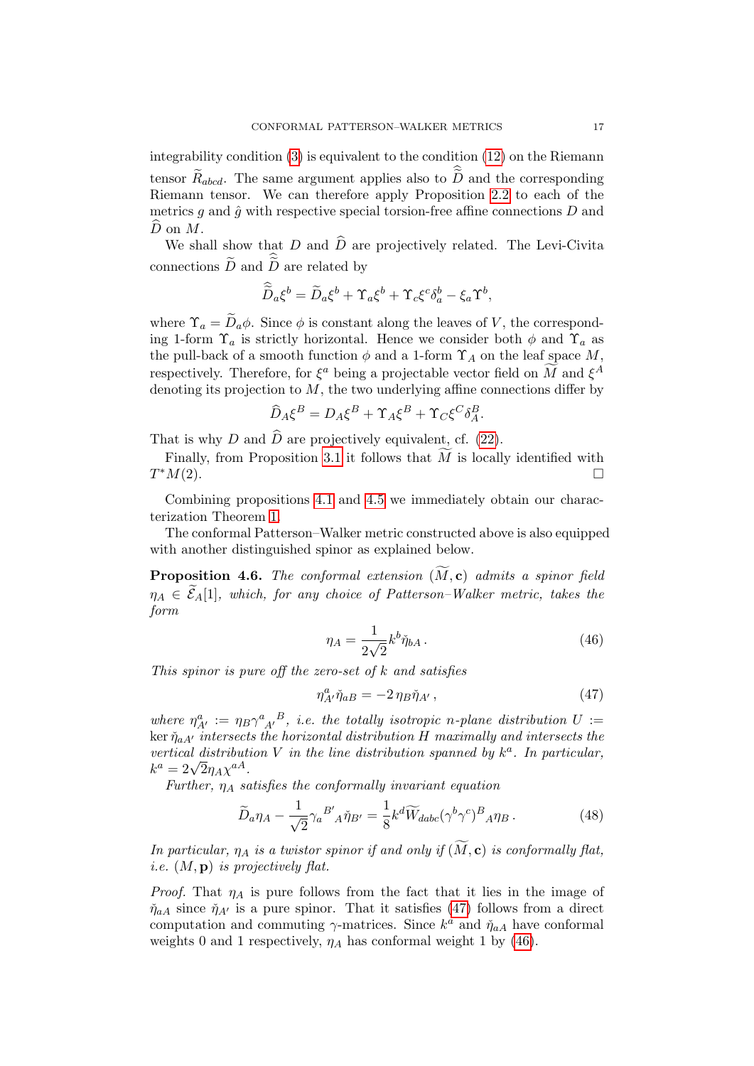integrability condition (3) is equivalent to the condition (12) on the Riemann tensor $\widetilde{R}_{abcd}$. The same argument applies also to $\widehat{\widetilde{D}}$ and the corresponding Riemann tensor. We can therefore apply Proposition 2.2 to each of the metrics $g$ and $\hat{g}$ with respective special torsion-free affine connections $D$ and $\widehat{D}$ on $M$.

We shall show that $D$ and $\widehat{D}$ are projectively related. The Levi-Civita connections $\widetilde{D}$ and $\widehat{\widetilde{D}}$ are related by

$$\widehat{\widetilde{D}}_a \xi^b = \widetilde{D}_a \xi^b + \Upsilon_a \xi^b + \Upsilon_c \xi^c \delta_a^b - \xi_a \Upsilon^b,$$

where $\Upsilon_a = \widetilde{D}_a \phi$. Since $\phi$ is constant along the leaves of $V$, the corresponding 1-form $\Upsilon_a$ is strictly horizontal. Hence we consider both $\phi$ and $\Upsilon_a$ as the pull-back of a smooth function $\phi$ and a 1-form $\Upsilon_A$ on the leaf space $M$, respectively. Therefore, for $\xi^a$ being a projectable vector field on $\widetilde{M}$ and $\xi^A$ denoting its projection to $M$, the two underlying affine connections differ by

$$\widehat{D}_A \xi^B = D_A \xi^B + \Upsilon_A \xi^B + \Upsilon_C \xi^C \delta_A^B.$$

That is why $D$ and $\widehat{D}$ are projectively equivalent, cf. (22).

Finally, from Proposition 3.1 it follows that $\widetilde{M}$ is locally identified with $T^*M(2)$. □

Combining propositions 4.1 and 4.5 we immediately obtain our characterization Theorem 1.

The conformal Patterson–Walker metric constructed above is also equipped with another distinguished spinor as explained below.

**Proposition 4.6.** *The conformal extension $(\widetilde{M}, \mathbf{c})$ admits a spinor field $\eta_A \in \widetilde{\mathcal{E}}_A[1]$, which, for any choice of Patterson–Walker metric, takes the form*

$$\eta_A = \frac{1}{2\sqrt{2}} k^b \check{\eta}_{bA}\,. \tag{46}$$

*This spinor is pure off the zero-set of $k$ and satisfies*

$$\eta^a_{A'} \check{\eta}_{aB} = -2\, \eta_B \check{\eta}_{A'}\,, \tag{47}$$

*where $\eta^a_{A'} := \eta_B \gamma^a{}_{A'}{}^B$, i.e. the totally isotropic $n$-plane distribution $U := \ker \check{\eta}_{aA'}$ intersects the horizontal distribution $H$ maximally and intersects the vertical distribution $V$ in the line distribution spanned by $k^a$. In particular, $k^a = 2\sqrt{2} \eta_A \chi^{aA}$.*

*Further, $\eta_A$ satisfies the conformally invariant equation*

$$\widetilde{D}_a \eta_A - \frac{1}{\sqrt{2}} \gamma_a{}^{B'}{}_A \check{\eta}_{B'} = \frac{1}{8} k^d \widetilde{W}_{dabc} (\gamma^b \gamma^c)^B{}_A \eta_B\,. \tag{48}$$

*In particular, $\eta_A$ is a twistor spinor if and only if $(\widetilde{M}, \mathbf{c})$ is conformally flat, i.e. $(M, \mathbf{p})$ is projectively flat.*

*Proof.* That $\eta_A$ is pure follows from the fact that it lies in the image of $\check{\eta}_{aA}$ since $\check{\eta}_{A'}$ is a pure spinor. That it satisfies (47) follows from a direct computation and commuting $\gamma$-matrices. Since $k^a$ and $\check{\eta}_{aA}$ have conformal weights 0 and 1 respectively, $\eta_A$ has conformal weight 1 by (46).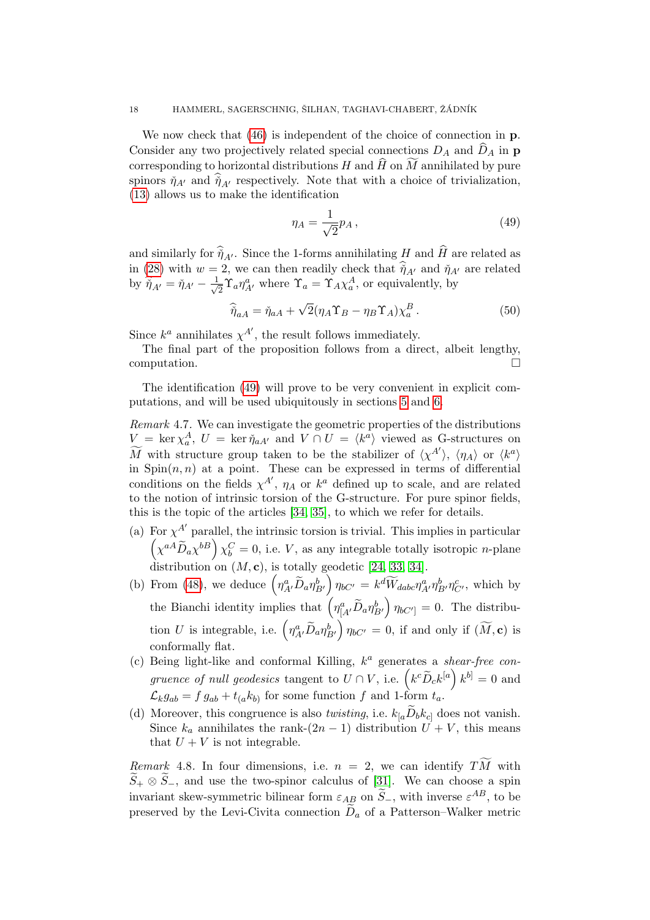We now check that (46) is independent of the choice of connection in $\mathbf{p}$. Consider any two projectively related special connections $D_A$ and $\widehat{D}_A$ in $\mathbf{p}$ corresponding to horizontal distributions $H$ and $\widehat{H}$ on $\widetilde{M}$ annihilated by pure spinors $\check{\eta}_{A'}$ and $\widehat{\check{\eta}}_{A'}$ respectively. Note that with a choice of trivialization, (13) allows us to make the identification

$$\eta_A = \frac{1}{\sqrt{2}} p_A \,, \tag{49}$$

and similarly for $\widehat{\check{\eta}}_{A'}$. Since the 1-forms annihilating $H$ and $\widehat{H}$ are related as in (28) with $w = 2$, we can then readily check that $\widehat{\check{\eta}}_{A'}$ and $\check{\eta}_{A'}$ are related by $\widehat{\check{\eta}}_{A'} = \check{\eta}_{A'} - \frac{1}{\sqrt{2}} \Upsilon_a \eta^a_{A'}$ where $\Upsilon_a = \Upsilon_A \chi^A_a$, or equivalently, by

$$\widehat{\check{\eta}}_{aA} = \check{\eta}_{aA} + \sqrt{2}(\eta_A \Upsilon_B - \eta_B \Upsilon_A)\chi^B_a \,. \tag{50}$$

Since $k^a$ annihilates $\chi^{A'}$, the result follows immediately.

The final part of the proposition follows from a direct, albeit lengthy, computation. $\square$

The identification (49) will prove to be very convenient in explicit computations, and will be used ubiquitously in sections 5 and 6.

*Remark* 4.7. We can investigate the geometric properties of the distributions $V = \ker \chi^A_a$, $U = \ker \check{\eta}_{aA'}$ and $V \cap U = \langle k^a \rangle$ viewed as G-structures on $\widetilde{M}$ with structure group taken to be the stabilizer of $\langle \chi^{A'} \rangle$, $\langle \eta_A \rangle$ or $\langle k^a \rangle$ in $\mathrm{Spin}(n,n)$ at a point. These can be expressed in terms of differential conditions on the fields $\chi^{A'}$, $\eta_A$ or $k^a$ defined up to scale, and are related to the notion of intrinsic torsion of the G-structure. For pure spinor fields, this is the topic of the articles [34, 35], to which we refer for details.

(a) For $\chi^{A'}$ parallel, the intrinsic torsion is trivial. This implies in particular $\left(\chi^{aA}\widetilde{D}_a \chi^{bB}\right)\chi^C_b = 0$, i.e. $V$, as any integrable totally isotropic $n$-plane distribution on $(M, \mathbf{c})$, is totally geodetic [24, 33, 34].

(b) From (48), we deduce $\left(\eta^a_{A'}\widetilde{D}_a \eta^b_{B'}\right)\eta_{bC'} = k^d \widetilde{W}_{dabc}\eta^a_{A'}\eta^b_{B'}\eta^c_{C'}$, which by the Bianchi identity implies that $\left(\eta^a_{[A'}\widetilde{D}_a \eta^b_{B'}\right)\eta_{bC']} = 0$. The distribution $U$ is integrable, i.e. $\left(\eta^a_{A'}\widetilde{D}_a \eta^b_{B'}\right)\eta_{bC'} = 0$, if and only if $(\widetilde{M}, \mathbf{c})$ is conformally flat.

(c) Being light-like and conformal Killing, $k^a$ generates a *shear-free congruence of null geodesics* tangent to $U \cap V$, i.e. $\left(k^c \widetilde{D}_c k^{[a}\right)k^{b]} = 0$ and $\mathcal{L}_k g_{ab} = f\, g_{ab} + t_{(a}k_{b)}$ for some function $f$ and 1-form $t_a$.

(d) Moreover, this congruence is also *twisting*, i.e. $k_{[a}\widetilde{D}_b k_{c]}$ does not vanish. Since $k_a$ annihilates the rank-$(2n-1)$ distribution $U + V$, this means that $U + V$ is not integrable.

*Remark* 4.8. In four dimensions, i.e. $n = 2$, we can identify $T\widetilde{M}$ with $\widetilde{S}_+ \otimes \widetilde{S}_-$, and use the two-spinor calculus of [31]. We can choose a spin invariant skew-symmetric bilinear form $\varepsilon_{AB}$ on $\widetilde{S}_-$, with inverse $\varepsilon^{AB}$, to be preserved by the Levi-Civita connection $\widetilde{D}_a$ of a Patterson–Walker metric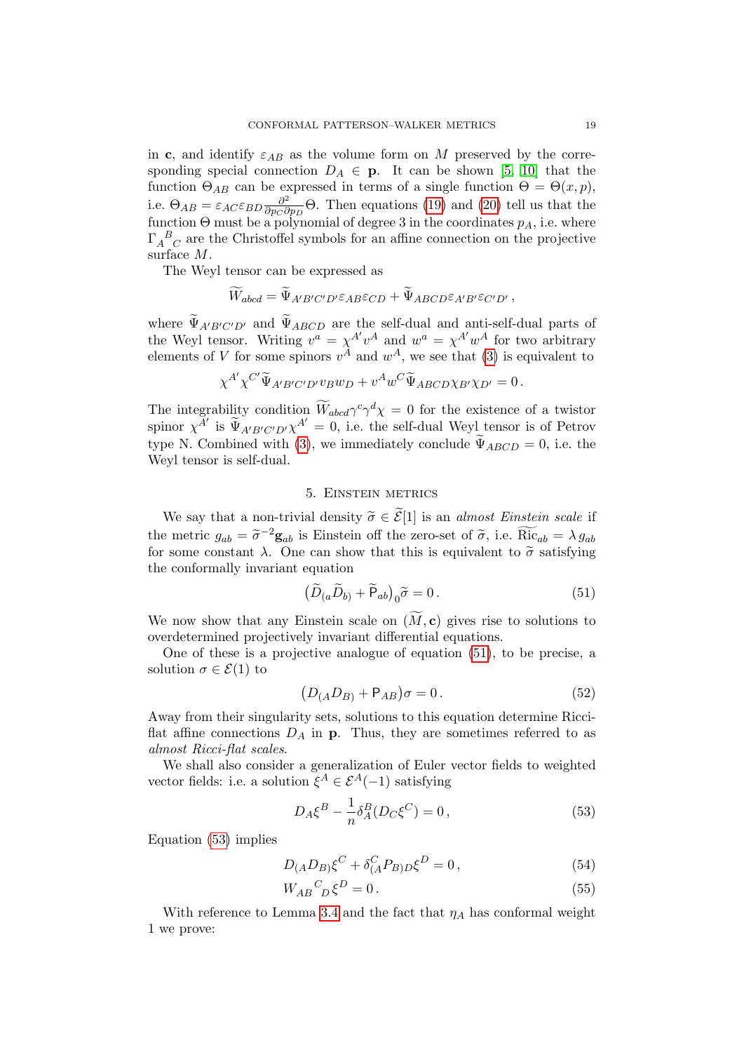in $\mathbf{c}$, and identify $\varepsilon_{AB}$ as the volume form on $M$ preserved by the corresponding special connection $D_A \in \mathbf{p}$. It can be shown [5, 10] that the function $\Theta_{AB}$ can be expressed in terms of a single function $\Theta = \Theta(x,p)$, i.e. $\Theta_{AB} = \varepsilon_{AC}\varepsilon_{BD}\frac{\partial^2}{\partial p_C \partial p_D}\Theta$. Then equations (19) and (20) tell us that the function $\Theta$ must be a polynomial of degree 3 in the coordinates $p_A$, i.e. where ${\Gamma_A}^B{}_C$ are the Christoffel symbols for an affine connection on the projective surface $M$.

The Weyl tensor can be expressed as

$$\widetilde{W}_{abcd} = \widetilde{\Psi}_{A'B'C'D'}\varepsilon_{AB}\varepsilon_{CD} + \widetilde{\Psi}_{ABCD}\varepsilon_{A'B'}\varepsilon_{C'D'}\,,$$

where $\widetilde{\Psi}_{A'B'C'D'}$ and $\widetilde{\Psi}_{ABCD}$ are the self-dual and anti-self-dual parts of the Weyl tensor. Writing $v^a = \chi^{A'}v^A$ and $w^a = \chi^{A'}w^A$ for two arbitrary elements of $V$ for some spinors $v^A$ and $w^A$, we see that (3) is equivalent to

$$\chi^{A'}\chi^{C'}\widetilde{\Psi}_{A'B'C'D'}v_B w_D + v^A w^C \widetilde{\Psi}_{ABCD}\chi_{B'}\chi_{D'} = 0\,.$$

The integrability condition $\widetilde{W}_{abcd}\gamma^c\gamma^d\chi = 0$ for the existence of a twistor spinor $\chi^{A'}$ is $\widetilde{\Psi}_{A'B'C'D'}\chi^{A'} = 0$, i.e. the self-dual Weyl tensor is of Petrov type N. Combined with (3), we immediately conclude $\widetilde{\Psi}_{ABCD} = 0$, i.e. the Weyl tensor is self-dual.

## 5. Einstein metrics

We say that a non-trivial density $\widetilde{\sigma} \in \widetilde{\mathcal{E}}[1]$ is an *almost Einstein scale* if the metric $g_{ab} = \widetilde{\sigma}^{-2}\mathbf{g}_{ab}$ is Einstein off the zero-set of $\widetilde{\sigma}$, i.e. $\widetilde{\mathrm{Ric}}_{ab} = \lambda\, g_{ab}$ for some constant $\lambda$. One can show that this is equivalent to $\widetilde{\sigma}$ satisfying the conformally invariant equation

$$\big(\widetilde{D}_{(a}\widetilde{D}_{b)} + \widetilde{\mathsf{P}}_{ab}\big)_0\widetilde{\sigma} = 0\,. \tag{51}$$

We now show that any Einstein scale on $(\widetilde{M},\mathbf{c})$ gives rise to solutions to overdetermined projectively invariant differential equations.

One of these is a projective analogue of equation (51), to be precise, a solution $\sigma \in \mathcal{E}(1)$ to

$$\big(D_{(A}D_{B)} + \mathsf{P}_{AB}\big)\sigma = 0\,. \tag{52}$$

Away from their singularity sets, solutions to this equation determine Ricci-flat affine connections $D_A$ in $\mathbf{p}$. Thus, they are sometimes referred to as *almost Ricci-flat scales.*

We shall also consider a generalization of Euler vector fields to weighted vector fields: i.e. a solution $\xi^A \in \mathcal{E}^A(-1)$ satisfying

$$D_A\xi^B - \frac{1}{n}\delta^B_A(D_C\xi^C) = 0\,, \tag{53}$$

Equation (53) implies

$$D_{(A}D_{B)}\xi^C + \delta^C_{(A}P_{B)D}\xi^D = 0\,, \tag{54}$$

$$W_{AB}{}^C{}_D\,\xi^D = 0\,. \tag{55}$$

With reference to Lemma 3.4 and the fact that $\eta_A$ has conformal weight 1 we prove: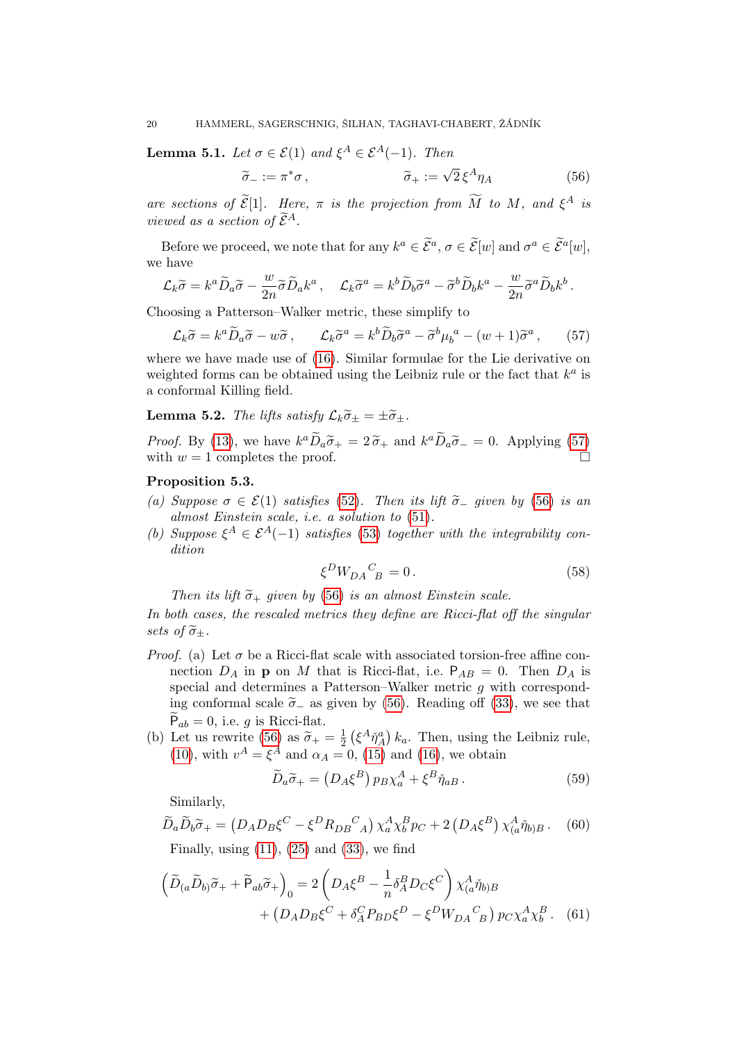**Lemma 5.1.** *Let $\sigma \in \mathcal{E}(1)$ and $\xi^A \in \mathcal{E}^A(-1)$. Then*

$$\widetilde{\sigma}_- := \pi^* \sigma \,, \qquad\qquad \widetilde{\sigma}_+ := \sqrt{2}\, \xi^A \eta_A \tag{56}$$

*are sections of $\widetilde{\mathcal{E}}[1]$. Here, $\pi$ is the projection from $\widetilde{M}$ to $M$, and $\xi^A$ is viewed as a section of $\widetilde{\mathcal{E}}^A$.*

Before we proceed, we note that for any $k^a \in \widetilde{\mathcal{E}}^a$, $\sigma \in \widetilde{\mathcal{E}}[w]$ and $\sigma^a \in \widetilde{\mathcal{E}}^a[w]$, we have

$$\mathcal{L}_k \widetilde{\sigma} = k^a \widetilde{D}_a \widetilde{\sigma} - \frac{w}{2n} \widetilde{\sigma} \widetilde{D}_a k^a \,, \quad \mathcal{L}_k \widetilde{\sigma}^a = k^b \widetilde{D}_b \widetilde{\sigma}^a - \widetilde{\sigma}^b \widetilde{D}_b k^a - \frac{w}{2n} \widetilde{\sigma}^a \widetilde{D}_b k^b \,.$$

Choosing a Patterson–Walker metric, these simplify to

$$\mathcal{L}_k \widetilde{\sigma} = k^a \widetilde{D}_a \widetilde{\sigma} - w \widetilde{\sigma} \,, \qquad \mathcal{L}_k \widetilde{\sigma}^a = k^b \widetilde{D}_b \widetilde{\sigma}^a - \widetilde{\sigma}^b \mu_b{}^a - (w+1) \widetilde{\sigma}^a \,, \tag{57}$$

where we have made use of (16). Similar formulae for the Lie derivative on weighted forms can be obtained using the Leibniz rule or the fact that $k^a$ is a conformal Killing field.

**Lemma 5.2.** *The lifts satisfy $\mathcal{L}_k \widetilde{\sigma}_\pm = \pm \widetilde{\sigma}_\pm$.*

*Proof.* By (13), we have $k^a \widetilde{D}_a \widetilde{\sigma}_+ = 2\, \widetilde{\sigma}_+$ and $k^a \widetilde{D}_a \widetilde{\sigma}_- = 0$. Applying (57) with $w = 1$ completes the proof. □

**Proposition 5.3.**

*(a) Suppose $\sigma \in \mathcal{E}(1)$ satisfies (52). Then its lift $\widetilde{\sigma}_-$ given by (56) is an almost Einstein scale, i.e. a solution to (51).*

*(b) Suppose $\xi^A \in \mathcal{E}^A(-1)$ satisfies (53) together with the integrability condition*

$$\xi^D W_{DA}{}^C{}_B = 0 \,. \tag{58}$$

*Then its lift $\widetilde{\sigma}_+$ given by (56) is an almost Einstein scale.*

*In both cases, the rescaled metrics they define are Ricci-flat off the singular sets of $\widetilde{\sigma}_\pm$.*

*Proof.* (a) Let $\sigma$ be a Ricci-flat scale with associated torsion-free affine connection $D_A$ in $\mathbf{p}$ on $M$ that is Ricci-flat, i.e. $\mathsf{P}_{AB} = 0$. Then $D_A$ is special and determines a Patterson–Walker metric $g$ with corresponding conformal scale $\widetilde{\sigma}_-$ as given by (56). Reading off (33), we see that $\widetilde{\mathsf{P}}_{ab} = 0$, i.e. $g$ is Ricci-flat.

(b) Let us rewrite (56) as $\widetilde{\sigma}_+ = \frac{1}{2} \left( \xi^A \check{\eta}^a_A \right) k_a$. Then, using the Leibniz rule, (10), with $v^A = \xi^A$ and $\alpha_A = 0$, (15) and (16), we obtain

$$\widetilde{D}_a \widetilde{\sigma}_+ = \left( D_A \xi^B \right) p_B \chi^A_a + \xi^B \check{\eta}_{aB} \,. \tag{59}$$

Similarly,

$$\widetilde{D}_a \widetilde{D}_b \widetilde{\sigma}_+ = \left( D_A D_B \xi^C - \xi^D R_{DB}{}^C{}_A \right) \chi^A_a \chi^B_b p_C + 2 \left( D_A \xi^B \right) \chi^A_{(a} \check{\eta}_{b)B} \,. \tag{60}$$

Finally, using (11), (25) and (33), we find

$$\begin{aligned} \left( \widetilde{D}_{(a} \widetilde{D}_{b)} \widetilde{\sigma}_+ + \widetilde{\mathsf{P}}_{ab} \widetilde{\sigma}_+ \right)_0 &= 2 \left( D_A \xi^B - \frac{1}{n} \delta^B_A D_C \xi^C \right) \chi^A_{(a} \check{\eta}_{b)B} \\ &\quad + \left( D_A D_B \xi^C + \delta^C_A P_{BD} \xi^D - \xi^D W_{DA}{}^C{}_B \right) p_C \chi^A_a \chi^B_b \,. \end{aligned} \tag{61}$$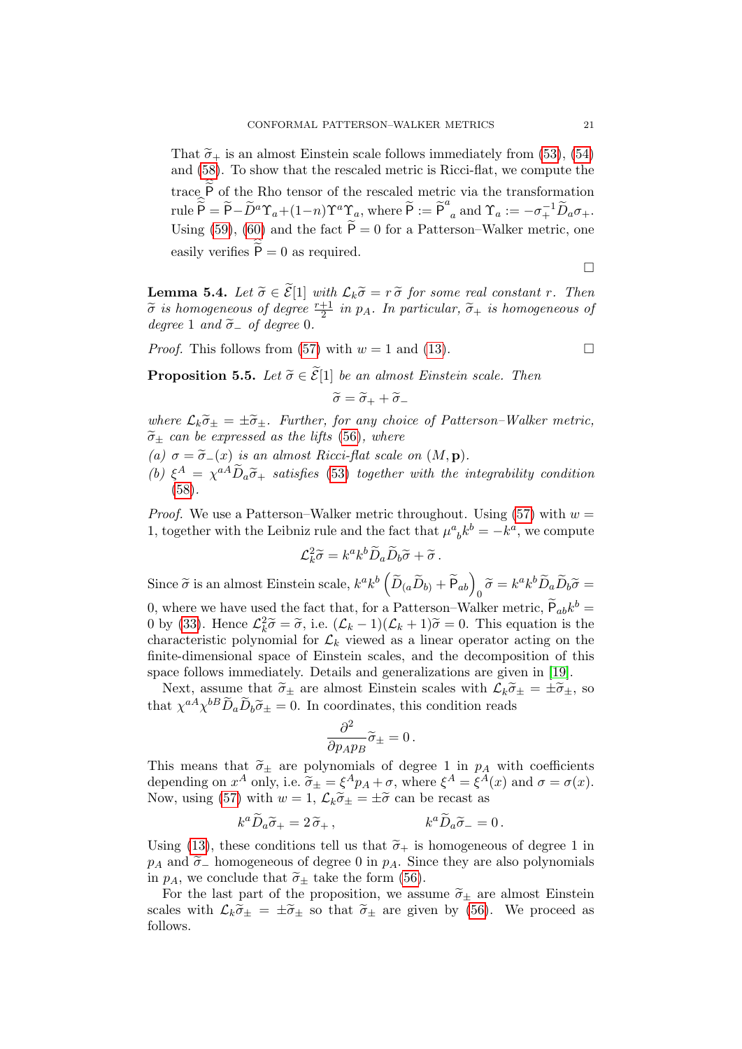That $\widetilde{\sigma}_+$ is an almost Einstein scale follows immediately from (53), (54) and (58). To show that the rescaled metric is Ricci-flat, we compute the trace $\widetilde{\widetilde{\mathsf{P}}}$ of the Rho tensor of the rescaled metric via the transformation rule $\widetilde{\widetilde{\mathsf{P}}} = \widetilde{\mathsf{P}} - \widetilde{D}^a \Upsilon_a + (1-n)\Upsilon^a\Upsilon_a$, where $\widetilde{\mathsf{P}} := \widetilde{\mathsf{P}}^a{}_a$ and $\Upsilon_a := -\sigma_+^{-1}\widetilde{D}_a\sigma_+$. Using (59), (60) and the fact $\widetilde{\mathsf{P}} = 0$ for a Patterson–Walker metric, one easily verifies $\widetilde{\widetilde{\mathsf{P}}} = 0$ as required.

□

**Lemma 5.4.** *Let $\widetilde{\sigma} \in \widetilde{\mathcal{E}}[1]$ with $\mathcal{L}_k\widetilde{\sigma} = r\,\widetilde{\sigma}$ for some real constant $r$. Then $\widetilde{\sigma}$ is homogeneous of degree $\frac{r+1}{2}$ in $p_A$. In particular, $\widetilde{\sigma}_+$ is homogeneous of degree 1 and $\widetilde{\sigma}_-$ of degree 0.*

*Proof.* This follows from (57) with $w=1$ and (13). □

**Proposition 5.5.** *Let $\widetilde{\sigma} \in \widetilde{\mathcal{E}}[1]$ be an almost Einstein scale. Then*

$$\widetilde{\sigma} = \widetilde{\sigma}_+ + \widetilde{\sigma}_-$$

*where $\mathcal{L}_k\widetilde{\sigma}_\pm = \pm\widetilde{\sigma}_\pm$. Further, for any choice of Patterson–Walker metric, $\widetilde{\sigma}_\pm$ can be expressed as the lifts (56), where*

*(a) $\sigma = \widetilde{\sigma}_-(x)$ is an almost Ricci-flat scale on $(M, \mathbf{p})$.*

*(b) $\xi^A = \chi^{aA}\widetilde{D}_a\widetilde{\sigma}_+$ satisfies (53) together with the integrability condition (58).*

*Proof.* We use a Patterson–Walker metric throughout. Using (57) with $w=1$, together with the Leibniz rule and the fact that $\mu^a{}_b k^b = -k^a$, we compute

$$\mathcal{L}_k^2\widetilde{\sigma} = k^a k^b \widetilde{D}_a\widetilde{D}_b\widetilde{\sigma} + \widetilde{\sigma}\,.$$

Since $\widetilde{\sigma}$ is an almost Einstein scale, $k^a k^b\left(\widetilde{D}_{(a}\widetilde{D}_{b)} + \widetilde{\mathsf{P}}_{ab}\right)_0\widetilde{\sigma} = k^a k^b\widetilde{D}_a\widetilde{D}_b\widetilde{\sigma} = 0$, where we have used the fact that, for a Patterson–Walker metric, $\widetilde{\mathsf{P}}_{ab}k^b = 0$ by (33). Hence $\mathcal{L}_k^2\widetilde{\sigma} = \widetilde{\sigma}$, i.e. $(\mathcal{L}_k - 1)(\mathcal{L}_k + 1)\widetilde{\sigma} = 0$. This equation is the characteristic polynomial for $\mathcal{L}_k$ viewed as a linear operator acting on the finite-dimensional space of Einstein scales, and the decomposition of this space follows immediately. Details and generalizations are given in [19].

Next, assume that $\widetilde{\sigma}_\pm$ are almost Einstein scales with $\mathcal{L}_k\widetilde{\sigma}_\pm = \pm\widetilde{\sigma}_\pm$, so that $\chi^{aA}\chi^{bB}\widetilde{D}_a\widetilde{D}_b\widetilde{\sigma}_\pm = 0$. In coordinates, this condition reads

$$\frac{\partial^2}{\partial p_A p_B}\widetilde{\sigma}_\pm = 0\,.$$

This means that $\widetilde{\sigma}_\pm$ are polynomials of degree 1 in $p_A$ with coefficients depending on $x^A$ only, i.e. $\widetilde{\sigma}_\pm = \xi^A p_A + \sigma$, where $\xi^A = \xi^A(x)$ and $\sigma = \sigma(x)$. Now, using (57) with $w=1$, $\mathcal{L}_k\widetilde{\sigma}_\pm = \pm\widetilde{\sigma}$ can be recast as

$$k^a\widetilde{D}_a\widetilde{\sigma}_+ = 2\,\widetilde{\sigma}_+\,, \qquad\qquad k^a\widetilde{D}_a\widetilde{\sigma}_- = 0\,.$$

Using (13), these conditions tell us that $\widetilde{\sigma}_+$ is homogeneous of degree 1 in $p_A$ and $\widetilde{\sigma}_-$ homogeneous of degree 0 in $p_A$. Since they are also polynomials in $p_A$, we conclude that $\widetilde{\sigma}_\pm$ take the form (56).

For the last part of the proposition, we assume $\widetilde{\sigma}_\pm$ are almost Einstein scales with $\mathcal{L}_k\widetilde{\sigma}_\pm = \pm\widetilde{\sigma}_\pm$ so that $\widetilde{\sigma}_\pm$ are given by (56). We proceed as follows.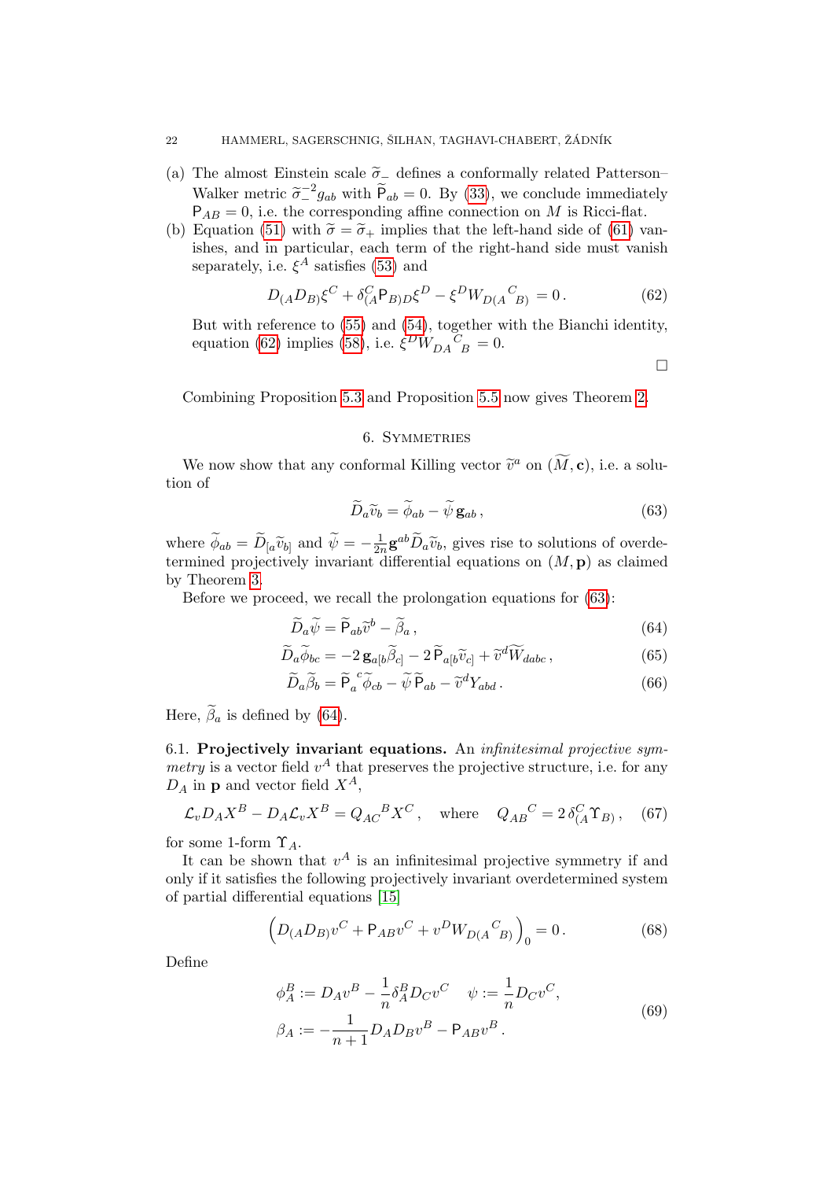(a) The almost Einstein scale $\widetilde{\sigma}_-$ defines a conformally related Patterson–Walker metric $\widetilde{\sigma}_-^{-2} g_{ab}$ with $\widetilde{\mathsf{P}}_{ab} = 0$. By (33), we conclude immediately $\mathsf{P}_{AB} = 0$, i.e. the corresponding affine connection on $M$ is Ricci-flat.

(b) Equation (51) with $\widetilde{\sigma} = \widetilde{\sigma}_+$ implies that the left-hand side of (61) vanishes, and in particular, each term of the right-hand side must vanish separately, i.e. $\xi^A$ satisfies (53) and

$$D_{(A} D_{B)} \xi^C + \delta^C_{(A} \mathsf{P}_{B)D} \xi^D - \xi^D W_{D(A}{}^C{}_{B)} = 0 \,. \tag{62}$$

But with reference to (55) and (54), together with the Bianchi identity, equation (62) implies (58), i.e. $\xi^D W_{DA}{}^C{}_B = 0$.

□

Combining Proposition 5.3 and Proposition 5.5 now gives Theorem 2.

## 6. Symmetries

We now show that any conformal Killing vector $\widetilde{v}^a$ on $(\widetilde{M}, \mathbf{c})$, i.e. a solution of

$$\widetilde{D}_a \widetilde{v}_b = \widetilde{\phi}_{ab} - \widetilde{\psi}\, \mathbf{g}_{ab} \,, \tag{63}$$

where $\widetilde{\phi}_{ab} = \widetilde{D}_{[a} \widetilde{v}_{b]}$ and $\widetilde{\psi} = -\frac{1}{2n} \mathbf{g}^{ab} \widetilde{D}_a \widetilde{v}_b$, gives rise to solutions of overdetermined projectively invariant differential equations on $(M, \mathbf{p})$ as claimed by Theorem 3.

Before we proceed, we recall the prolongation equations for (63):

$$\widetilde{D}_a \widetilde{\psi} = \widetilde{\mathsf{P}}_{ab} \widetilde{v}^b - \widetilde{\beta}_a \,, \tag{64}$$

$$\widetilde{D}_a \widetilde{\phi}_{bc} = -2\, \mathbf{g}_{a[b} \widetilde{\beta}_{c]} - 2\, \widetilde{\mathsf{P}}_{a[b} \widetilde{v}_{c]} + \widetilde{v}^d \widetilde{W}_{dabc} \,, \tag{65}$$

$$\widetilde{D}_a \widetilde{\beta}_b = \widetilde{\mathsf{P}}_a{}^c \widetilde{\phi}_{cb} - \widetilde{\psi}\, \widetilde{\mathsf{P}}_{ab} - \widetilde{v}^d Y_{abd} \,. \tag{66}$$

Here, $\widetilde{\beta}_a$ is defined by (64).

6.1. **Projectively invariant equations.** An *infinitesimal projective symmetry* is a vector field $v^A$ that preserves the projective structure, i.e. for any $D_A$ in $\mathbf{p}$ and vector field $X^A$,

$$\mathcal{L}_v D_A X^B - D_A \mathcal{L}_v X^B = Q_{AC}{}^B X^C \,, \quad \text{where} \quad Q_{AB}{}^C = 2\, \delta^C_{(A} \Upsilon_{B)} \,, \tag{67}$$

for some 1-form $\Upsilon_A$.

It can be shown that $v^A$ is an infinitesimal projective symmetry if and only if it satisfies the following projectively invariant overdetermined system of partial differential equations [15]

$$\left( D_{(A} D_{B)} v^C + \mathsf{P}_{AB} v^C + v^D W_{D(A}{}^C{}_{B)} \right)_0 = 0 \,. \tag{68}$$

Define

$$\begin{aligned} \phi^B_A &:= D_A v^B - \frac{1}{n} \delta^B_A D_C v^C \quad \psi := \frac{1}{n} D_C v^C, \\ \beta_A &:= -\frac{1}{n+1} D_A D_B v^B - \mathsf{P}_{AB} v^B \,. \end{aligned} \tag{69}$$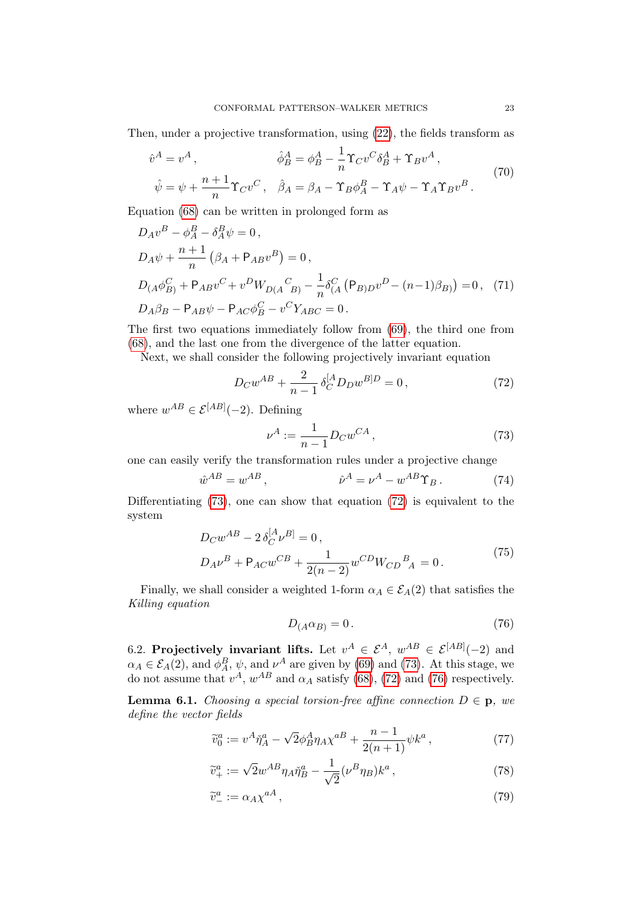Then, under a projective transformation, using (22), the fields transform as

$$
\begin{aligned}
\hat{v}^A &= v^A\,, & \hat{\phi}^A_B &= \phi^A_B - \frac{1}{n}\Upsilon_C v^C \delta^A_B + \Upsilon_B v^A\,,\\
\hat{\psi} &= \psi + \frac{n+1}{n}\Upsilon_C v^C\,, & \hat{\beta}_A &= \beta_A - \Upsilon_B \phi^B_A - \Upsilon_A \psi - \Upsilon_A \Upsilon_B v^B\,.
\end{aligned}
\tag{70}
$$

Equation (68) can be written in prolonged form as

$$
\begin{aligned}
& D_A v^B - \phi^B_A - \delta^B_A \psi = 0\,,\\
& D_A \psi + \frac{n+1}{n}\left(\beta_A + \mathsf{P}_{AB} v^B\right) = 0\,,\\
& D_{(A}\phi^C_{B)} + \mathsf{P}_{AB} v^C + v^D W_{D(A}{}^C{}_{B)} - \frac{1}{n}\delta^C_{(A}\left(\mathsf{P}_{B)D} v^D - (n-1)\beta_{B)}\right) = 0\,,\\
& D_A \beta_B - \mathsf{P}_{AB}\psi - \mathsf{P}_{AC}\phi^C_B - v^C Y_{ABC} = 0\,.
\end{aligned}
\tag{71}
$$

The first two equations immediately follow from (69), the third one from (68), and the last one from the divergence of the latter equation.

Next, we shall consider the following projectively invariant equation

$$
D_C w^{AB} + \frac{2}{n-1}\,\delta^{[A}_C D_D w^{B]D} = 0\,,
\tag{72}
$$

where $w^{AB} \in \mathcal{E}^{[AB]}(-2)$. Defining

$$
\nu^A := \frac{1}{n-1} D_C w^{CA}\,,
\tag{73}
$$

one can easily verify the transformation rules under a projective change

$$
\hat{w}^{AB} = w^{AB}\,, \qquad \hat{\nu}^A = \nu^A - w^{AB}\Upsilon_B\,.
\tag{74}
$$

Differentiating (73), one can show that equation (72) is equivalent to the system

$$
\begin{aligned}
& D_C w^{AB} - 2\,\delta^{[A}_C \nu^{B]} = 0\,,\\
& D_A \nu^B + \mathsf{P}_{AC} w^{CB} + \frac{1}{2(n-2)} w^{CD} W_{CD}{}^B{}_A = 0\,.
\end{aligned}
\tag{75}
$$

Finally, we shall consider a weighted 1-form $\alpha_A \in \mathcal{E}_A(2)$ that satisfies the *Killing equation*

$$
D_{(A}\alpha_{B)} = 0\,.
\tag{76}
$$

**6.2. Projectively invariant lifts.** Let $v^A \in \mathcal{E}^A$, $w^{AB} \in \mathcal{E}^{[AB]}(-2)$ and $\alpha_A \in \mathcal{E}_A(2)$, and $\phi^B_A$, $\psi$, and $\nu^A$ are given by (69) and (73). At this stage, we do not assume that $v^A$, $w^{AB}$ and $\alpha_A$ satisfy (68), (72) and (76) respectively.

**Lemma 6.1.** *Choosing a special torsion-free affine connection $D \in \mathbf{p}$, we define the vector fields*

$$
\widetilde{v}^a_0 := v^A \check{\eta}^a_A - \sqrt{2}\phi^A_B \eta_A \chi^{aB} + \frac{n-1}{2(n+1)}\psi k^a\,,
\tag{77}
$$

$$
\widetilde{v}^a_+ := \sqrt{2} w^{AB}\eta_A \check{\eta}^a_B - \frac{1}{\sqrt{2}}(\nu^B \eta_B) k^a\,,
\tag{78}
$$

$$
\widetilde{v}^a_- := \alpha_A \chi^{aA}\,,
\tag{79}
$$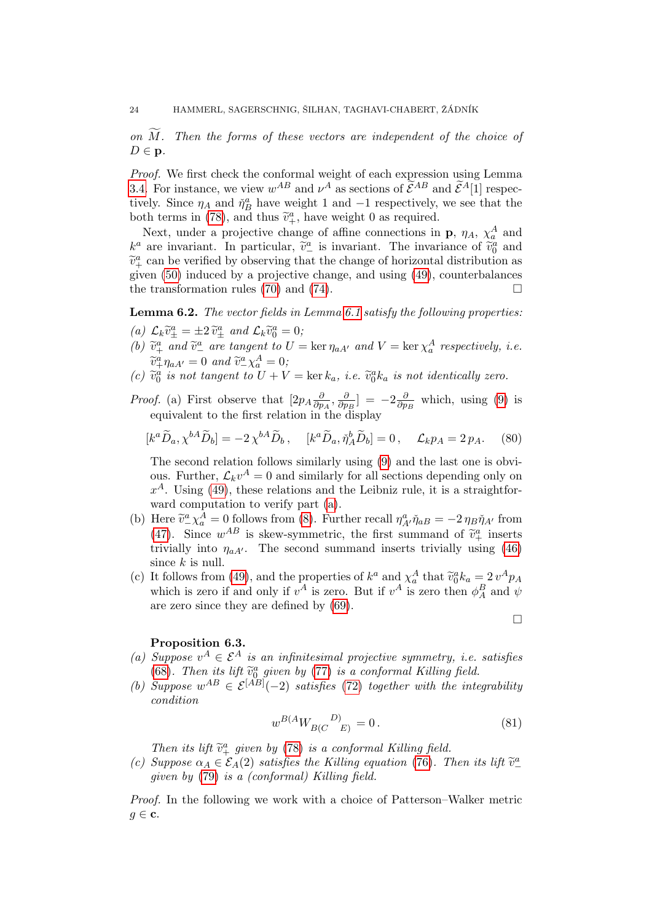*on $\widetilde{M}$. Then the forms of these vectors are independent of the choice of $D \in \mathbf{p}$.*

*Proof.* We first check the conformal weight of each expression using Lemma 3.4. For instance, we view $w^{AB}$ and $\nu^A$ as sections of $\widetilde{\mathcal{E}}^{AB}$ and $\widetilde{\mathcal{E}}^A[1]$ respectively. Since $\eta_A$ and $\check{\eta}^a_B$ have weight 1 and $-1$ respectively, we see that the both terms in (78), and thus $\widetilde{v}^a_+$, have weight 0 as required.

Next, under a projective change of affine connections in $\mathbf{p}$, $\eta_A$, $\chi^A_a$ and $k^a$ are invariant. In particular, $\widetilde{v}^a_-$ is invariant. The invariance of $\widetilde{v}^a_0$ and $\widetilde{v}^a_+$ can be verified by observing that the change of horizontal distribution as given (50) induced by a projective change, and using (49), counterbalances the transformation rules (70) and (74). □

**Lemma 6.2.** *The vector fields in Lemma 6.1 satisfy the following properties:*

*(a)* $\mathcal{L}_k \widetilde{v}^a_\pm = \pm 2\, \widetilde{v}^a_\pm$ *and* $\mathcal{L}_k \widetilde{v}^a_0 = 0$*;*

*(b)* $\widetilde{v}^a_+$ *and* $\widetilde{v}^a_-$ *are tangent to* $U = \ker \eta_{aA'}$ *and* $V = \ker \chi^A_a$ *respectively, i.e.* $\widetilde{v}^a_+ \eta_{aA'} = 0$ *and* $\widetilde{v}^a_- \chi^A_a = 0$*;*

*(c)* $\widetilde{v}^a_0$ *is not tangent to* $U + V = \ker k_a$*, i.e.* $\widetilde{v}^a_0 k_a$ *is not identically zero.*

*Proof.* (a) First observe that $[2p_A \frac{\partial}{\partial p_A}, \frac{\partial}{\partial p_B}] = -2\frac{\partial}{\partial p_B}$ which, using (9) is equivalent to the first relation in the display

$$[k^a \widetilde{D}_a, \chi^{bA} \widetilde{D}_b] = -2\, \chi^{bA} \widetilde{D}_b\,, \quad [k^a \widetilde{D}_a, \check{\eta}^b_A \widetilde{D}_b] = 0\,, \quad \mathcal{L}_k p_A = 2\, p_A. \tag{80}$$

The second relation follows similarly using (9) and the last one is obvious. Further, $\mathcal{L}_k v^A = 0$ and similarly for all sections depending only on $x^A$. Using (49), these relations and the Leibniz rule, it is a straightforward computation to verify part (a).

(b) Here $\widetilde{v}^a_- \chi^A_a = 0$ follows from (8). Further recall $\eta^a_{A'} \check{\eta}_{aB} = -2\, \eta_B \check{\eta}_{A'}$ from (47). Since $w^{AB}$ is skew-symmetric, the first summand of $\widetilde{v}^a_+$ inserts trivially into $\eta_{aA'}$. The second summand inserts trivially using (46) since $k$ is null.

(c) It follows from (49), and the properties of $k^a$ and $\chi^A_a$ that $\widetilde{v}^a_0 k_a = 2\, v^A p_A$ which is zero if and only if $v^A$ is zero. But if $v^A$ is zero then $\phi^B_A$ and $\psi$ are zero since they are defined by (69).

□

**Proposition 6.3.**

*(a) Suppose* $v^A \in \mathcal{E}^A$ *is an infinitesimal projective symmetry, i.e. satisfies (68). Then its lift* $\widetilde{v}^a_0$ *given by (77) is a conformal Killing field.*

*(b) Suppose* $w^{AB} \in \mathcal{E}^{[AB]}(-2)$ *satisfies (72) together with the integrability condition*

$$w^{B(A} W_{B(C}{}^{D)}{}_{E)} = 0\,. \tag{81}$$

*Then its lift* $\widetilde{v}^a_+$ *given by (78) is a conformal Killing field.*

*(c) Suppose* $\alpha_A \in \mathcal{E}_A(2)$ *satisfies the Killing equation (76). Then its lift* $\widetilde{v}^a_-$ *given by (79) is a (conformal) Killing field.*

*Proof.* In the following we work with a choice of Patterson–Walker metric $g \in \mathbf{c}$.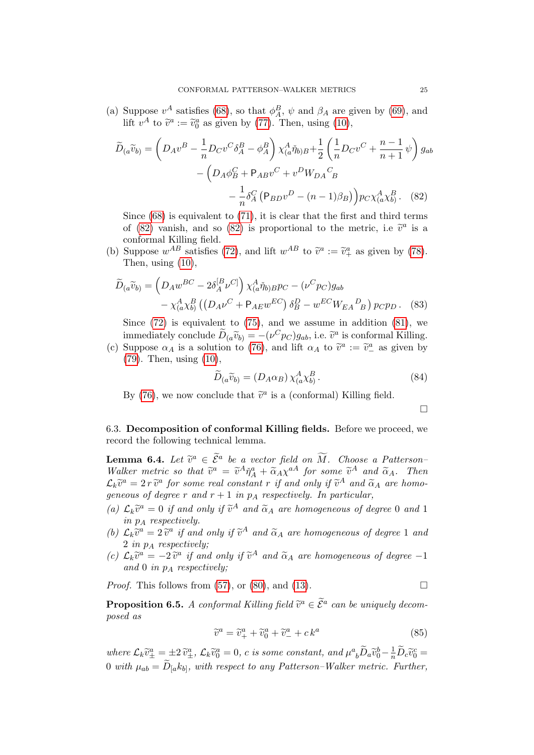(a) Suppose $v^A$ satisfies (68), so that $\phi_A^B$, $\psi$ and $\beta_A$ are given by (69), and lift $v^A$ to $\widetilde{v}^a := \widetilde{v}_0^a$ as given by (77). Then, using (10),

$$\widetilde{D}_{(a}\widetilde{v}_{b)} = \left( D_A v^B - \frac{1}{n} D_C v^C \delta_A^B - \phi_A^B \right) \chi^A_{(a} \check{\eta}_{b)B} + \frac{1}{2} \left( \frac{1}{n} D_C v^C + \frac{n-1}{n+1} \psi \right) g_{ab} - \Big( D_A \phi_B^C + \mathsf{P}_{AB} v^C + v^D W_{DA}{}^C{}_B - \frac{1}{n} \delta_A^C \left( \mathsf{P}_{BD} v^D - (n-1) \beta_B \right) \Big) p_C \chi^A_{(a} \chi^B_{b)} . \quad (82)$$

Since (68) is equivalent to (71), it is clear that the first and third terms of (82) vanish, and so (82) is proportional to the metric, i.e $\widetilde{v}^a$ is a conformal Killing field.

(b) Suppose $w^{AB}$ satisfies (72), and lift $w^{AB}$ to $\widetilde{v}^a := \widetilde{v}_+^a$ as given by (78). Then, using (10),

$$\widetilde{D}_{(a}\widetilde{v}_{b)} = \left( D_A w^{BC} - 2 \delta_A^{[B} \nu^{C]} \right) \chi^A_{(a} \check{\eta}_{b)B} p_C - (\nu^C p_C) g_{ab} - \chi^A_{(a} \chi^B_{b)} \left( \left( D_A \nu^C + \mathsf{P}_{AE} w^{EC} \right) \delta_B^D - w^{EC} W_{EA}{}^D{}_B \right) p_C p_D . \quad (83)$$

Since (72) is equivalent to (75), and we assume in addition (81), we immediately conclude $\widetilde{D}_{(a}\widetilde{v}_{b)} = -(\nu^C p_C) g_{ab}$, i.e. $\widetilde{v}^a$ is conformal Killing.

(c) Suppose $\alpha_A$ is a solution to (76), and lift $\alpha_A$ to $\widetilde{v}^a := \widetilde{v}_-^a$ as given by (79). Then, using (10),

$$\widetilde{D}_{(a}\widetilde{v}_{b)} = (D_A \alpha_B) \chi^A_{(a} \chi^B_{b)} . \quad (84)$$

By (76), we now conclude that $\widetilde{v}^a$ is a (conformal) Killing field.

□

### 6.3. Decomposition of conformal Killing fields.

Before we proceed, we record the following technical lemma.

**Lemma 6.4.** *Let $\widetilde{v}^a \in \widetilde{\mathcal{E}}^a$ be a vector field on $\widetilde{M}$. Choose a Patterson–Walker metric so that $\widetilde{v}^a = \widetilde{v}^A \check{\eta}_A^a + \widetilde{\alpha}_A \chi^{aA}$ for some $\widetilde{v}^A$ and $\widetilde{\alpha}_A$. Then $\mathcal{L}_k \widetilde{v}^a = 2\, r\, \widetilde{v}^a$ for some real constant $r$ if and only if $\widetilde{v}^A$ and $\widetilde{\alpha}_A$ are homogeneous of degree $r$ and $r+1$ in $p_A$ respectively. In particular,*

*(a) $\mathcal{L}_k \widetilde{v}^a = 0$ if and only if $\widetilde{v}^A$ and $\widetilde{\alpha}_A$ are homogeneous of degree $0$ and $1$ in $p_A$ respectively.*

*(b) $\mathcal{L}_k \widetilde{v}^a = 2\, \widetilde{v}^a$ if and only if $\widetilde{v}^A$ and $\widetilde{\alpha}_A$ are homogeneous of degree $1$ and $2$ in $p_A$ respectively;*

*(c) $\mathcal{L}_k \widetilde{v}^a = -2\, \widetilde{v}^a$ if and only if $\widetilde{v}^A$ and $\widetilde{\alpha}_A$ are homogeneous of degree $-1$ and $0$ in $p_A$ respectively;*

*Proof.* This follows from (57), or (80), and (13). □

**Proposition 6.5.** *A conformal Killing field $\widetilde{v}^a \in \widetilde{\mathcal{E}}^a$ can be uniquely decomposed as*

$$\widetilde{v}^a = \widetilde{v}_+^a + \widetilde{v}_0^a + \widetilde{v}_-^a + c\, k^a \quad (85)$$

*where $\mathcal{L}_k \widetilde{v}_\pm^a = \pm 2\, \widetilde{v}_\pm^a$, $\mathcal{L}_k \widetilde{v}_0^a = 0$, $c$ is some constant, and $\mu^a{}_b \widetilde{D}_a \widetilde{v}_0^b - \frac{1}{n} \widetilde{D}_c \widetilde{v}_0^c = 0$ with $\mu_{ab} = \widetilde{D}_{[a} k_{b]}$, with respect to any Patterson–Walker metric. Further,*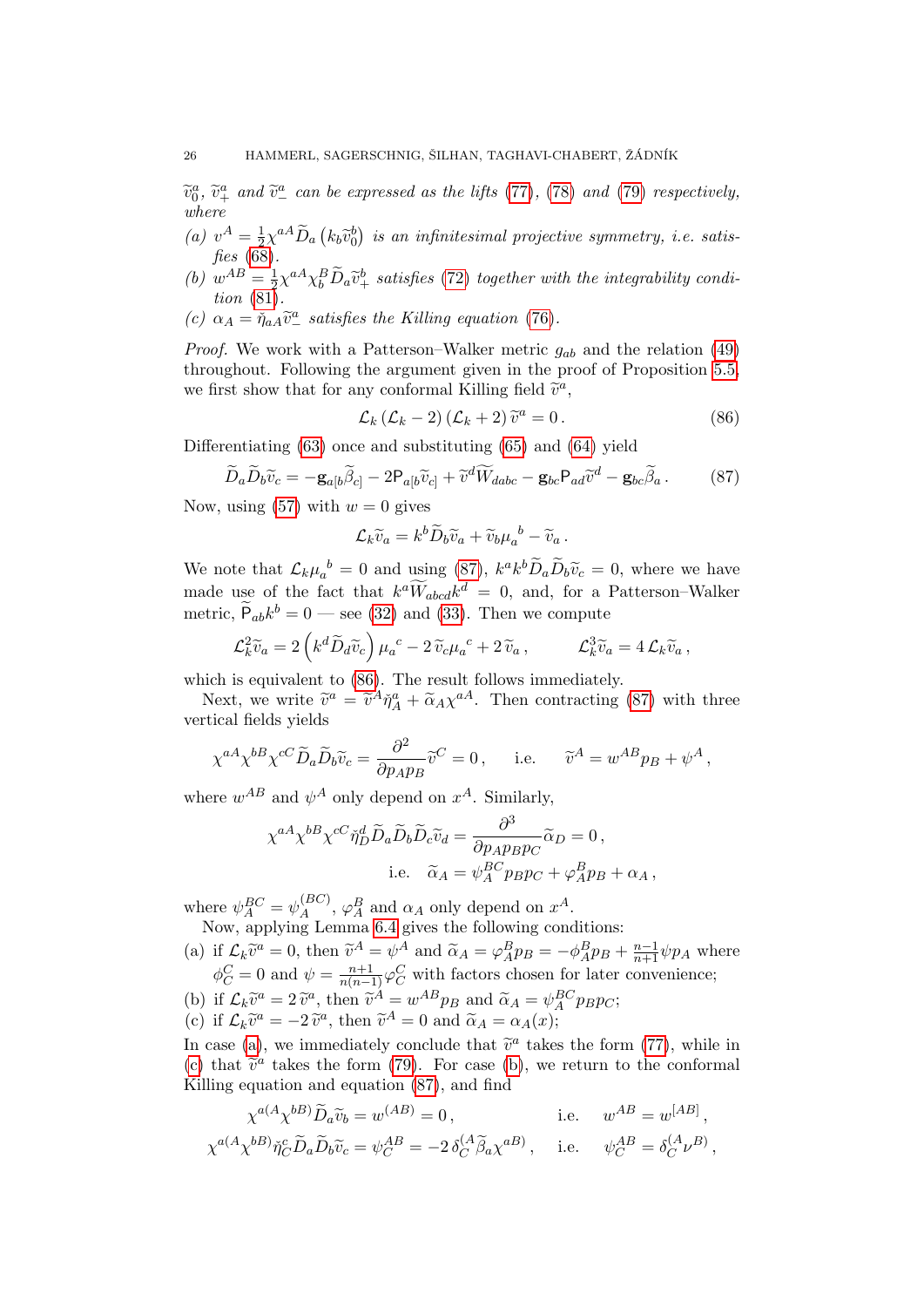$\widetilde{v}^a_0$, $\widetilde{v}^a_+$ *and* $\widetilde{v}^a_-$ *can be expressed as the lifts* (77), (78) *and* (79) *respectively, where*

*(a)* $v^A = \frac{1}{2}\chi^{aA}\widetilde{D}_a\left(k_b\widetilde{v}^b_0\right)$ *is an infinitesimal projective symmetry, i.e. satisfies* (68).

*(b)* $w^{AB} = \frac{1}{2}\chi^{aA}\chi^B_b\widetilde{D}_a\widetilde{v}^b_+$ *satisfies* (72) *together with the integrability condition* (81).

*(c)* $\alpha_A = \check{\eta}_{aA}\widetilde{v}^a_-$ *satisfies the Killing equation* (76).

*Proof.* We work with a Patterson–Walker metric $g_{ab}$ and the relation (49) throughout. Following the argument given in the proof of Proposition 5.5, we first show that for any conformal Killing field $\widetilde{v}^a$,

$$\mathcal{L}_k\left(\mathcal{L}_k - 2\right)\left(\mathcal{L}_k + 2\right)\widetilde{v}^a = 0\,. \tag{86}$$

Differentiating (63) once and substituting (65) and (64) yield

$$\widetilde{D}_a\widetilde{D}_b\widetilde{v}_c = -\mathbf{g}_{a[b}\widetilde{\beta}_{c]} - 2\mathsf{P}_{a[b}\widetilde{v}_{c]} + \widetilde{v}^d\widetilde{W}_{dabc} - \mathbf{g}_{bc}\mathsf{P}_{ad}\widetilde{v}^d - \mathbf{g}_{bc}\widetilde{\beta}_a\,. \tag{87}$$

Now, using (57) with $w = 0$ gives

$$\mathcal{L}_k\widetilde{v}_a = k^b\widetilde{D}_b\widetilde{v}_a + \widetilde{v}_b\mu_a{}^b - \widetilde{v}_a\,.$$

We note that $\mathcal{L}_k\mu_a{}^b = 0$ and using (87), $k^ak^b\widetilde{D}_a\widetilde{D}_b\widetilde{v}_c = 0$, where we have made use of the fact that $k^a\widetilde{W}_{abcd}k^d = 0$, and, for a Patterson–Walker metric, $\widetilde{\mathsf{P}}_{ab}k^b = 0$ — see (32) and (33). Then we compute

$$\mathcal{L}^2_k\widetilde{v}_a = 2\left(k^d\widetilde{D}_d\widetilde{v}_c\right)\mu_a{}^c - 2\,\widetilde{v}_c\mu_a{}^c + 2\,\widetilde{v}_a\,, \qquad \mathcal{L}^3_k\widetilde{v}_a = 4\,\mathcal{L}_k\widetilde{v}_a\,,$$

which is equivalent to (86). The result follows immediately.

Next, we write $\widetilde{v}^a = \widetilde{v}^A\check{\eta}^a_A + \widetilde{\alpha}_A\chi^{aA}$. Then contracting (87) with three vertical fields yields

$$\chi^{aA}\chi^{bB}\chi^{cC}\widetilde{D}_a\widetilde{D}_b\widetilde{v}_c = \frac{\partial^2}{\partial p_A p_B}\widetilde{v}^C = 0\,, \qquad \text{i.e.} \qquad \widetilde{v}^A = w^{AB}p_B + \psi^A\,,$$

where $w^{AB}$ and $\psi^A$ only depend on $x^A$. Similarly,

$$\chi^{aA}\chi^{bB}\chi^{cC}\check{\eta}^d_D\widetilde{D}_a\widetilde{D}_b\widetilde{D}_c\widetilde{v}_d = \frac{\partial^3}{\partial p_A p_B p_C}\widetilde{\alpha}_D = 0\,,$$
$$\text{i.e.} \quad \widetilde{\alpha}_A = \psi^{BC}_A p_B p_C + \varphi^B_A p_B + \alpha_A\,,$$

where $\psi^{BC}_A = \psi^{(BC)}_A$, $\varphi^B_A$ and $\alpha_A$ only depend on $x^A$.

Now, applying Lemma 6.4 gives the following conditions:

(a) if $\mathcal{L}_k\widetilde{v}^a = 0$, then $\widetilde{v}^A = \psi^A$ and $\widetilde{\alpha}_A = \varphi^B_A p_B = -\phi^B_A p_B + \frac{n-1}{n+1}\psi p_A$ where $\phi^C_C = 0$ and $\psi = \frac{n+1}{n(n-1)}\varphi^C_C$ with factors chosen for later convenience;

(b) if $\mathcal{L}_k\widetilde{v}^a = 2\,\widetilde{v}^a$, then $\widetilde{v}^A = w^{AB}p_B$ and $\widetilde{\alpha}_A = \psi^{BC}_A p_B p_C$;

(c) if $\mathcal{L}_k\widetilde{v}^a = -2\,\widetilde{v}^a$, then $\widetilde{v}^A = 0$ and $\widetilde{\alpha}_A = \alpha_A(x)$;

In case (a), we immediately conclude that $\widetilde{v}^a$ takes the form (77), while in (c) that $\widetilde{v}^a$ takes the form (79). For case (b), we return to the conformal Killing equation and equation (87), and find

$$\chi^{a(A}\chi^{bB)}\widetilde{D}_a\widetilde{v}_b = w^{(AB)} = 0\,, \qquad \text{i.e.} \quad w^{AB} = w^{[AB]}\,,$$
$$\chi^{a(A}\chi^{bB)}\check{\eta}^c_C\widetilde{D}_a\widetilde{D}_b\widetilde{v}_c = \psi^{AB}_C = -2\,\delta^{(A}_C\widetilde{\beta}_a\chi^{aB)}\,, \quad \text{i.e.} \quad \psi^{AB}_C = \delta^{(A}_C\nu^{B)}\,,$$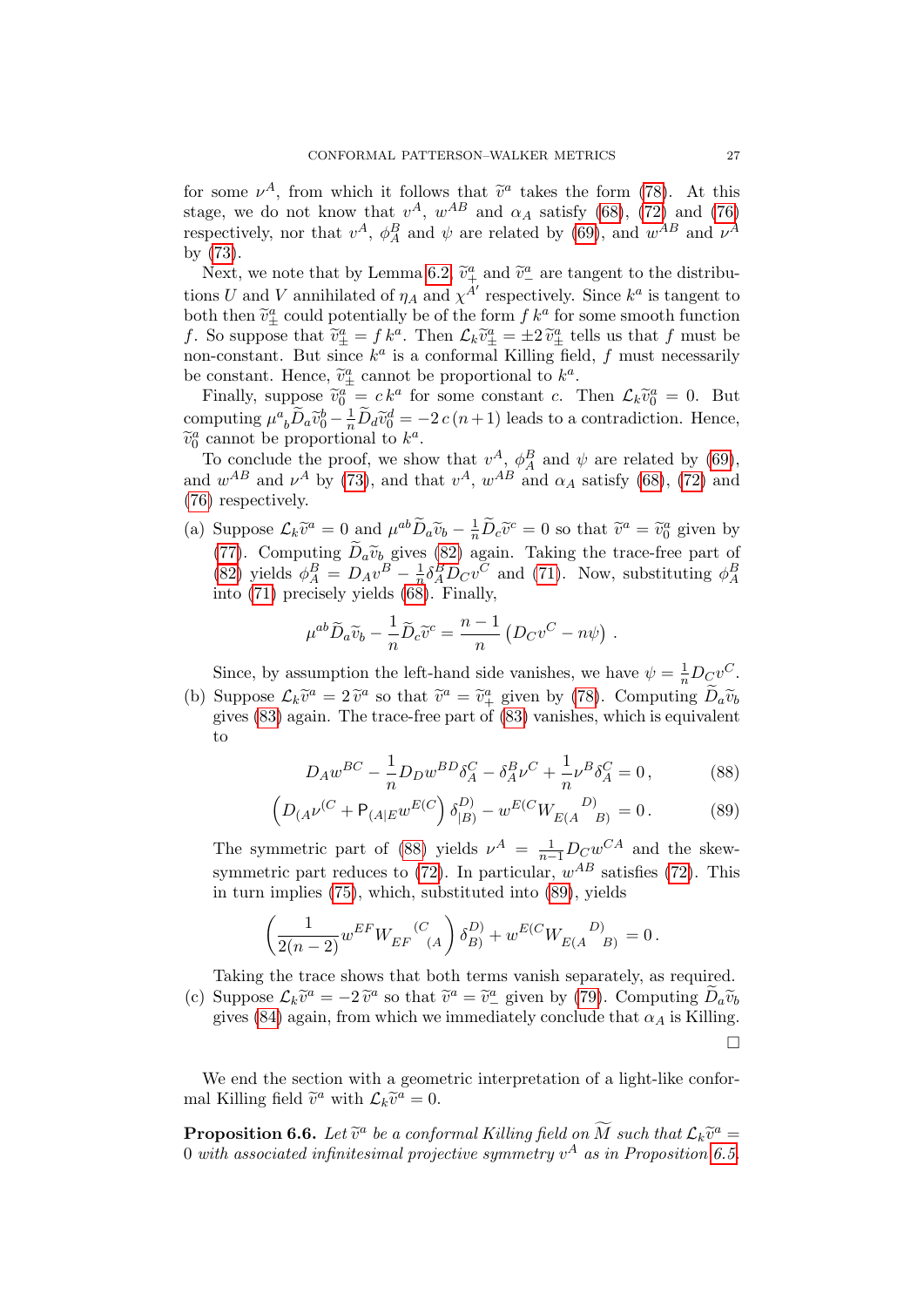for some $\nu^A$, from which it follows that $\widetilde{v}^a$ takes the form (78). At this stage, we do not know that $v^A$, $w^{AB}$ and $\alpha_A$ satisfy (68), (72) and (76) respectively, nor that $v^A$, $\phi_A^B$ and $\psi$ are related by (69), and $w^{AB}$ and $\nu^A$ by (73).

Next, we note that by Lemma 6.2, $\widetilde{v}^a_+$ and $\widetilde{v}^a_-$ are tangent to the distributions $U$ and $V$ annihilated of $\eta_A$ and $\chi^{A'}$ respectively. Since $k^a$ is tangent to both then $\widetilde{v}^a_\pm$ could potentially be of the form $f\,k^a$ for some smooth function $f$. So suppose that $\widetilde{v}^a_\pm = f\,k^a$. Then $\mathcal{L}_k \widetilde{v}^a_\pm = \pm 2\,\widetilde{v}^a_\pm$ tells us that $f$ must be non-constant. But since $k^a$ is a conformal Killing field, $f$ must necessarily be constant. Hence, $\widetilde{v}^a_\pm$ cannot be proportional to $k^a$.

Finally, suppose $\widetilde{v}^a_0 = c\,k^a$ for some constant $c$. Then $\mathcal{L}_k \widetilde{v}^a_0 = 0$. But computing $\mu^a{}_b \widetilde{D}_a \widetilde{v}^b_0 - \frac{1}{n}\widetilde{D}_d \widetilde{v}^d_0 = -2\,c\,(n+1)$ leads to a contradiction. Hence, $\widetilde{v}^a_0$ cannot be proportional to $k^a$.

To conclude the proof, we show that $v^A$, $\phi_A^B$ and $\psi$ are related by (69), and $w^{AB}$ and $\nu^A$ by (73), and that $v^A$, $w^{AB}$ and $\alpha_A$ satisfy (68), (72) and (76) respectively.

(a) Suppose $\mathcal{L}_k \widetilde{v}^a = 0$ and $\mu^{ab}\widetilde{D}_a \widetilde{v}_b - \frac{1}{n}\widetilde{D}_c \widetilde{v}^c = 0$ so that $\widetilde{v}^a = \widetilde{v}^a_0$ given by (77). Computing $\widetilde{D}_a \widetilde{v}_b$ gives (82) again. Taking the trace-free part of (82) yields $\phi_A^B = D_A v^B - \frac{1}{n}\delta_A^B D_C v^C$ and (71). Now, substituting $\phi_A^B$ into (71) precisely yields (68). Finally,

$$\mu^{ab}\widetilde{D}_a \widetilde{v}_b - \frac{1}{n}\widetilde{D}_c \widetilde{v}^c = \frac{n-1}{n}\left(D_C v^C - n\psi\right).$$

Since, by assumption the left-hand side vanishes, we have $\psi = \frac{1}{n}D_C v^C$.

(b) Suppose $\mathcal{L}_k \widetilde{v}^a = 2\,\widetilde{v}^a$ so that $\widetilde{v}^a = \widetilde{v}^a_+$ given by (78). Computing $\widetilde{D}_a \widetilde{v}_b$ gives (83) again. The trace-free part of (83) vanishes, which is equivalent to

$$D_A w^{BC} - \frac{1}{n} D_D w^{BD}\delta_A^C - \delta_A^B \nu^C + \frac{1}{n}\nu^B \delta_A^C = 0\,, \tag{88}$$

$$\left(D_{(A}\nu^{(C} + \mathsf{P}_{(A|E}w^{E(C}\right)\delta_{|B)}^{D)} - w^{E(C}W_{E(A}{}^{D)}{}_{B)} = 0\,. \tag{89}$$

The symmetric part of (88) yields $\nu^A = \frac{1}{n-1}D_C w^{CA}$ and the skew-symmetric part reduces to (72). In particular, $w^{AB}$ satisfies (72). This in turn implies (75), which, substituted into (89), yields

$$\left(\frac{1}{2(n-2)}w^{EF}W_{EF}{}^{(C}{}_{(A}\right)\delta_{B)}^{D)} + w^{E(C}W_{E(A}{}^{D)}{}_{B)} = 0\,.$$

Taking the trace shows that both terms vanish separately, as required.

(c) Suppose $\mathcal{L}_k \widetilde{v}^a = -2\,\widetilde{v}^a$ so that $\widetilde{v}^a = \widetilde{v}^a_-$ given by (79). Computing $\widetilde{D}_a \widetilde{v}_b$ gives (84) again, from which we immediately conclude that $\alpha_A$ is Killing.

□

We end the section with a geometric interpretation of a light-like conformal Killing field $\widetilde{v}^a$ with $\mathcal{L}_k \widetilde{v}^a = 0$.

**Proposition 6.6.** *Let $\widetilde{v}^a$ be a conformal Killing field on $\widetilde{M}$ such that $\mathcal{L}_k \widetilde{v}^a = 0$ with associated infinitesimal projective symmetry $v^A$ as in Proposition 6.5.*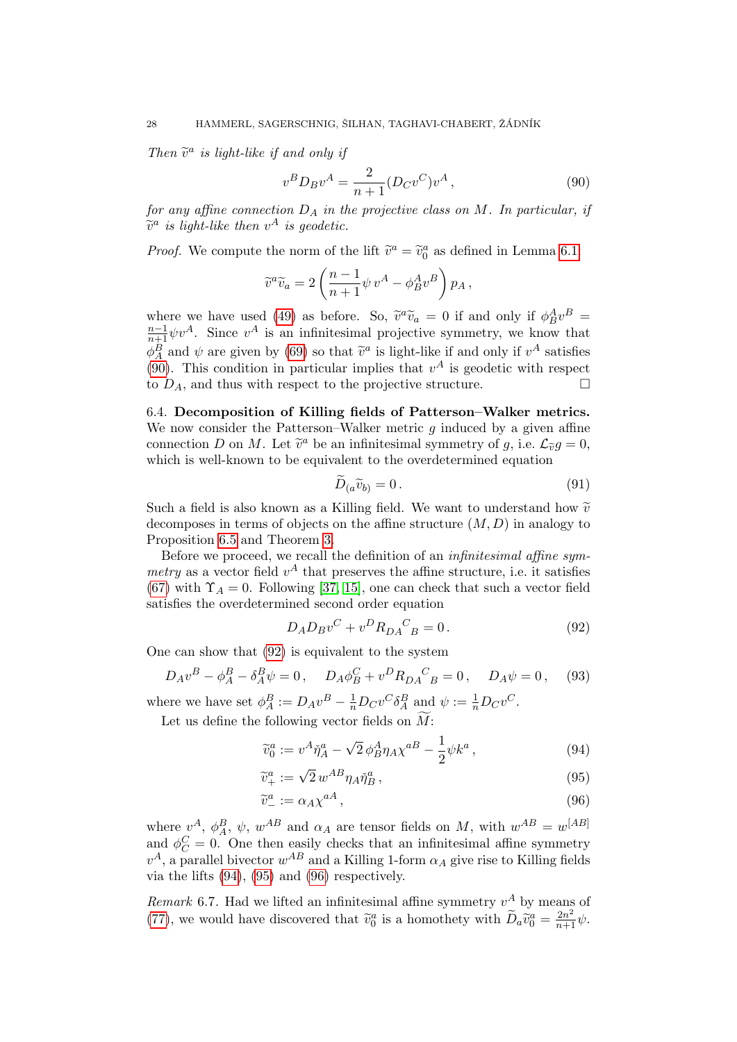*Then $\widetilde{v}^a$ is light-like if and only if*

$$v^B D_B v^A = \frac{2}{n+1}(D_C v^C) v^A \,, \tag{90}$$

*for any affine connection $D_A$ in the projective class on $M$. In particular, if $\widetilde{v}^a$ is light-like then $v^A$ is geodetic.*

*Proof.* We compute the norm of the lift $\widetilde{v}^a = \widetilde{v}^a_0$ as defined in Lemma 6.1

$$\widetilde{v}^a \widetilde{v}_a = 2\left(\frac{n-1}{n+1}\psi\, v^A - \phi^A_B v^B\right) p_A \,,$$

where we have used (49) as before. So, $\widetilde{v}^a\widetilde{v}_a = 0$ if and only if $\phi^A_B v^B = \frac{n-1}{n+1}\psi v^A$. Since $v^A$ is an infinitesimal projective symmetry, we know that $\phi^B_A$ and $\psi$ are given by (69) so that $\widetilde{v}^a$ is light-like if and only if $v^A$ satisfies (90). This condition in particular implies that $v^A$ is geodetic with respect to $D_A$, and thus with respect to the projective structure. $\square$

6.4. **Decomposition of Killing fields of Patterson–Walker metrics.** We now consider the Patterson–Walker metric $g$ induced by a given affine connection $D$ on $M$. Let $\widetilde{v}^a$ be an infinitesimal symmetry of $g$, i.e. $\mathcal{L}_{\widetilde{v}} g = 0$, which is well-known to be equivalent to the overdetermined equation

$$\widetilde{D}_{(a}\widetilde{v}_{b)} = 0 \,. \tag{91}$$

Such a field is also known as a Killing field. We want to understand how $\widetilde{v}$ decomposes in terms of objects on the affine structure $(M, D)$ in analogy to Proposition 6.5 and Theorem 3.

Before we proceed, we recall the definition of an *infinitesimal affine symmetry* as a vector field $v^A$ that preserves the affine structure, i.e. it satisfies (67) with $\Upsilon_A = 0$. Following [37, 15], one can check that such a vector field satisfies the overdetermined second order equation

$$D_A D_B v^C + v^D R_{DA}{}^C{}_B = 0 \,. \tag{92}$$

One can show that (92) is equivalent to the system

$$D_A v^B - \phi^B_A - \delta^B_A \psi = 0 \,, \quad D_A \phi^C_B + v^D R_{DA}{}^C{}_B = 0 \,, \quad D_A \psi = 0 \,, \tag{93}$$

where we have set $\phi^B_A := D_A v^B - \frac{1}{n} D_C v^C \delta^B_A$ and $\psi := \frac{1}{n} D_C v^C$.

Let us define the following vector fields on $\widetilde{M}$:

$$\widetilde{v}^a_0 := v^A \check{\eta}^a_A - \sqrt{2}\,\phi^A_B \eta_A \chi^{aB} - \frac{1}{2}\psi k^a \,, \tag{94}$$

$$\widetilde{v}^a_+ := \sqrt{2}\, w^{AB} \eta_A \check{\eta}^a_B \,, \tag{95}$$

$$\widetilde{v}^a_- := \alpha_A \chi^{aA} \,, \tag{96}$$

where $v^A$, $\phi^B_A$, $\psi$, $w^{AB}$ and $\alpha_A$ are tensor fields on $M$, with $w^{AB} = w^{[AB]}$ and $\phi^C_C = 0$. One then easily checks that an infinitesimal affine symmetry $v^A$, a parallel bivector $w^{AB}$ and a Killing 1-form $\alpha_A$ give rise to Killing fields via the lifts (94), (95) and (96) respectively.

*Remark* 6.7. Had we lifted an infinitesimal affine symmetry $v^A$ by means of (77), we would have discovered that $\widetilde{v}^a_0$ is a homothety with $\widetilde{D}_a \widetilde{v}^a_0 = \frac{2n^2}{n+1}\psi$.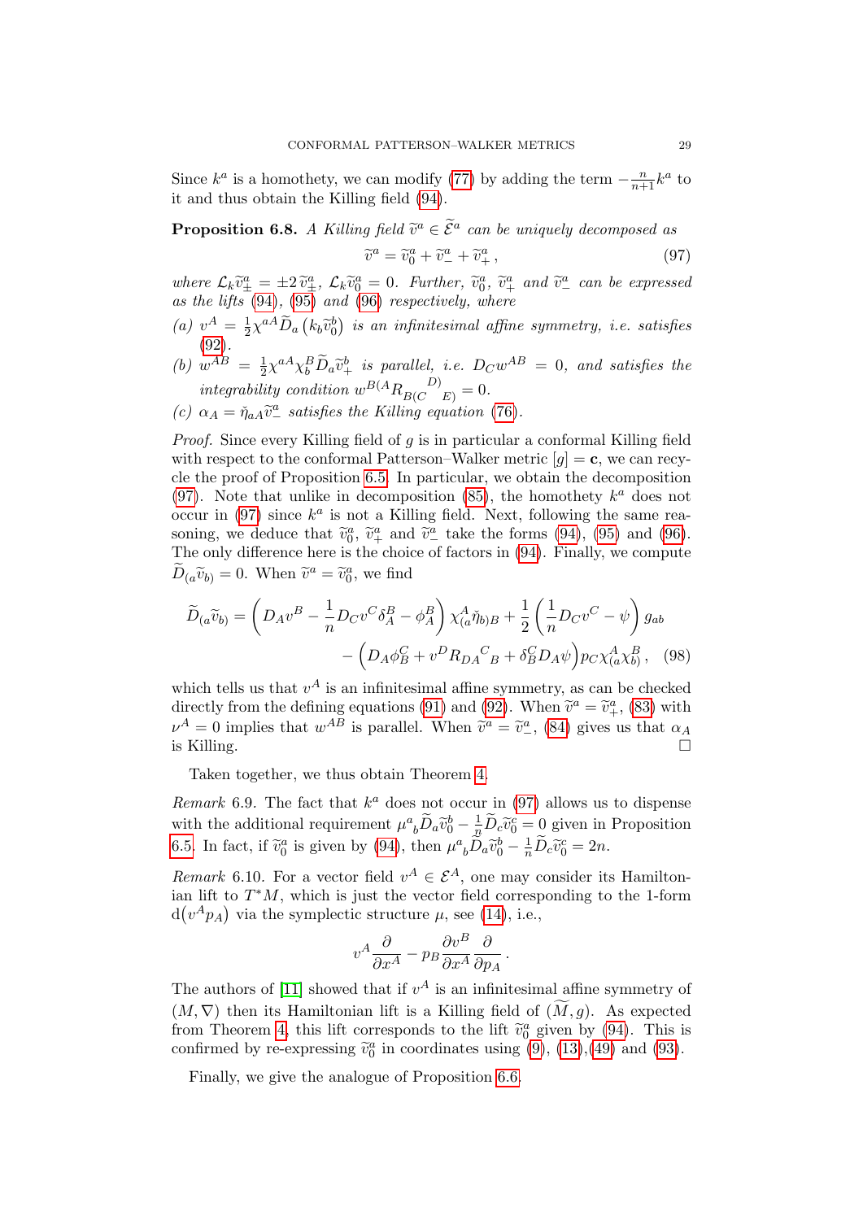Since $k^a$ is a homothety, we can modify (77) by adding the term $-\frac{n}{n+1}k^a$ to it and thus obtain the Killing field (94).

**Proposition 6.8.** *A Killing field $\widetilde{v}^a \in \widetilde{\mathcal{E}}^a$ can be uniquely decomposed as*

$$\widetilde{v}^a = \widetilde{v}^a_0 + \widetilde{v}^a_- + \widetilde{v}^a_+ \,, \tag{97}$$

*where $\mathcal{L}_k \widetilde{v}^a_\pm = \pm 2\, \widetilde{v}^a_\pm$, $\mathcal{L}_k \widetilde{v}^a_0 = 0$. Further, $\widetilde{v}^a_0$, $\widetilde{v}^a_+$ and $\widetilde{v}^a_-$ can be expressed as the lifts (94), (95) and (96) respectively, where*

*(a) $v^A = \frac{1}{2}\chi^{aA}\widetilde{D}_a\left(k_b \widetilde{v}^b_0\right)$ is an infinitesimal affine symmetry, i.e. satisfies (92).*

*(b) $w^{AB} = \frac{1}{2}\chi^{aA}\chi^B_b \widetilde{D}_a \widetilde{v}^b_+$ is parallel, i.e. $D_C w^{AB} = 0$, and satisfies the integrability condition $w^{B(A}R_{B(C}{}^{D)}{}_{E)} = 0$.*

*(c) $\alpha_A = \check{\eta}_{aA}\widetilde{v}^a_-$ satisfies the Killing equation (76).*

*Proof.* Since every Killing field of $g$ is in particular a conformal Killing field with respect to the conformal Patterson–Walker metric $[g] = \mathbf{c}$, we can recycle the proof of Proposition 6.5. In particular, we obtain the decomposition (97). Note that unlike in decomposition (85), the homothety $k^a$ does not occur in (97) since $k^a$ is not a Killing field. Next, following the same reasoning, we deduce that $\widetilde{v}^a_0$, $\widetilde{v}^a_+$ and $\widetilde{v}^a_-$ take the forms (94), (95) and (96). The only difference here is the choice of factors in (94). Finally, we compute $\widetilde{D}_{(a}\widetilde{v}_{b)} = 0$. When $\widetilde{v}^a = \widetilde{v}^a_0$, we find

$$\begin{aligned}\widetilde{D}_{(a}\widetilde{v}_{b)} = \left(D_A v^B - \frac{1}{n}D_C v^C \delta^B_A - \phi^B_A\right)\chi^A_{(a}\check{\eta}_{b)B} + \frac{1}{2}\left(\frac{1}{n}D_C v^C - \psi\right) g_{ab} \\ - \left(D_A \phi^C_B + v^D R_{DA}{}^C{}_B + \delta^C_B D_A \psi\right) p_C \chi^A_{(a}\chi^B_{b)}\,, \end{aligned} \tag{98}$$

which tells us that $v^A$ is an infinitesimal affine symmetry, as can be checked directly from the defining equations (91) and (92). When $\widetilde{v}^a = \widetilde{v}^a_+$, (83) with $\nu^A = 0$ implies that $w^{AB}$ is parallel. When $\widetilde{v}^a = \widetilde{v}^a_-$, (84) gives us that $\alpha_A$ is Killing. □

Taken together, we thus obtain Theorem 4.

*Remark* 6.9. The fact that $k^a$ does not occur in (97) allows us to dispense with the additional requirement $\mu^a{}_b\widetilde{D}_a\widetilde{v}^b_0 - \frac{1}{n}\widetilde{D}_c\widetilde{v}^c_0 = 0$ given in Proposition 6.5. In fact, if $\widetilde{v}^a_0$ is given by (94), then $\mu^a{}_b\widetilde{D}_a\widetilde{v}^b_0 - \frac{1}{n}\widetilde{D}_c\widetilde{v}^c_0 = 2n$.

*Remark* 6.10. For a vector field $v^A \in \mathcal{E}^A$, one may consider its Hamiltonian lift to $T^*M$, which is just the vector field corresponding to the 1-form $\mathrm{d}\big(v^A p_A\big)$ via the symplectic structure $\mu$, see (14), i.e.,

$$v^A \frac{\partial}{\partial x^A} - p_B \frac{\partial v^B}{\partial x^A}\frac{\partial}{\partial p_A}\,.$$

The authors of [11] showed that if $v^A$ is an infinitesimal affine symmetry of $(M, \nabla)$ then its Hamiltonian lift is a Killing field of $(\widetilde{M}, g)$. As expected from Theorem 4, this lift corresponds to the lift $\widetilde{v}^a_0$ given by (94). This is confirmed by re-expressing $\widetilde{v}^a_0$ in coordinates using (9), (13),(49) and (93).

Finally, we give the analogue of Proposition 6.6.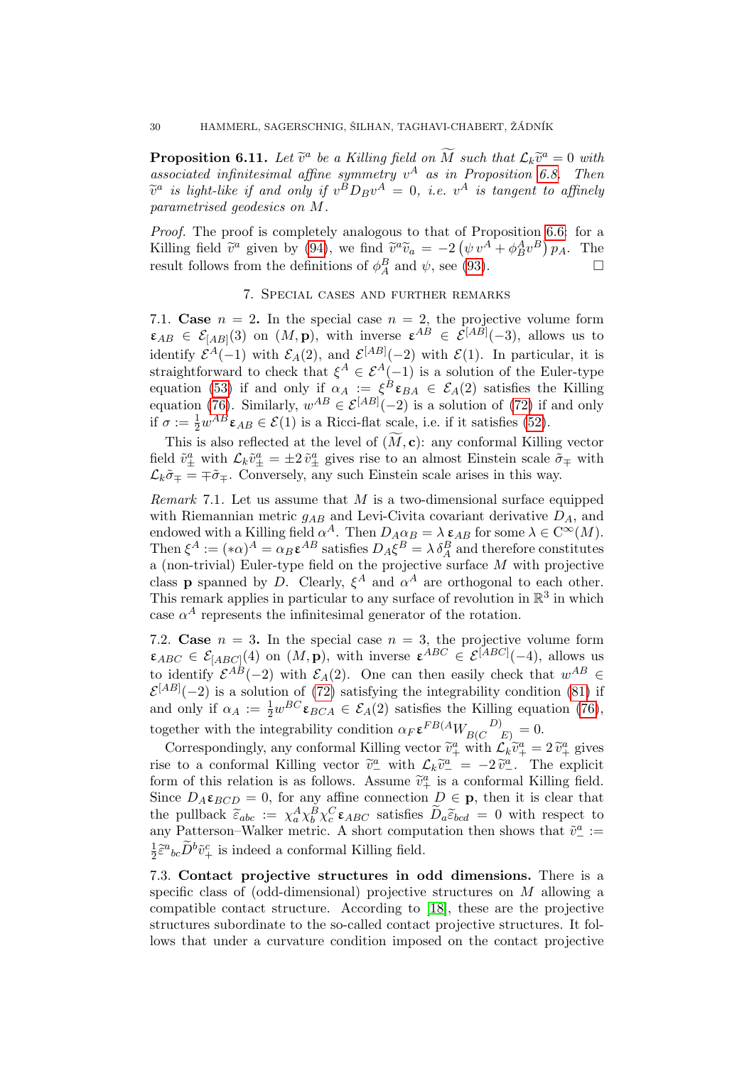**Proposition 6.11.** *Let $\widetilde{v}^a$ be a Killing field on $\widetilde{M}$ such that $\mathcal{L}_k\widetilde{v}^a = 0$ with associated infinitesimal affine symmetry $v^A$ as in Proposition 6.8. Then $\widetilde{v}^a$ is light-like if and only if $v^B D_B v^A = 0$, i.e. $v^A$ is tangent to affinely parametrised geodesics on $M$.*

*Proof.* The proof is completely analogous to that of Proposition 6.6: for a Killing field $\widetilde{v}^a$ given by (94), we find $\widetilde{v}^a\widetilde{v}_a = -2\left(\psi\, v^A + \phi^A_B v^B\right) p_A$. The result follows from the definitions of $\phi^B_A$ and $\psi$, see (93). □

## 7. Special cases and further remarks

7.1. **Case** $n = 2$**.** In the special case $n = 2$, the projective volume form $\boldsymbol{\varepsilon}_{AB} \in \mathcal{E}_{[AB]}(3)$ on $(M, \mathbf{p})$, with inverse $\boldsymbol{\varepsilon}^{AB} \in \mathcal{E}^{[AB]}(-3)$, allows us to identify $\mathcal{E}^A(-1)$ with $\mathcal{E}_A(2)$, and $\mathcal{E}^{[AB]}(-2)$ with $\mathcal{E}(1)$. In particular, it is straightforward to check that $\xi^A \in \mathcal{E}^A(-1)$ is a solution of the Euler-type equation (53) if and only if $\alpha_A := \xi^B \boldsymbol{\varepsilon}_{BA} \in \mathcal{E}_A(2)$ satisfies the Killing equation (76). Similarly, $w^{AB} \in \mathcal{E}^{[AB]}(-2)$ is a solution of (72) if and only if $\sigma := \frac{1}{2} w^{AB}\boldsymbol{\varepsilon}_{AB} \in \mathcal{E}(1)$ is a Ricci-flat scale, i.e. if it satisfies (52).

This is also reflected at the level of $(\widetilde{M}, \mathbf{c})$: any conformal Killing vector field $\tilde{v}^a_\pm$ with $\mathcal{L}_k \tilde{v}^a_\pm = \pm 2\, \tilde{v}^a_\pm$ gives rise to an almost Einstein scale $\tilde{\sigma}_\mp$ with $\mathcal{L}_k\tilde{\sigma}_\mp = \mp\tilde{\sigma}_\mp$. Conversely, any such Einstein scale arises in this way.

*Remark* 7.1. Let us assume that $M$ is a two-dimensional surface equipped with Riemannian metric $g_{AB}$ and Levi-Civita covariant derivative $D_A$, and endowed with a Killing field $\alpha^A$. Then $D_A\alpha_B = \lambda\, \boldsymbol{\varepsilon}_{AB}$ for some $\lambda \in \mathrm{C}^\infty(M)$. Then $\xi^A := (*\alpha)^A = \alpha_B \boldsymbol{\varepsilon}^{AB}$ satisfies $D_A\xi^B = \lambda\, \delta^B_A$ and therefore constitutes a (non-trivial) Euler-type field on the projective surface $M$ with projective class $\mathbf{p}$ spanned by $D$. Clearly, $\xi^A$ and $\alpha^A$ are orthogonal to each other. This remark applies in particular to any surface of revolution in $\mathbb{R}^3$ in which case $\alpha^A$ represents the infinitesimal generator of the rotation.

7.2. **Case** $n = 3$**.** In the special case $n = 3$, the projective volume form $\boldsymbol{\varepsilon}_{ABC} \in \mathcal{E}_{[ABC]}(4)$ on $(M, \mathbf{p})$, with inverse $\boldsymbol{\varepsilon}^{ABC} \in \mathcal{E}^{[ABC]}(-4)$, allows us to identify $\mathcal{E}^{AB}(-2)$ with $\mathcal{E}_A(2)$. One can then easily check that $w^{AB} \in \mathcal{E}^{[AB]}(-2)$ is a solution of (72) satisfying the integrability condition (81) if and only if $\alpha_A := \frac{1}{2} w^{BC}\boldsymbol{\varepsilon}_{BCA} \in \mathcal{E}_A(2)$ satisfies the Killing equation (76), together with the integrability condition $\alpha_F \boldsymbol{\varepsilon}^{FB(A} W_{B(C}{}^{D)}{}_{E)} = 0$.

Correspondingly, any conformal Killing vector $\widetilde{v}^a_+$ with $\mathcal{L}_k\widetilde{v}^a_+ = 2\,\widetilde{v}^a_+$ gives rise to a conformal Killing vector $\widetilde{v}^a_-$ with $\mathcal{L}_k\widetilde{v}^a_- = -2\,\widetilde{v}^a_-$. The explicit form of this relation is as follows. Assume $\widetilde{v}^a_+$ is a conformal Killing field. Since $D_A\boldsymbol{\varepsilon}_{BCD} = 0$, for any affine connection $D \in \mathbf{p}$, then it is clear that the pullback $\widetilde{\varepsilon}_{abc} := \chi^A_a\chi^B_b\chi^C_c\boldsymbol{\varepsilon}_{ABC}$ satisfies $\widetilde{D}_a\widetilde{\varepsilon}_{bcd} = 0$ with respect to any Patterson–Walker metric. A short computation then shows that $\tilde{v}^a_- := \frac{1}{2}\widetilde{\varepsilon}^a{}_{bc}\widetilde{D}^b\tilde{v}^c_+$ is indeed a conformal Killing field.

7.3. **Contact projective structures in odd dimensions.** There is a specific class of (odd-dimensional) projective structures on $M$ allowing a compatible contact structure. According to [18], these are the projective structures subordinate to the so-called contact projective structures. It follows that under a curvature condition imposed on the contact projective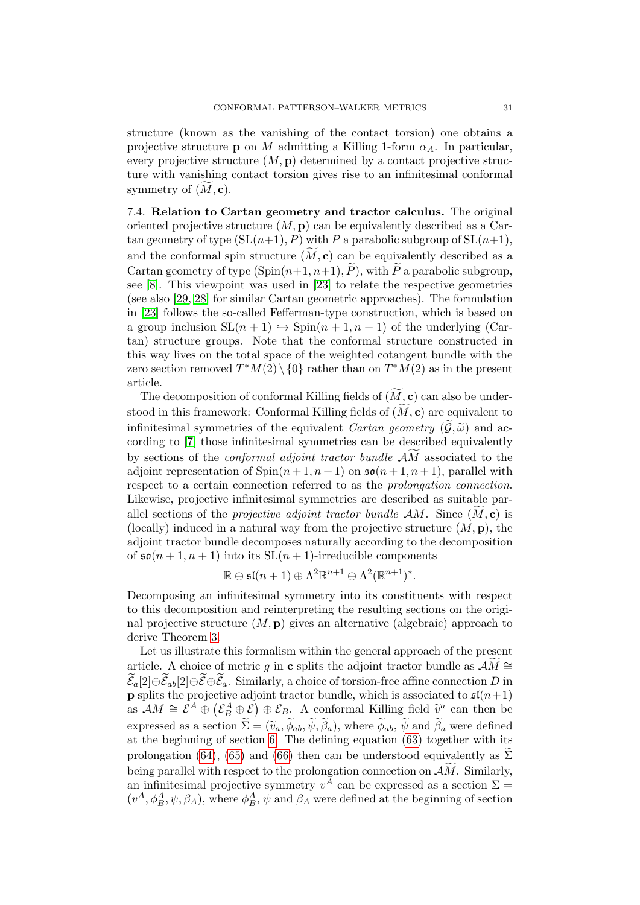structure (known as the vanishing of the contact torsion) one obtains a projective structure $\mathbf{p}$ on $M$ admitting a Killing 1-form $\alpha_A$. In particular, every projective structure $(M, \mathbf{p})$ determined by a contact projective structure with vanishing contact torsion gives rise to an infinitesimal conformal symmetry of $(\widetilde{M}, \mathbf{c})$.

7.4. **Relation to Cartan geometry and tractor calculus.** The original oriented projective structure $(M, \mathbf{p})$ can be equivalently described as a Cartan geometry of type $(\mathrm{SL}(n+1), P)$ with $P$ a parabolic subgroup of $\mathrm{SL}(n+1)$, and the conformal spin structure $(\widetilde{M}, \mathbf{c})$ can be equivalently described as a Cartan geometry of type $(\mathrm{Spin}(n+1, n+1), \widetilde{P})$, with $\widetilde{P}$ a parabolic subgroup, see [8]. This viewpoint was used in [23] to relate the respective geometries (see also [29, 28] for similar Cartan geometric approaches). The formulation in [23] follows the so-called Fefferman-type construction, which is based on a group inclusion $\mathrm{SL}(n+1) \hookrightarrow \mathrm{Spin}(n+1, n+1)$ of the underlying (Cartan) structure groups. Note that the conformal structure constructed in this way lives on the total space of the weighted cotangent bundle with the zero section removed $T^*M(2) \setminus \{0\}$ rather than on $T^*M(2)$ as in the present article.

The decomposition of conformal Killing fields of $(\widetilde{M}, \mathbf{c})$ can also be understood in this framework: Conformal Killing fields of $(\widetilde{M}, \mathbf{c})$ are equivalent to infinitesimal symmetries of the equivalent *Cartan geometry* $(\widetilde{\mathcal{G}}, \widetilde{\omega})$ and according to [7] those infinitesimal symmetries can be described equivalently by sections of the *conformal adjoint tractor bundle* $\mathcal{A}\widetilde{M}$ associated to the adjoint representation of $\mathrm{Spin}(n+1, n+1)$ on $\mathfrak{so}(n+1, n+1)$, parallel with respect to a certain connection referred to as the *prolongation connection*. Likewise, projective infinitesimal symmetries are described as suitable parallel sections of the *projective adjoint tractor bundle* $\mathcal{A}M$. Since $(\widetilde{M}, \mathbf{c})$ is (locally) induced in a natural way from the projective structure $(M, \mathbf{p})$, the adjoint tractor bundle decomposes naturally according to the decomposition of $\mathfrak{so}(n+1, n+1)$ into its $\mathrm{SL}(n+1)$-irreducible components

$$\mathbb{R} \oplus \mathfrak{sl}(n+1) \oplus \Lambda^2 \mathbb{R}^{n+1} \oplus \Lambda^2 (\mathbb{R}^{n+1})^*.$$

Decomposing an infinitesimal symmetry into its constituents with respect to this decomposition and reinterpreting the resulting sections on the original projective structure $(M, \mathbf{p})$ gives an alternative (algebraic) approach to derive Theorem 3.

Let us illustrate this formalism within the general approach of the present article. A choice of metric $g$ in $\mathbf{c}$ splits the adjoint tractor bundle as $\mathcal{A}\widetilde{M} \cong \widetilde{\mathcal{E}}_a[2] \oplus \widetilde{\mathcal{E}}_{ab}[2] \oplus \widetilde{\mathcal{E}} \oplus \widetilde{\mathcal{E}}_a$. Similarly, a choice of torsion-free affine connection $D$ in $\mathbf{p}$ splits the projective adjoint tractor bundle, which is associated to $\mathfrak{sl}(n+1)$ as $\mathcal{A}M \cong \mathcal{E}^A \oplus (\mathcal{E}^A_B \oplus \mathcal{E}) \oplus \mathcal{E}_B$. A conformal Killing field $\widetilde{v}^a$ can then be expressed as a section $\widetilde{\Sigma} = (\widetilde{v}_a, \widetilde{\phi}_{ab}, \widetilde{\psi}, \widetilde{\beta}_a)$, where $\widetilde{\phi}_{ab}$, $\widetilde{\psi}$ and $\widetilde{\beta}_a$ were defined at the beginning of section 6. The defining equation (63) together with its prolongation (64), (65) and (66) then can be understood equivalently as $\widetilde{\Sigma}$ being parallel with respect to the prolongation connection on $\mathcal{A}\widetilde{M}$. Similarly, an infinitesimal projective symmetry $v^A$ can be expressed as a section $\Sigma = (v^A, \phi^A_B, \psi, \beta_A)$, where $\phi^A_B$, $\psi$ and $\beta_A$ were defined at the beginning of section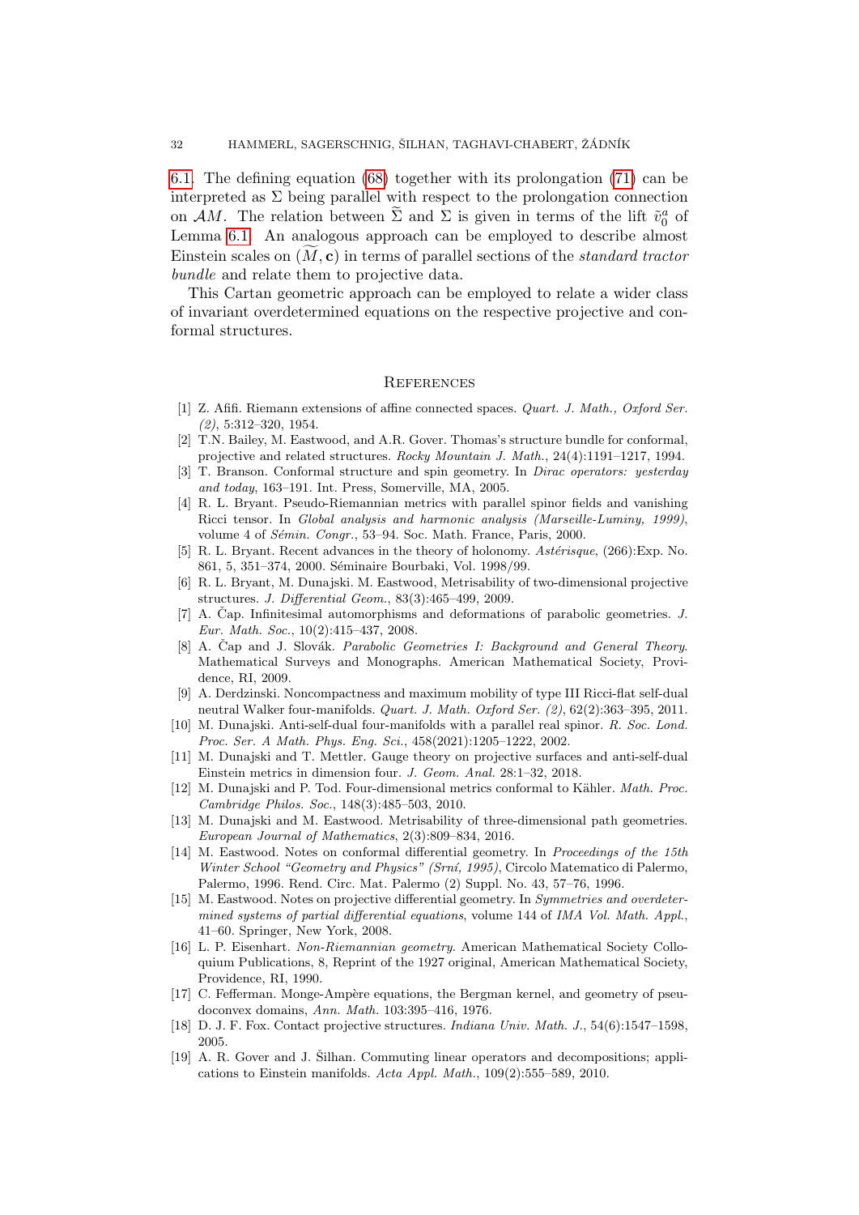6.1. The defining equation (68) together with its prolongation (71) can be interpreted as $\Sigma$ being parallel with respect to the prolongation connection on $\mathcal{A}M$. The relation between $\widetilde{\Sigma}$ and $\Sigma$ is given in terms of the lift $\tilde{v}_0^a$ of Lemma 6.1. An analogous approach can be employed to describe almost Einstein scales on $(\widetilde{M}, \mathbf{c})$ in terms of parallel sections of the *standard tractor bundle* and relate them to projective data.

This Cartan geometric approach can be employed to relate a wider class of invariant overdetermined equations on the respective projective and conformal structures.

## References

[1] Z. Afifi. Riemann extensions of affine connected spaces. *Quart. J. Math., Oxford Ser. (2)*, 5:312–320, 1954.

[2] T.N. Bailey, M. Eastwood, and A.R. Gover. Thomas's structure bundle for conformal, projective and related structures. *Rocky Mountain J. Math.*, 24(4):1191–1217, 1994.

[3] T. Branson. Conformal structure and spin geometry. In *Dirac operators: yesterday and today*, 163–191. Int. Press, Somerville, MA, 2005.

[4] R. L. Bryant. Pseudo-Riemannian metrics with parallel spinor fields and vanishing Ricci tensor. In *Global analysis and harmonic analysis (Marseille-Luminy, 1999)*, volume 4 of *Sémin. Congr.*, 53–94. Soc. Math. France, Paris, 2000.

[5] R. L. Bryant. Recent advances in the theory of holonomy. *Astérisque*, (266):Exp. No. 861, 5, 351–374, 2000. Séminaire Bourbaki, Vol. 1998/99.

[6] R. L. Bryant, M. Dunajski. M. Eastwood, Metrisability of two-dimensional projective structures. *J. Differential Geom.*, 83(3):465–499, 2009.

[7] A. Čap. Infinitesimal automorphisms and deformations of parabolic geometries. *J. Eur. Math. Soc.*, 10(2):415–437, 2008.

[8] A. Čap and J. Slovák. *Parabolic Geometries I: Background and General Theory.* Mathematical Surveys and Monographs. American Mathematical Society, Providence, RI, 2009.

[9] A. Derdzinski. Noncompactness and maximum mobility of type III Ricci-flat self-dual neutral Walker four-manifolds. *Quart. J. Math. Oxford Ser. (2)*, 62(2):363–395, 2011.

[10] M. Dunajski. Anti-self-dual four-manifolds with a parallel real spinor. *R. Soc. Lond. Proc. Ser. A Math. Phys. Eng. Sci.*, 458(2021):1205–1222, 2002.

[11] M. Dunajski and T. Mettler. Gauge theory on projective surfaces and anti-self-dual Einstein metrics in dimension four. *J. Geom. Anal.* 28:1–32, 2018.

[12] M. Dunajski and P. Tod. Four-dimensional metrics conformal to Kähler. *Math. Proc. Cambridge Philos. Soc.*, 148(3):485–503, 2010.

[13] M. Dunajski and M. Eastwood. Metrisability of three-dimensional path geometries. *European Journal of Mathematics*, 2(3):809–834, 2016.

[14] M. Eastwood. Notes on conformal differential geometry. In *Proceedings of the 15th Winter School "Geometry and Physics" (Srní, 1995)*, Circolo Matematico di Palermo, Palermo, 1996. Rend. Circ. Mat. Palermo (2) Suppl. No. 43, 57–76, 1996.

[15] M. Eastwood. Notes on projective differential geometry. In *Symmetries and overdetermined systems of partial differential equations*, volume 144 of *IMA Vol. Math. Appl.*, 41–60. Springer, New York, 2008.

[16] L. P. Eisenhart. *Non-Riemannian geometry.* American Mathematical Society Colloquium Publications, 8, Reprint of the 1927 original, American Mathematical Society, Providence, RI, 1990.

[17] C. Fefferman. Monge-Ampère equations, the Bergman kernel, and geometry of pseudoconvex domains, *Ann. Math.* 103:395–416, 1976.

[18] D. J. F. Fox. Contact projective structures. *Indiana Univ. Math. J.*, 54(6):1547–1598, 2005.

[19] A. R. Gover and J. Šilhan. Commuting linear operators and decompositions; applications to Einstein manifolds. *Acta Appl. Math.*, 109(2):555–589, 2010.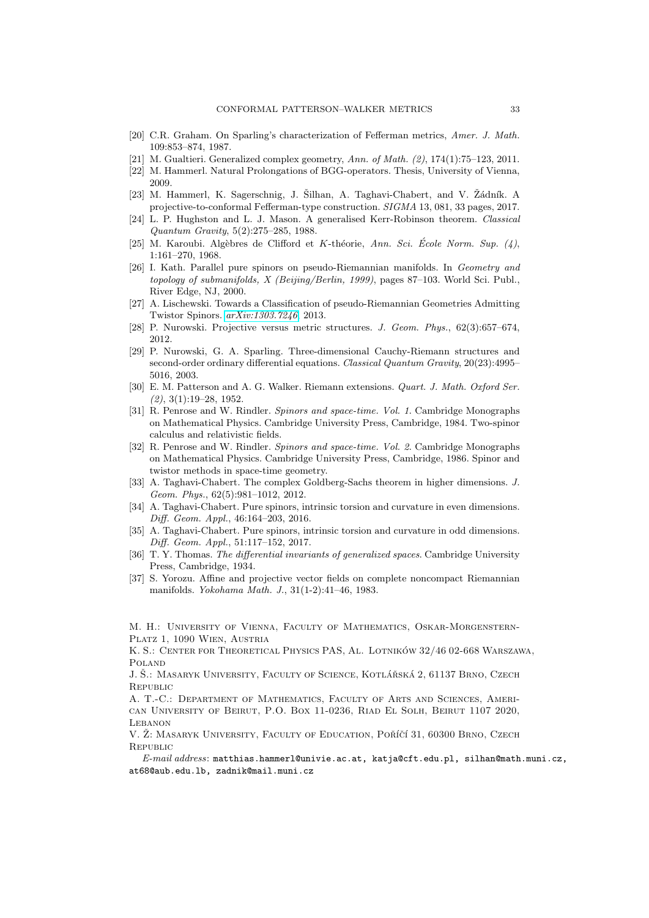[20] C.R. Graham. On Sparling's characterization of Fefferman metrics, *Amer. J. Math.* 109:853–874, 1987.

[21] M. Gualtieri. Generalized complex geometry, *Ann. of Math. (2)*, 174(1):75–123, 2011.

[22] M. Hammerl. Natural Prolongations of BGG-operators. Thesis, University of Vienna, 2009.

[23] M. Hammerl, K. Sagerschnig, J. Šilhan, A. Taghavi-Chabert, and V. Žádník. A projective-to-conformal Fefferman-type construction. *SIGMA* 13, 081, 33 pages, 2017.

[24] L. P. Hughston and L. J. Mason. A generalised Kerr-Robinson theorem. *Classical Quantum Gravity*, 5(2):275–285, 1988.

[25] M. Karoubi. Algèbres de Clifford et $K$-théorie, *Ann. Sci. École Norm. Sup. (4)*, 1:161–270, 1968.

[26] I. Kath. Parallel pure spinors on pseudo-Riemannian manifolds. In *Geometry and topology of submanifolds, X (Beijing/Berlin, 1999)*, pages 87–103. World Sci. Publ., River Edge, NJ, 2000.

[27] A. Lischewski. Towards a Classification of pseudo-Riemannian Geometries Admitting Twistor Spinors. *arXiv:1303.7246*, 2013.

[28] P. Nurowski. Projective versus metric structures. *J. Geom. Phys.*, 62(3):657–674, 2012.

[29] P. Nurowski, G. A. Sparling. Three-dimensional Cauchy-Riemann structures and second-order ordinary differential equations. *Classical Quantum Gravity*, 20(23):4995–5016, 2003.

[30] E. M. Patterson and A. G. Walker. Riemann extensions. *Quart. J. Math. Oxford Ser. (2)*, 3(1):19–28, 1952.

[31] R. Penrose and W. Rindler. *Spinors and space-time. Vol. 1*. Cambridge Monographs on Mathematical Physics. Cambridge University Press, Cambridge, 1984. Two-spinor calculus and relativistic fields.

[32] R. Penrose and W. Rindler. *Spinors and space-time. Vol. 2*. Cambridge Monographs on Mathematical Physics. Cambridge University Press, Cambridge, 1986. Spinor and twistor methods in space-time geometry.

[33] A. Taghavi-Chabert. The complex Goldberg-Sachs theorem in higher dimensions. *J. Geom. Phys.*, 62(5):981–1012, 2012.

[34] A. Taghavi-Chabert. Pure spinors, intrinsic torsion and curvature in even dimensions. *Diff. Geom. Appl.*, 46:164–203, 2016.

[35] A. Taghavi-Chabert. Pure spinors, intrinsic torsion and curvature in odd dimensions. *Diff. Geom. Appl.*, 51:117–152, 2017.

[36] T. Y. Thomas. *The differential invariants of generalized spaces*. Cambridge University Press, Cambridge, 1934.

[37] S. Yorozu. Affine and projective vector fields on complete noncompact Riemannian manifolds. *Yokohama Math. J.*, 31(1-2):41–46, 1983.

M. H.: University of Vienna, Faculty of Mathematics, Oskar-Morgenstern-Platz 1, 1090 Wien, Austria

K. S.: Center for Theoretical Physics PAS, Al. Lotników 32/46 02-668 Warszawa, Poland

J. Š.: Masaryk University, Faculty of Science, Kotlářská 2, 61137 Brno, Czech Republic

A. T.-C.: Department of Mathematics, Faculty of Arts and Sciences, American University of Beirut, P.O. Box 11-0236, Riad El Solh, Beirut 1107 2020, Lebanon

V. Ž: Masaryk University, Faculty of Education, Poříčí 31, 60300 Brno, Czech Republic

*E-mail address*: matthias.hammerl@univie.ac.at, katja@cft.edu.pl, silhan@math.muni.cz, at68@aub.edu.lb, zadnik@mail.muni.cz